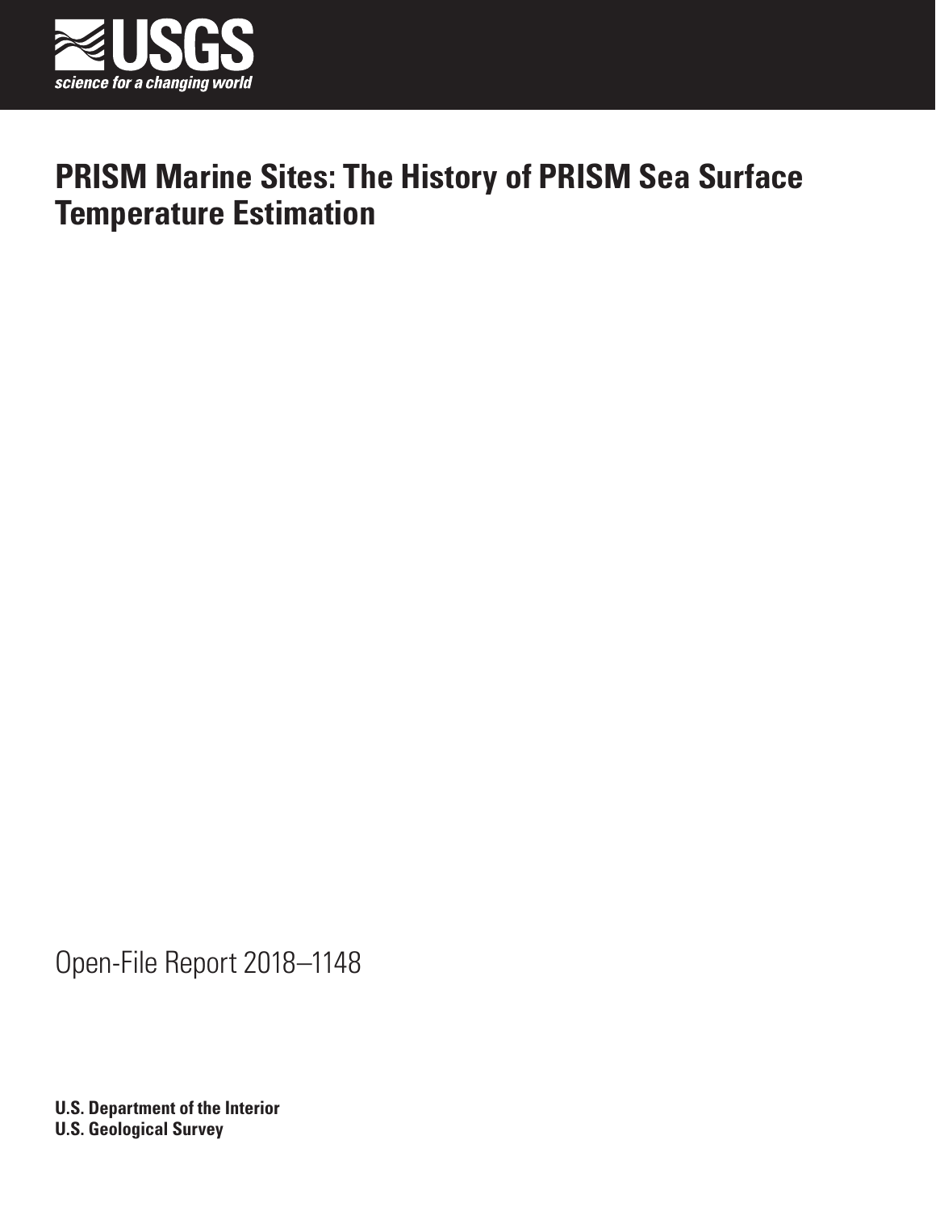USGS

science for a changing world

# PRISM Marine Sites: The History of PRISM Sea Surface Temperature Estimation

Open-File Report 2018–1148

**U.S. Department of the Interior**
**U.S. Geological Survey**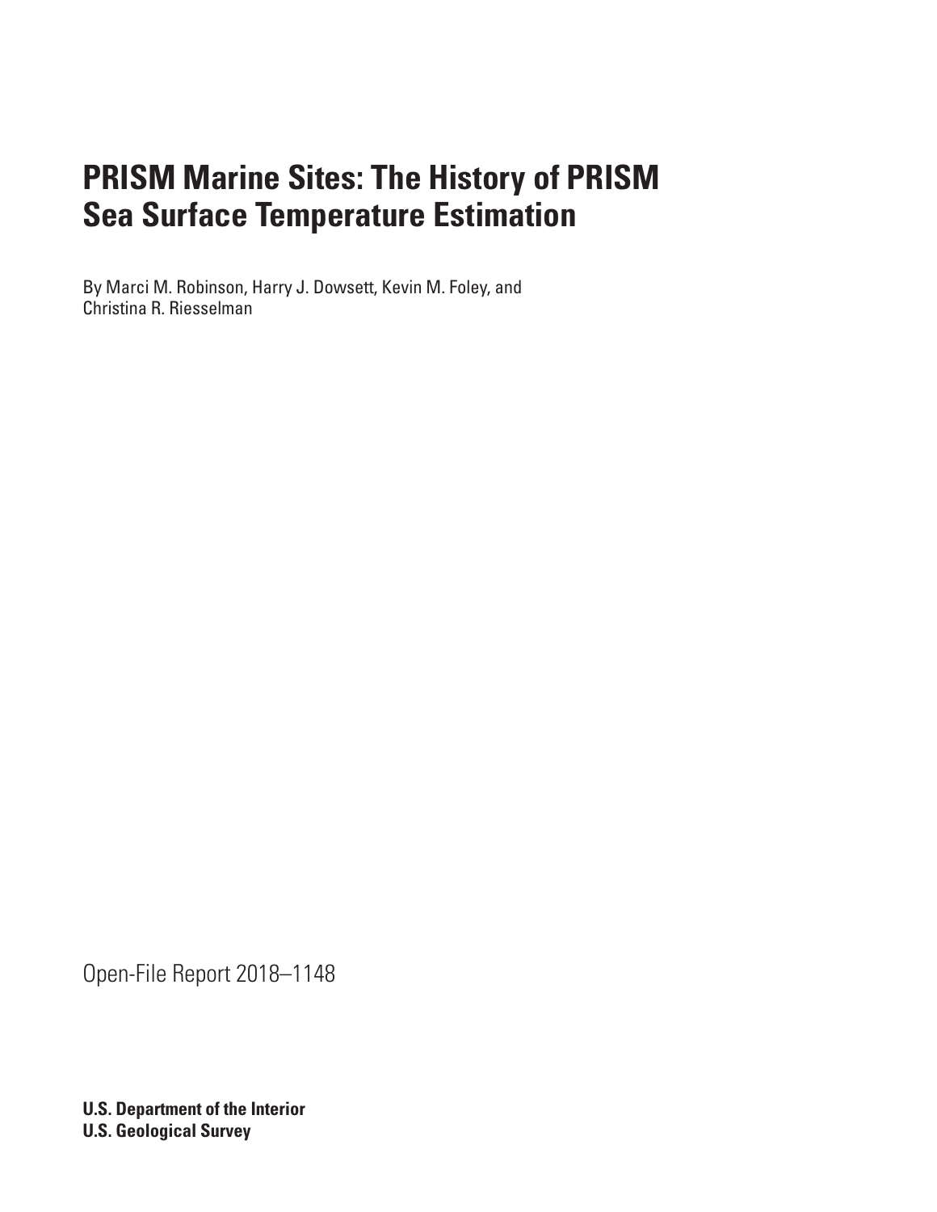# PRISM Marine Sites: The History of PRISM Sea Surface Temperature Estimation

By Marci M. Robinson, Harry J. Dowsett, Kevin M. Foley, and Christina R. Riesselman

Open-File Report 2018–1148

**U.S. Department of the Interior**
**U.S. Geological Survey**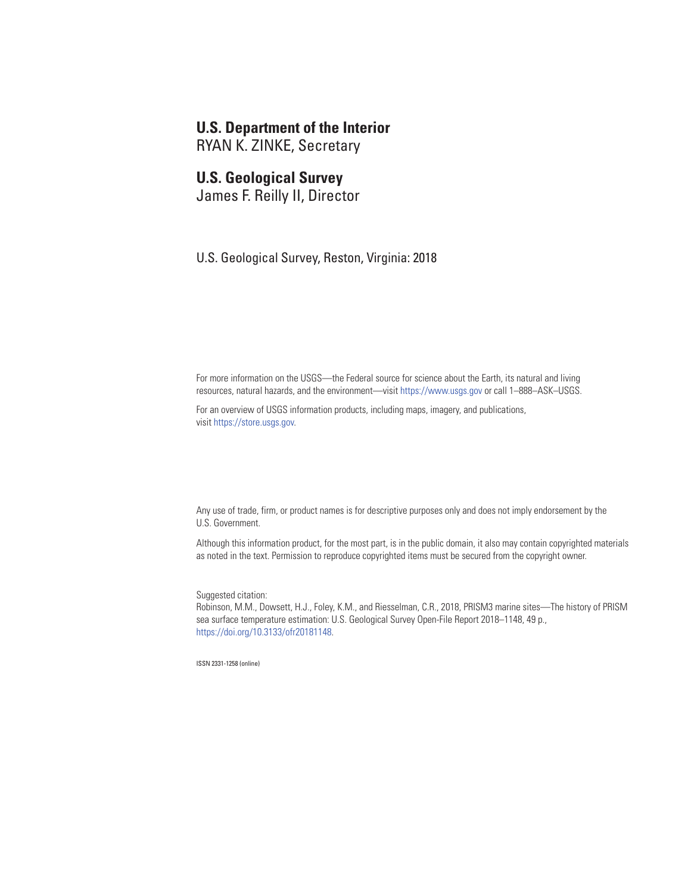**U.S. Department of the Interior**
RYAN K. ZINKE, Secretary

**U.S. Geological Survey**
James F. Reilly II, Director

U.S. Geological Survey, Reston, Virginia: 2018

For more information on the USGS—the Federal source for science about the Earth, its natural and living resources, natural hazards, and the environment—visit https://www.usgs.gov or call 1–888–ASK–USGS.

For an overview of USGS information products, including maps, imagery, and publications, visit https://store.usgs.gov.

Any use of trade, firm, or product names is for descriptive purposes only and does not imply endorsement by the U.S. Government.

Although this information product, for the most part, is in the public domain, it also may contain copyrighted materials as noted in the text. Permission to reproduce copyrighted items must be secured from the copyright owner.

Suggested citation:
Robinson, M.M., Dowsett, H.J., Foley, K.M., and Riesselman, C.R., 2018, PRISM3 marine sites—The history of PRISM sea surface temperature estimation: U.S. Geological Survey Open-File Report 2018–1148, 49 p., https://doi.org/10.3133/ofr20181148.

ISSN 2331-1258 (online)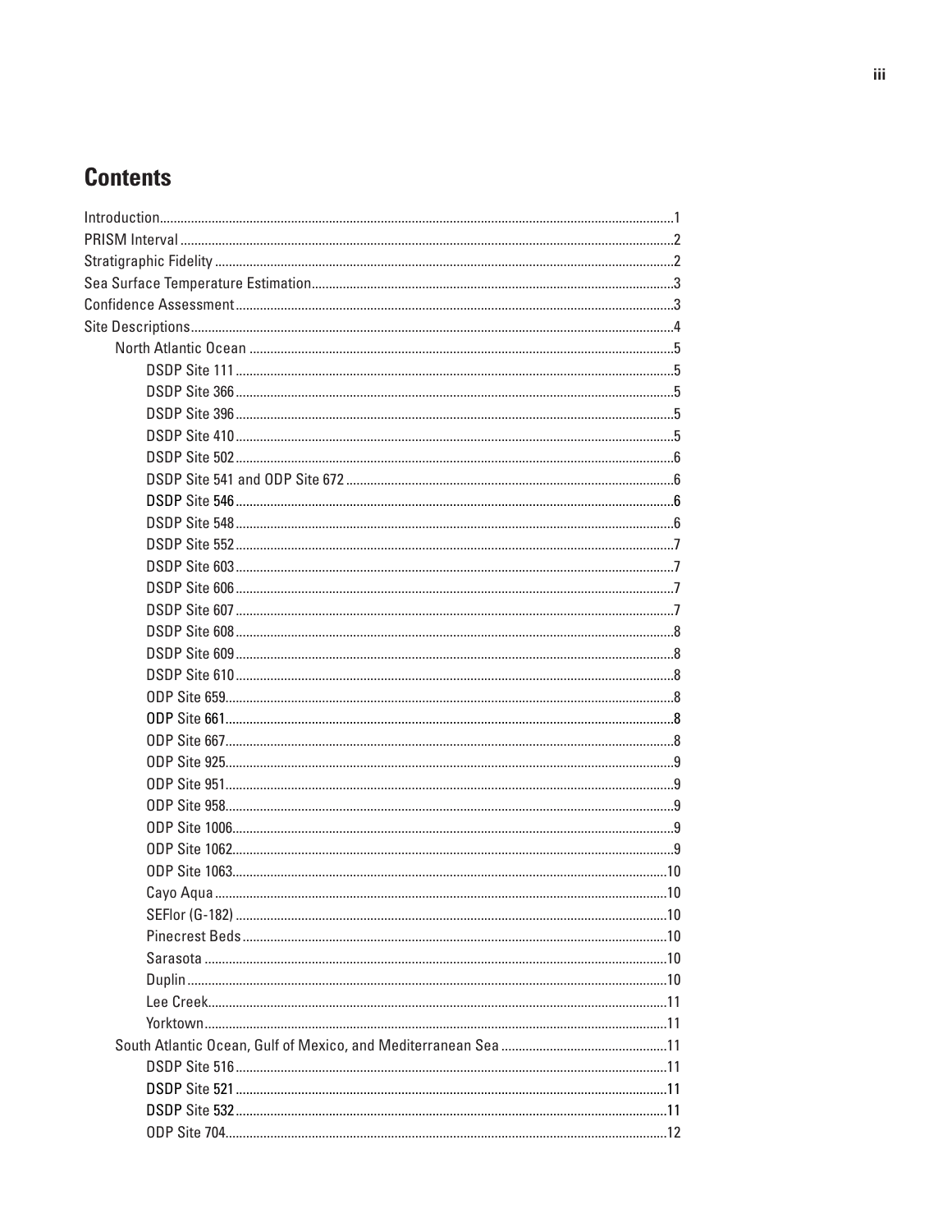# Contents

Introduction....................................................................................................................................................1

PRISM Interval ...............................................................................................................................................2

Stratigraphic Fidelity .....................................................................................................................................2

Sea Surface Temperature Estimation.........................................................................................................3

Confidence Assessment ...............................................................................................................................3

Site Descriptions.............................................................................................................................................4

- North Atlantic Ocean ..........................................................................................................................5
  - DSDP Site 111 .............................................................................................................................5
  - DSDP Site 366 .............................................................................................................................5
  - DSDP Site 396 .............................................................................................................................5
  - DSDP Site 410 .............................................................................................................................5
  - DSDP Site 502 .............................................................................................................................6
  - DSDP Site 541 and ODP Site 672 ..............................................................................................6
  - DSDP Site 546 .............................................................................................................................6
  - DSDP Site 548 .............................................................................................................................6
  - DSDP Site 552 .............................................................................................................................7
  - DSDP Site 603 .............................................................................................................................7
  - DSDP Site 606 .............................................................................................................................7
  - DSDP Site 607 .............................................................................................................................7
  - DSDP Site 608 .............................................................................................................................8
  - DSDP Site 609 .............................................................................................................................8
  - DSDP Site 610 .............................................................................................................................8
  - ODP Site 659................................................................................................................................8
  - ODP Site 661................................................................................................................................8
  - ODP Site 667................................................................................................................................8
  - ODP Site 925................................................................................................................................9
  - ODP Site 951................................................................................................................................9
  - ODP Site 958................................................................................................................................9
  - ODP Site 1006..............................................................................................................................9
  - ODP Site 1062..............................................................................................................................9
  - ODP Site 1063............................................................................................................................10
  - Cayo Aqua ..................................................................................................................................10
  - SEFlor (G-182) ............................................................................................................................10
  - Pinecrest Beds...........................................................................................................................10
  - Sarasota .....................................................................................................................................10
  - Duplin..........................................................................................................................................10
  - Lee Creek....................................................................................................................................11
  - Yorktown.....................................................................................................................................11
- South Atlantic Ocean, Gulf of Mexico, and Mediterranean Sea ................................................11
  - DSDP Site 516 ...........................................................................................................................11
  - DSDP Site 521 ...........................................................................................................................11
  - DSDP Site 532 ...........................................................................................................................11
  - ODP Site 704...............................................................................................................................12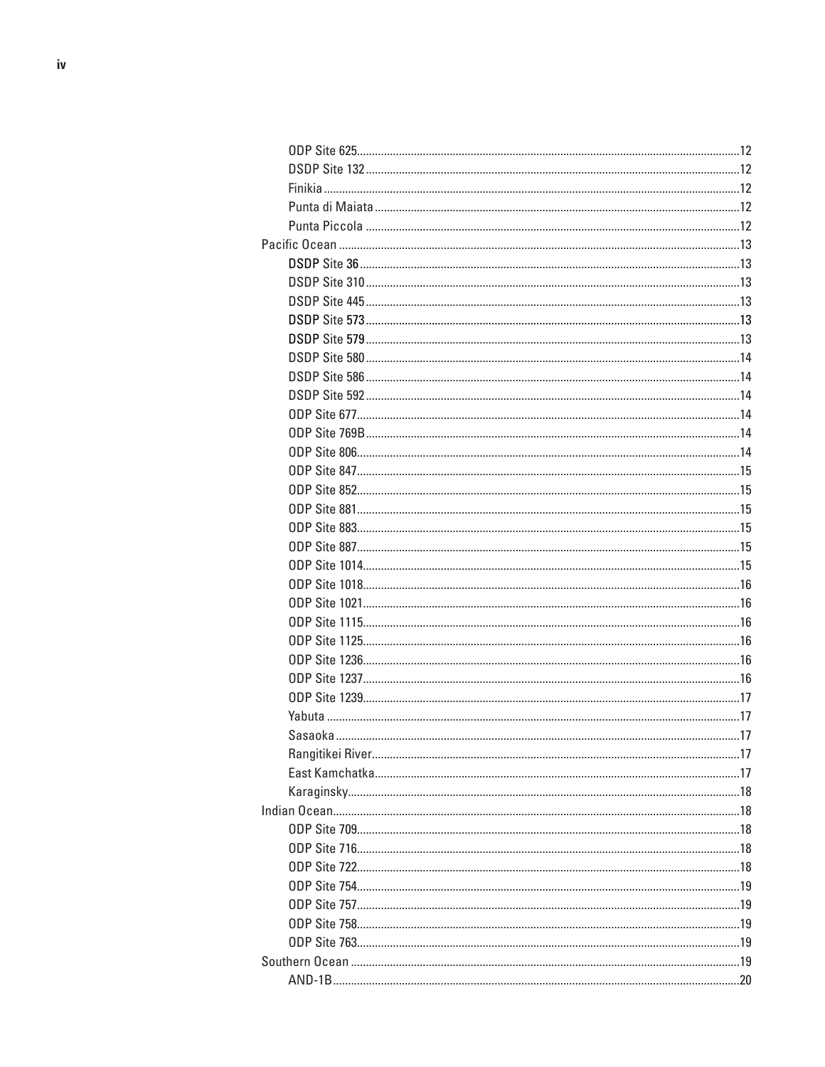- ODP Site 625 ... 12
- DSDP Site 132 ... 12
- Finikia ... 12
- Punta di Maiata ... 12
- Punta Piccola ... 12

Pacific Ocean ... 13

- DSDP Site 36 ... 13
- DSDP Site 310 ... 13
- DSDP Site 445 ... 13
- DSDP Site 573 ... 13
- DSDP Site 579 ... 13
- DSDP Site 580 ... 14
- DSDP Site 586 ... 14
- DSDP Site 592 ... 14
- ODP Site 677 ... 14
- ODP Site 769B ... 14
- ODP Site 806 ... 14
- ODP Site 847 ... 15
- ODP Site 852 ... 15
- ODP Site 881 ... 15
- ODP Site 883 ... 15
- ODP Site 887 ... 15
- ODP Site 1014 ... 15
- ODP Site 1018 ... 16
- ODP Site 1021 ... 16
- ODP Site 1115 ... 16
- ODP Site 1125 ... 16
- ODP Site 1236 ... 16
- ODP Site 1237 ... 16
- ODP Site 1239 ... 17
- Yabuta ... 17
- Sasaoka ... 17
- Rangitikei River ... 17
- East Kamchatka ... 17
- Karaginsky ... 18

Indian Ocean ... 18

- ODP Site 709 ... 18
- ODP Site 716 ... 18
- ODP Site 722 ... 18
- ODP Site 754 ... 19
- ODP Site 757 ... 19
- ODP Site 758 ... 19
- ODP Site 763 ... 19

Southern Ocean ... 19

- AND-1B ... 20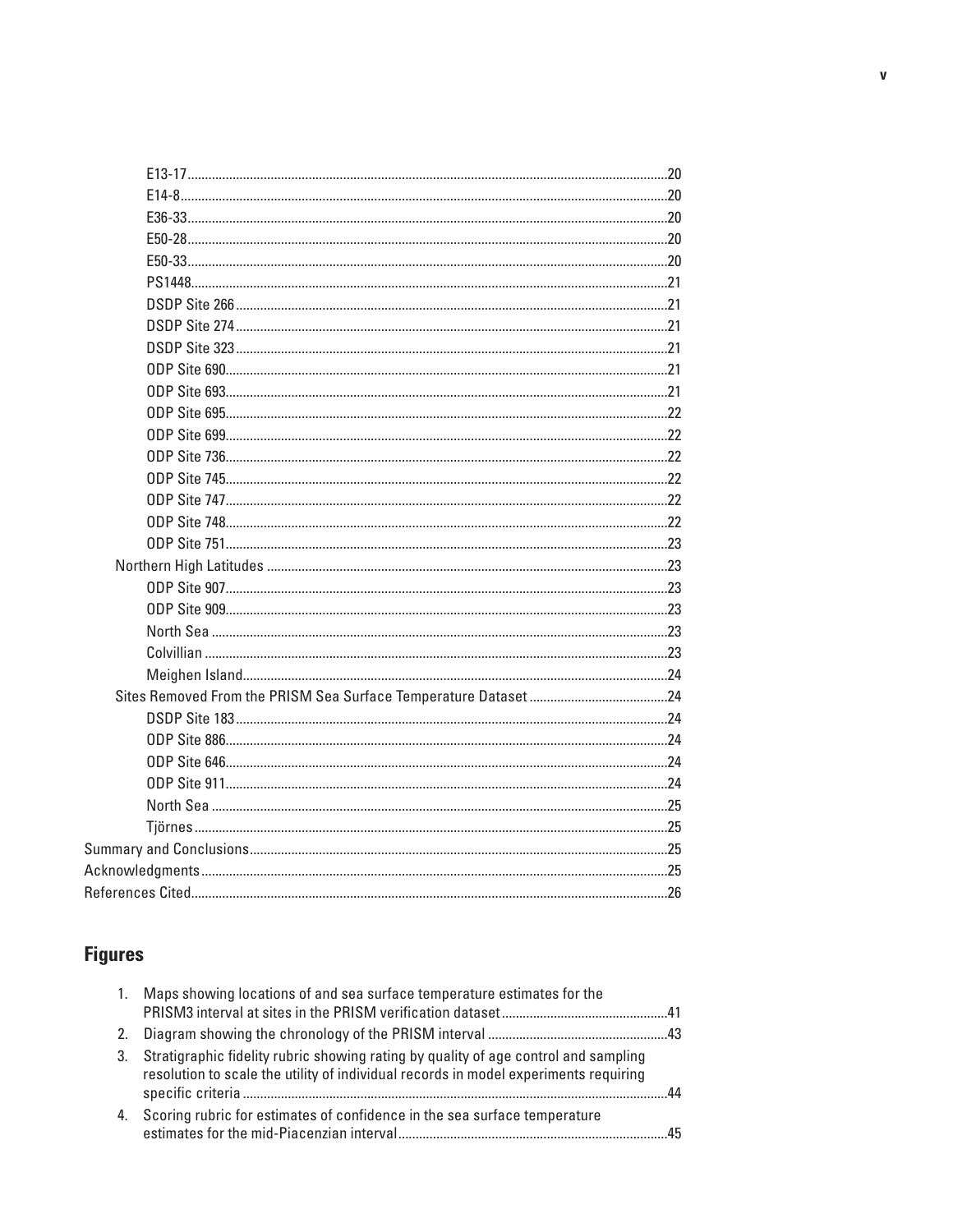E13-17 ....20
E14-8 ....20
E36-33 ....20
E50-28 ....20
E50-33 ....20
PS1448 ....21
DSDP Site 266 ....21
DSDP Site 274 ....21
DSDP Site 323 ....21
ODP Site 690 ....21
ODP Site 693 ....21
ODP Site 695 ....22
ODP Site 699 ....22
ODP Site 736 ....22
ODP Site 745 ....22
ODP Site 747 ....22
ODP Site 748 ....22
ODP Site 751 ....23

Northern High Latitudes ....23

ODP Site 907 ....23
ODP Site 909 ....23
North Sea ....23
Colvillian ....23
Meighen Island ....24

Sites Removed From the PRISM Sea Surface Temperature Dataset ....24

DSDP Site 183 ....24
ODP Site 886 ....24
ODP Site 646 ....24
ODP Site 911 ....24
North Sea ....25
Tjörnes ....25

Summary and Conclusions ....25
Acknowledgments ....25
References Cited ....26

## Figures

1. Maps showing locations of and sea surface temperature estimates for the PRISM3 interval at sites in the PRISM verification dataset ....41
2. Diagram showing the chronology of the PRISM interval ....43
3. Stratigraphic fidelity rubric showing rating by quality of age control and sampling resolution to scale the utility of individual records in model experiments requiring specific criteria ....44
4. Scoring rubric for estimates of confidence in the sea surface temperature estimates for the mid-Piacenzian interval ....45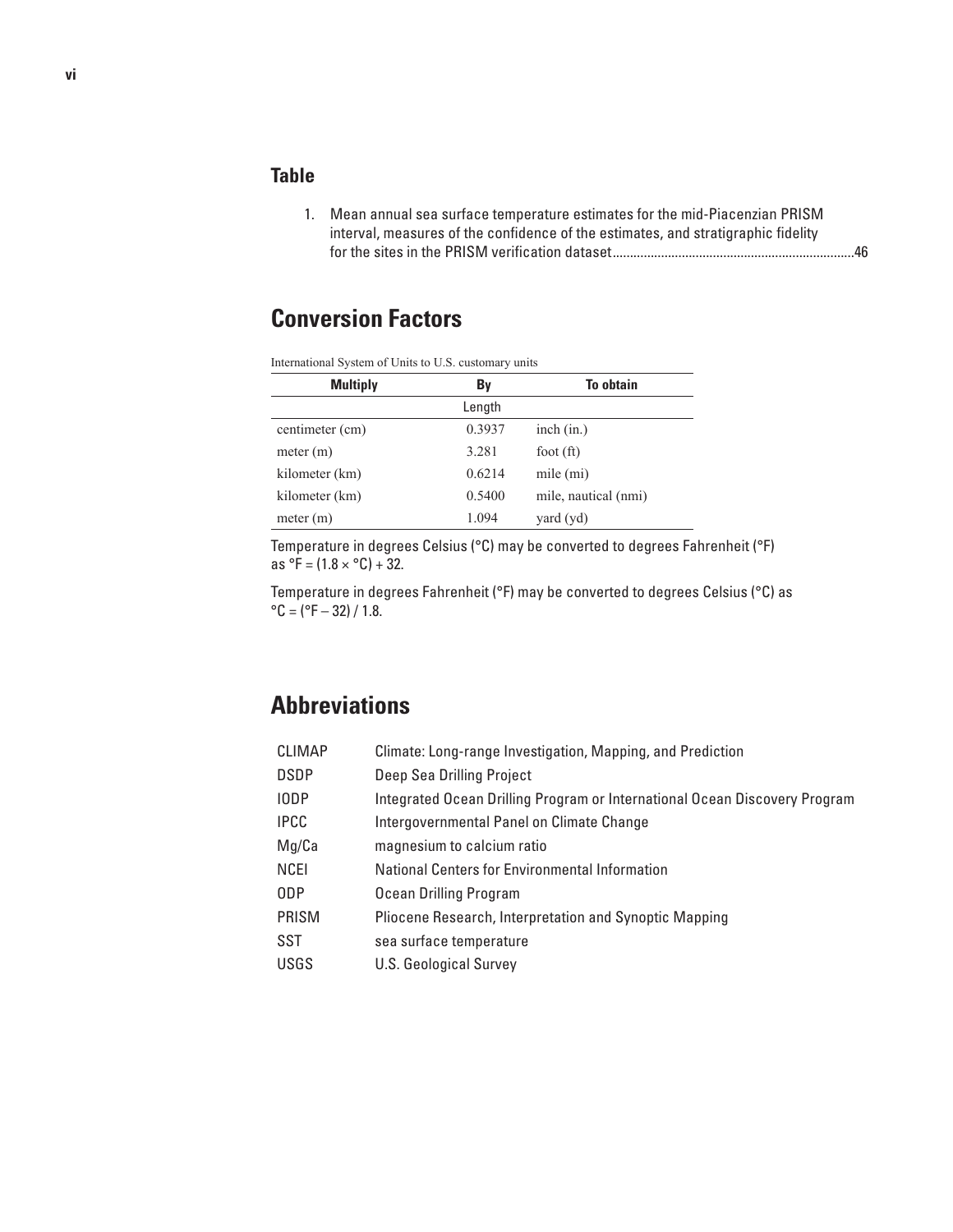## Table

1. Mean annual sea surface temperature estimates for the mid-Piacenzian PRISM interval, measures of the confidence of the estimates, and stratigraphic fidelity for the sites in the PRISM verification dataset.....................................................................46

## Conversion Factors

International System of Units to U.S. customary units

| Multiply | By | To obtain |
|---|---|---|
| | Length | |
| centimeter (cm) | 0.3937 | inch (in.) |
| meter (m) | 3.281 | foot (ft) |
| kilometer (km) | 0.6214 | mile (mi) |
| kilometer (km) | 0.5400 | mile, nautical (nmi) |
| meter (m) | 1.094 | yard (yd) |

Temperature in degrees Celsius (°C) may be converted to degrees Fahrenheit (°F) as $°F = (1.8 \times °C) + 32$.

Temperature in degrees Fahrenheit (°F) may be converted to degrees Celsius (°C) as $°C = (°F - 32) / 1.8$.

## Abbreviations

| | |
|---|---|
| CLIMAP | Climate: Long-range Investigation, Mapping, and Prediction |
| DSDP | Deep Sea Drilling Project |
| IODP | Integrated Ocean Drilling Program or International Ocean Discovery Program |
| IPCC | Intergovernmental Panel on Climate Change |
| Mg/Ca | magnesium to calcium ratio |
| NCEI | National Centers for Environmental Information |
| ODP | Ocean Drilling Program |
| PRISM | Pliocene Research, Interpretation and Synoptic Mapping |
| SST | sea surface temperature |
| USGS | U.S. Geological Survey |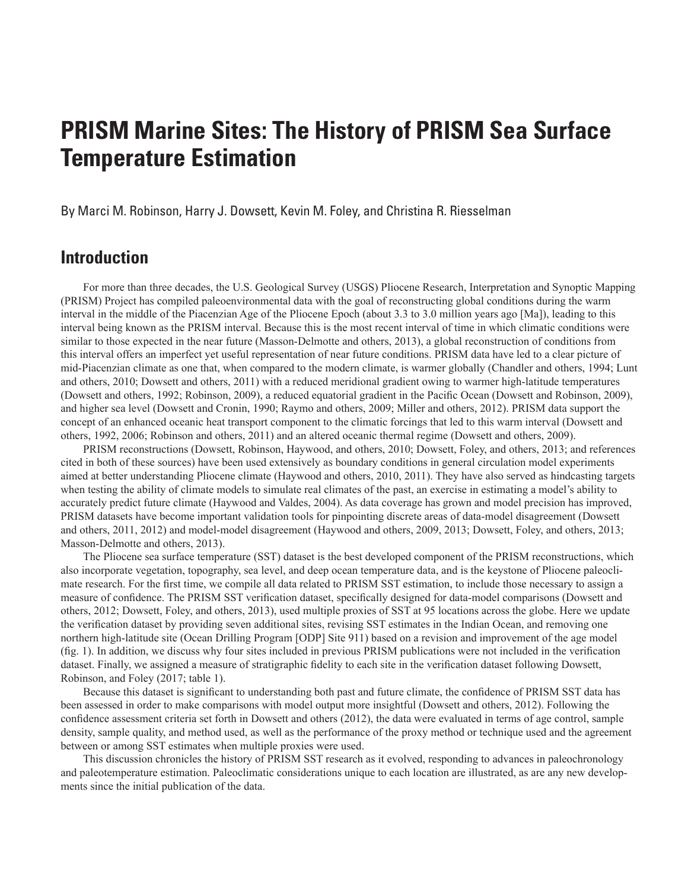# PRISM Marine Sites: The History of PRISM Sea Surface Temperature Estimation

By Marci M. Robinson, Harry J. Dowsett, Kevin M. Foley, and Christina R. Riesselman

## Introduction

For more than three decades, the U.S. Geological Survey (USGS) Pliocene Research, Interpretation and Synoptic Mapping (PRISM) Project has compiled paleoenvironmental data with the goal of reconstructing global conditions during the warm interval in the middle of the Piacenzian Age of the Pliocene Epoch (about 3.3 to 3.0 million years ago [Ma]), leading to this interval being known as the PRISM interval. Because this is the most recent interval of time in which climatic conditions were similar to those expected in the near future (Masson-Delmotte and others, 2013), a global reconstruction of conditions from this interval offers an imperfect yet useful representation of near future conditions. PRISM data have led to a clear picture of mid-Piacenzian climate as one that, when compared to the modern climate, is warmer globally (Chandler and others, 1994; Lunt and others, 2010; Dowsett and others, 2011) with a reduced meridional gradient owing to warmer high-latitude temperatures (Dowsett and others, 1992; Robinson, 2009), a reduced equatorial gradient in the Pacific Ocean (Dowsett and Robinson, 2009), and higher sea level (Dowsett and Cronin, 1990; Raymo and others, 2009; Miller and others, 2012). PRISM data support the concept of an enhanced oceanic heat transport component to the climatic forcings that led to this warm interval (Dowsett and others, 1992, 2006; Robinson and others, 2011) and an altered oceanic thermal regime (Dowsett and others, 2009).

PRISM reconstructions (Dowsett, Robinson, Haywood, and others, 2010; Dowsett, Foley, and others, 2013; and references cited in both of these sources) have been used extensively as boundary conditions in general circulation model experiments aimed at better understanding Pliocene climate (Haywood and others, 2010, 2011). They have also served as hindcasting targets when testing the ability of climate models to simulate real climates of the past, an exercise in estimating a model's ability to accurately predict future climate (Haywood and Valdes, 2004). As data coverage has grown and model precision has improved, PRISM datasets have become important validation tools for pinpointing discrete areas of data-model disagreement (Dowsett and others, 2011, 2012) and model-model disagreement (Haywood and others, 2009, 2013; Dowsett, Foley, and others, 2013; Masson-Delmotte and others, 2013).

The Pliocene sea surface temperature (SST) dataset is the best developed component of the PRISM reconstructions, which also incorporate vegetation, topography, sea level, and deep ocean temperature data, and is the keystone of Pliocene paleoclimate research. For the first time, we compile all data related to PRISM SST estimation, to include those necessary to assign a measure of confidence. The PRISM SST verification dataset, specifically designed for data-model comparisons (Dowsett and others, 2012; Dowsett, Foley, and others, 2013), used multiple proxies of SST at 95 locations across the globe. Here we update the verification dataset by providing seven additional sites, revising SST estimates in the Indian Ocean, and removing one northern high-latitude site (Ocean Drilling Program [ODP] Site 911) based on a revision and improvement of the age model (fig. 1). In addition, we discuss why four sites included in previous PRISM publications were not included in the verification dataset. Finally, we assigned a measure of stratigraphic fidelity to each site in the verification dataset following Dowsett, Robinson, and Foley (2017; table 1).

Because this dataset is significant to understanding both past and future climate, the confidence of PRISM SST data has been assessed in order to make comparisons with model output more insightful (Dowsett and others, 2012). Following the confidence assessment criteria set forth in Dowsett and others (2012), the data were evaluated in terms of age control, sample density, sample quality, and method used, as well as the performance of the proxy method or technique used and the agreement between or among SST estimates when multiple proxies were used.

This discussion chronicles the history of PRISM SST research as it evolved, responding to advances in paleochronology and paleotemperature estimation. Paleoclimatic considerations unique to each location are illustrated, as are any new developments since the initial publication of the data.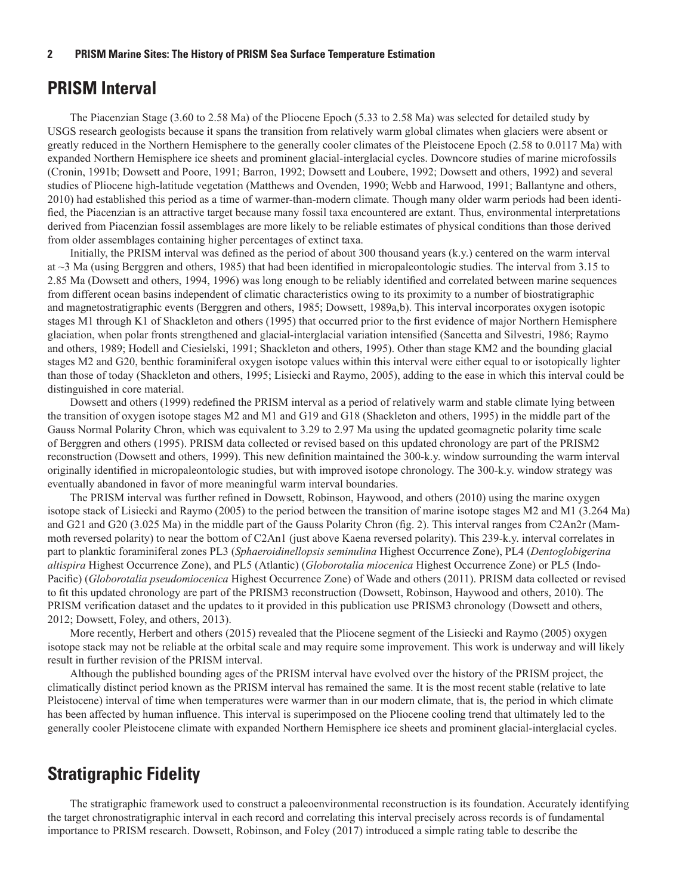## PRISM Interval

The Piacenzian Stage (3.60 to 2.58 Ma) of the Pliocene Epoch (5.33 to 2.58 Ma) was selected for detailed study by USGS research geologists because it spans the transition from relatively warm global climates when glaciers were absent or greatly reduced in the Northern Hemisphere to the generally cooler climates of the Pleistocene Epoch (2.58 to 0.0117 Ma) with expanded Northern Hemisphere ice sheets and prominent glacial-interglacial cycles. Downcore studies of marine microfossils (Cronin, 1991b; Dowsett and Poore, 1991; Barron, 1992; Dowsett and Loubere, 1992; Dowsett and others, 1992) and several studies of Pliocene high-latitude vegetation (Matthews and Ovenden, 1990; Webb and Harwood, 1991; Ballantyne and others, 2010) had established this period as a time of warmer-than-modern climate. Though many older warm periods had been identified, the Piacenzian is an attractive target because many fossil taxa encountered are extant. Thus, environmental interpretations derived from Piacenzian fossil assemblages are more likely to be reliable estimates of physical conditions than those derived from older assemblages containing higher percentages of extinct taxa.

Initially, the PRISM interval was defined as the period of about 300 thousand years (k.y.) centered on the warm interval at ~3 Ma (using Berggren and others, 1985) that had been identified in micropaleontologic studies. The interval from 3.15 to 2.85 Ma (Dowsett and others, 1994, 1996) was long enough to be reliably identified and correlated between marine sequences from different ocean basins independent of climatic characteristics owing to its proximity to a number of biostratigraphic and magnetostratigraphic events (Berggren and others, 1985; Dowsett, 1989a,b). This interval incorporates oxygen isotopic stages M1 through K1 of Shackleton and others (1995) that occurred prior to the first evidence of major Northern Hemisphere glaciation, when polar fronts strengthened and glacial-interglacial variation intensified (Sancetta and Silvestri, 1986; Raymo and others, 1989; Hodell and Ciesielski, 1991; Shackleton and others, 1995). Other than stage KM2 and the bounding glacial stages M2 and G20, benthic foraminiferal oxygen isotope values within this interval were either equal to or isotopically lighter than those of today (Shackleton and others, 1995; Lisiecki and Raymo, 2005), adding to the ease in which this interval could be distinguished in core material.

Dowsett and others (1999) redefined the PRISM interval as a period of relatively warm and stable climate lying between the transition of oxygen isotope stages M2 and M1 and G19 and G18 (Shackleton and others, 1995) in the middle part of the Gauss Normal Polarity Chron, which was equivalent to 3.29 to 2.97 Ma using the updated geomagnetic polarity time scale of Berggren and others (1995). PRISM data collected or revised based on this updated chronology are part of the PRISM2 reconstruction (Dowsett and others, 1999). This new definition maintained the 300-k.y. window surrounding the warm interval originally identified in micropaleontologic studies, but with improved isotope chronology. The 300-k.y. window strategy was eventually abandoned in favor of more meaningful warm interval boundaries.

The PRISM interval was further refined in Dowsett, Robinson, Haywood, and others (2010) using the marine oxygen isotope stack of Lisiecki and Raymo (2005) to the period between the transition of marine isotope stages M2 and M1 (3.264 Ma) and G21 and G20 (3.025 Ma) in the middle part of the Gauss Polarity Chron (fig. 2). This interval ranges from C2An2r (Mammoth reversed polarity) to near the bottom of C2An1 (just above Kaena reversed polarity). This 239-k.y. interval correlates in part to planktic foraminiferal zones PL3 (*Sphaeroidinellopsis seminulina* Highest Occurrence Zone), PL4 (*Dentoglobigerina altispira* Highest Occurrence Zone), and PL5 (Atlantic) (*Globorotalia miocenica* Highest Occurrence Zone) or PL5 (Indo-Pacific) (*Globorotalia pseudomiocenica* Highest Occurrence Zone) of Wade and others (2011). PRISM data collected or revised to fit this updated chronology are part of the PRISM3 reconstruction (Dowsett, Robinson, Haywood and others, 2010). The PRISM verification dataset and the updates to it provided in this publication use PRISM3 chronology (Dowsett and others, 2012; Dowsett, Foley, and others, 2013).

More recently, Herbert and others (2015) revealed that the Pliocene segment of the Lisiecki and Raymo (2005) oxygen isotope stack may not be reliable at the orbital scale and may require some improvement. This work is underway and will likely result in further revision of the PRISM interval.

Although the published bounding ages of the PRISM interval have evolved over the history of the PRISM project, the climatically distinct period known as the PRISM interval has remained the same. It is the most recent stable (relative to late Pleistocene) interval of time when temperatures were warmer than in our modern climate, that is, the period in which climate has been affected by human influence. This interval is superimposed on the Pliocene cooling trend that ultimately led to the generally cooler Pleistocene climate with expanded Northern Hemisphere ice sheets and prominent glacial-interglacial cycles.

## Stratigraphic Fidelity

The stratigraphic framework used to construct a paleoenvironmental reconstruction is its foundation. Accurately identifying the target chronostratigraphic interval in each record and correlating this interval precisely across records is of fundamental importance to PRISM research. Dowsett, Robinson, and Foley (2017) introduced a simple rating table to describe the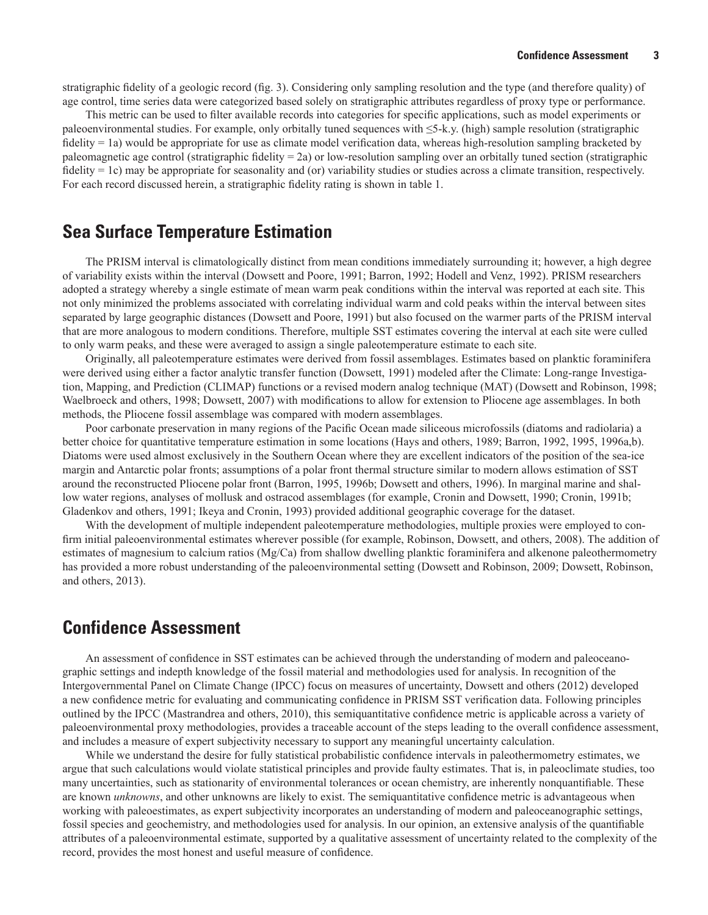stratigraphic fidelity of a geologic record (fig. 3). Considering only sampling resolution and the type (and therefore quality) of age control, time series data were categorized based solely on stratigraphic attributes regardless of proxy type or performance.

This metric can be used to filter available records into categories for specific applications, such as model experiments or paleoenvironmental studies. For example, only orbitally tuned sequences with ≤5-k.y. (high) sample resolution (stratigraphic fidelity = 1a) would be appropriate for use as climate model verification data, whereas high-resolution sampling bracketed by paleomagnetic age control (stratigraphic fidelity = 2a) or low-resolution sampling over an orbitally tuned section (stratigraphic fidelity = 1c) may be appropriate for seasonality and (or) variability studies or studies across a climate transition, respectively. For each record discussed herein, a stratigraphic fidelity rating is shown in table 1.

## Sea Surface Temperature Estimation

The PRISM interval is climatologically distinct from mean conditions immediately surrounding it; however, a high degree of variability exists within the interval (Dowsett and Poore, 1991; Barron, 1992; Hodell and Venz, 1992). PRISM researchers adopted a strategy whereby a single estimate of mean warm peak conditions within the interval was reported at each site. This not only minimized the problems associated with correlating individual warm and cold peaks within the interval between sites separated by large geographic distances (Dowsett and Poore, 1991) but also focused on the warmer parts of the PRISM interval that are more analogous to modern conditions. Therefore, multiple SST estimates covering the interval at each site were culled to only warm peaks, and these were averaged to assign a single paleotemperature estimate to each site.

Originally, all paleotemperature estimates were derived from fossil assemblages. Estimates based on planktic foraminifera were derived using either a factor analytic transfer function (Dowsett, 1991) modeled after the Climate: Long-range Investigation, Mapping, and Prediction (CLIMAP) functions or a revised modern analog technique (MAT) (Dowsett and Robinson, 1998; Waelbroeck and others, 1998; Dowsett, 2007) with modifications to allow for extension to Pliocene age assemblages. In both methods, the Pliocene fossil assemblage was compared with modern assemblages.

Poor carbonate preservation in many regions of the Pacific Ocean made siliceous microfossils (diatoms and radiolaria) a better choice for quantitative temperature estimation in some locations (Hays and others, 1989; Barron, 1992, 1995, 1996a,b). Diatoms were used almost exclusively in the Southern Ocean where they are excellent indicators of the position of the sea-ice margin and Antarctic polar fronts; assumptions of a polar front thermal structure similar to modern allows estimation of SST around the reconstructed Pliocene polar front (Barron, 1995, 1996b; Dowsett and others, 1996). In marginal marine and shallow water regions, analyses of mollusk and ostracod assemblages (for example, Cronin and Dowsett, 1990; Cronin, 1991b; Gladenkov and others, 1991; Ikeya and Cronin, 1993) provided additional geographic coverage for the dataset.

With the development of multiple independent paleotemperature methodologies, multiple proxies were employed to confirm initial paleoenvironmental estimates wherever possible (for example, Robinson, Dowsett, and others, 2008). The addition of estimates of magnesium to calcium ratios (Mg/Ca) from shallow dwelling planktic foraminifera and alkenone paleothermometry has provided a more robust understanding of the paleoenvironmental setting (Dowsett and Robinson, 2009; Dowsett, Robinson, and others, 2013).

## Confidence Assessment

An assessment of confidence in SST estimates can be achieved through the understanding of modern and paleoceanographic settings and indepth knowledge of the fossil material and methodologies used for analysis. In recognition of the Intergovernmental Panel on Climate Change (IPCC) focus on measures of uncertainty, Dowsett and others (2012) developed a new confidence metric for evaluating and communicating confidence in PRISM SST verification data. Following principles outlined by the IPCC (Mastrandrea and others, 2010), this semiquantitative confidence metric is applicable across a variety of paleoenvironmental proxy methodologies, provides a traceable account of the steps leading to the overall confidence assessment, and includes a measure of expert subjectivity necessary to support any meaningful uncertainty calculation.

While we understand the desire for fully statistical probabilistic confidence intervals in paleothermometry estimates, we argue that such calculations would violate statistical principles and provide faulty estimates. That is, in paleoclimate studies, too many uncertainties, such as stationarity of environmental tolerances or ocean chemistry, are inherently nonquantifiable. These are known *unknowns*, and other unknowns are likely to exist. The semiquantitative confidence metric is advantageous when working with paleoestimates, as expert subjectivity incorporates an understanding of modern and paleoceanographic settings, fossil species and geochemistry, and methodologies used for analysis. In our opinion, an extensive analysis of the quantifiable attributes of a paleoenvironmental estimate, supported by a qualitative assessment of uncertainty related to the complexity of the record, provides the most honest and useful measure of confidence.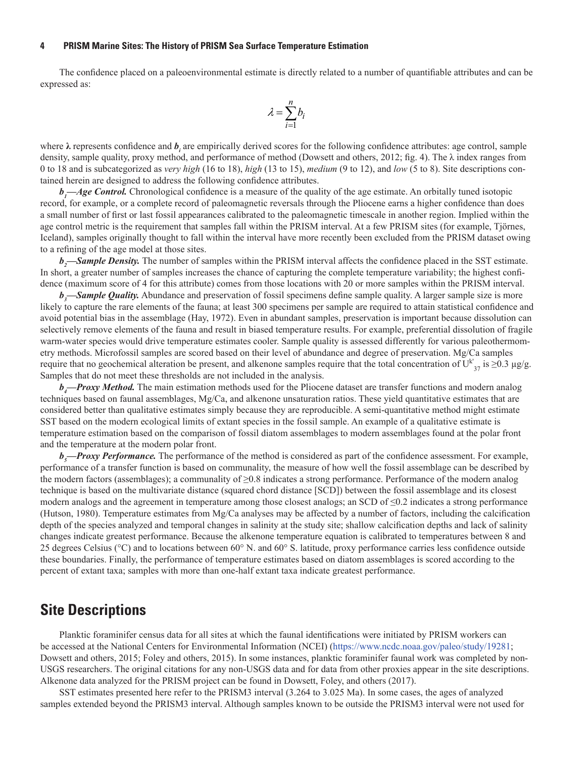The confidence placed on a paleoenvironmental estimate is directly related to a number of quantifiable attributes and can be expressed as:

$$\lambda = \sum_{i=1}^{n} b_i$$

where **λ** represents confidence and $\boldsymbol{b_i}$ are empirically derived scores for the following confidence attributes: age control, sample density, sample quality, proxy method, and performance of method (Dowsett and others, 2012; fig. 4). The λ index ranges from 0 to 18 and is subcategorized as *very high* (16 to 18), *high* (13 to 15), *medium* (9 to 12), and *low* (5 to 8). Site descriptions contained herein are designed to address the following confidence attributes.

***$b_1$—Age Control.*** Chronological confidence is a measure of the quality of the age estimate. An orbitally tuned isotopic record, for example, or a complete record of paleomagnetic reversals through the Pliocene earns a higher confidence than does a small number of first or last fossil appearances calibrated to the paleomagnetic timescale in another region. Implied within the age control metric is the requirement that samples fall within the PRISM interval. At a few PRISM sites (for example, Tjörnes, Iceland), samples originally thought to fall within the interval have more recently been excluded from the PRISM dataset owing to a refining of the age model at those sites.

***$b_2$—Sample Density.*** The number of samples within the PRISM interval affects the confidence placed in the SST estimate. In short, a greater number of samples increases the chance of capturing the complete temperature variability; the highest confidence (maximum score of 4 for this attribute) comes from those locations with 20 or more samples within the PRISM interval.

***$b_3$—Sample Quality.*** Abundance and preservation of fossil specimens define sample quality. A larger sample size is more likely to capture the rare elements of the fauna; at least 300 specimens per sample are required to attain statistical confidence and avoid potential bias in the assemblage (Hay, 1972). Even in abundant samples, preservation is important because dissolution can selectively remove elements of the fauna and result in biased temperature results. For example, preferential dissolution of fragile warm-water species would drive temperature estimates cooler. Sample quality is assessed differently for various paleothermometry methods. Microfossil samples are scored based on their level of abundance and degree of preservation. Mg/Ca samples require that no geochemical alteration be present, and alkenone samples require that the total concentration of $U^{k'}_{37}$ is ≥0.3 µg/g. Samples that do not meet these thresholds are not included in the analysis.

***$b_4$—Proxy Method.*** The main estimation methods used for the Pliocene dataset are transfer functions and modern analog techniques based on faunal assemblages, Mg/Ca, and alkenone unsaturation ratios. These yield quantitative estimates that are considered better than qualitative estimates simply because they are reproducible. A semi-quantitative method might estimate SST based on the modern ecological limits of extant species in the fossil sample. An example of a qualitative estimate is temperature estimation based on the comparison of fossil diatom assemblages to modern assemblages found at the polar front and the temperature at the modern polar front.

***$b_5$—Proxy Performance.*** The performance of the method is considered as part of the confidence assessment. For example, performance of a transfer function is based on communality, the measure of how well the fossil assemblage can be described by the modern factors (assemblages); a communality of ≥0.8 indicates a strong performance. Performance of the modern analog technique is based on the multivariate distance (squared chord distance [SCD]) between the fossil assemblage and its closest modern analogs and the agreement in temperature among those closest analogs; an SCD of ≤0.2 indicates a strong performance (Hutson, 1980). Temperature estimates from Mg/Ca analyses may be affected by a number of factors, including the calcification depth of the species analyzed and temporal changes in salinity at the study site; shallow calcification depths and lack of salinity changes indicate greatest performance. Because the alkenone temperature equation is calibrated to temperatures between 8 and 25 degrees Celsius (°C) and to locations between 60° N. and 60° S. latitude, proxy performance carries less confidence outside these boundaries. Finally, the performance of temperature estimates based on diatom assemblages is scored according to the percent of extant taxa; samples with more than one-half extant taxa indicate greatest performance.

## Site Descriptions

Planktic foraminifer census data for all sites at which the faunal identifications were initiated by PRISM workers can be accessed at the National Centers for Environmental Information (NCEI) (https://www.ncdc.noaa.gov/paleo/study/19281; Dowsett and others, 2015; Foley and others, 2015). In some instances, planktic foraminifer faunal work was completed by non-USGS researchers. The original citations for any non-USGS data and for data from other proxies appear in the site descriptions. Alkenone data analyzed for the PRISM project can be found in Dowsett, Foley, and others (2017).

SST estimates presented here refer to the PRISM3 interval (3.264 to 3.025 Ma). In some cases, the ages of analyzed samples extended beyond the PRISM3 interval. Although samples known to be outside the PRISM3 interval were not used for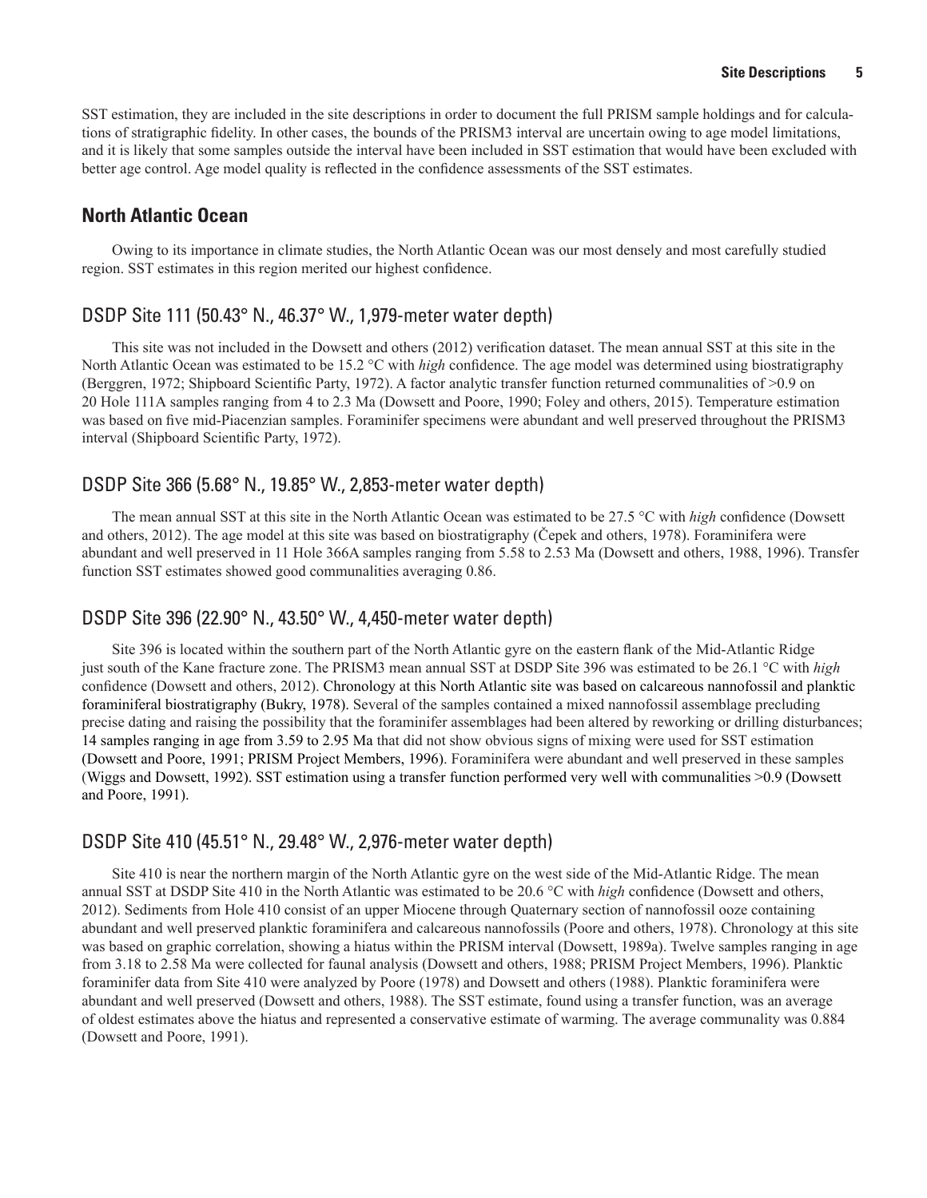SST estimation, they are included in the site descriptions in order to document the full PRISM sample holdings and for calculations of stratigraphic fidelity. In other cases, the bounds of the PRISM3 interval are uncertain owing to age model limitations, and it is likely that some samples outside the interval have been included in SST estimation that would have been excluded with better age control. Age model quality is reflected in the confidence assessments of the SST estimates.

## North Atlantic Ocean

Owing to its importance in climate studies, the North Atlantic Ocean was our most densely and most carefully studied region. SST estimates in this region merited our highest confidence.

### DSDP Site 111 (50.43° N., 46.37° W., 1,979-meter water depth)

This site was not included in the Dowsett and others (2012) verification dataset. The mean annual SST at this site in the North Atlantic Ocean was estimated to be 15.2 °C with *high* confidence. The age model was determined using biostratigraphy (Berggren, 1972; Shipboard Scientific Party, 1972). A factor analytic transfer function returned communalities of >0.9 on 20 Hole 111A samples ranging from 4 to 2.3 Ma (Dowsett and Poore, 1990; Foley and others, 2015). Temperature estimation was based on five mid-Piacenzian samples. Foraminifer specimens were abundant and well preserved throughout the PRISM3 interval (Shipboard Scientific Party, 1972).

### DSDP Site 366 (5.68° N., 19.85° W., 2,853-meter water depth)

The mean annual SST at this site in the North Atlantic Ocean was estimated to be 27.5 °C with *high* confidence (Dowsett and others, 2012). The age model at this site was based on biostratigraphy (Čepek and others, 1978). Foraminifera were abundant and well preserved in 11 Hole 366A samples ranging from 5.58 to 2.53 Ma (Dowsett and others, 1988, 1996). Transfer function SST estimates showed good communalities averaging 0.86.

### DSDP Site 396 (22.90° N., 43.50° W., 4,450-meter water depth)

Site 396 is located within the southern part of the North Atlantic gyre on the eastern flank of the Mid-Atlantic Ridge just south of the Kane fracture zone. The PRISM3 mean annual SST at DSDP Site 396 was estimated to be 26.1 °C with *high* confidence (Dowsett and others, 2012). Chronology at this North Atlantic site was based on calcareous nannofossil and planktic foraminiferal biostratigraphy (Bukry, 1978). Several of the samples contained a mixed nannofossil assemblage precluding precise dating and raising the possibility that the foraminifer assemblages had been altered by reworking or drilling disturbances; 14 samples ranging in age from 3.59 to 2.95 Ma that did not show obvious signs of mixing were used for SST estimation (Dowsett and Poore, 1991; PRISM Project Members, 1996). Foraminifera were abundant and well preserved in these samples (Wiggs and Dowsett, 1992). SST estimation using a transfer function performed very well with communalities >0.9 (Dowsett and Poore, 1991).

### DSDP Site 410 (45.51° N., 29.48° W., 2,976-meter water depth)

Site 410 is near the northern margin of the North Atlantic gyre on the west side of the Mid-Atlantic Ridge. The mean annual SST at DSDP Site 410 in the North Atlantic was estimated to be 20.6 °C with *high* confidence (Dowsett and others, 2012). Sediments from Hole 410 consist of an upper Miocene through Quaternary section of nannofossil ooze containing abundant and well preserved planktic foraminifera and calcareous nannofossils (Poore and others, 1978). Chronology at this site was based on graphic correlation, showing a hiatus within the PRISM interval (Dowsett, 1989a). Twelve samples ranging in age from 3.18 to 2.58 Ma were collected for faunal analysis (Dowsett and others, 1988; PRISM Project Members, 1996). Planktic foraminifer data from Site 410 were analyzed by Poore (1978) and Dowsett and others (1988). Planktic foraminifera were abundant and well preserved (Dowsett and others, 1988). The SST estimate, found using a transfer function, was an average of oldest estimates above the hiatus and represented a conservative estimate of warming. The average communality was 0.884 (Dowsett and Poore, 1991).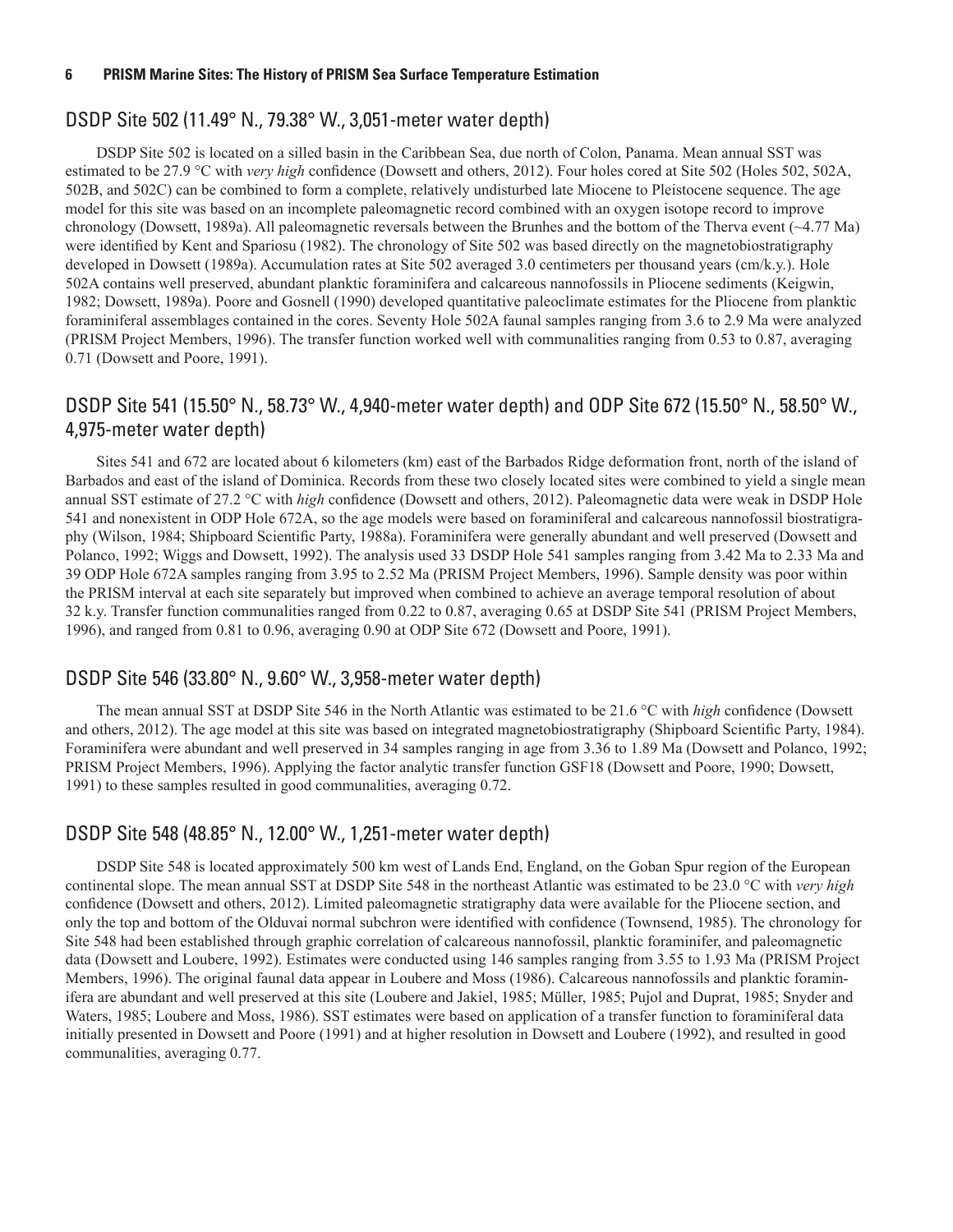## DSDP Site 502 (11.49° N., 79.38° W., 3,051-meter water depth)

DSDP Site 502 is located on a silled basin in the Caribbean Sea, due north of Colon, Panama. Mean annual SST was estimated to be 27.9 °C with *very high* confidence (Dowsett and others, 2012). Four holes cored at Site 502 (Holes 502, 502A, 502B, and 502C) can be combined to form a complete, relatively undisturbed late Miocene to Pleistocene sequence. The age model for this site was based on an incomplete paleomagnetic record combined with an oxygen isotope record to improve chronology (Dowsett, 1989a). All paleomagnetic reversals between the Brunhes and the bottom of the Therva event (~4.77 Ma) were identified by Kent and Spariosu (1982). The chronology of Site 502 was based directly on the magnetobiostratigraphy developed in Dowsett (1989a). Accumulation rates at Site 502 averaged 3.0 centimeters per thousand years (cm/k.y.). Hole 502A contains well preserved, abundant planktic foraminifera and calcareous nannofossils in Pliocene sediments (Keigwin, 1982; Dowsett, 1989a). Poore and Gosnell (1990) developed quantitative paleoclimate estimates for the Pliocene from planktic foraminiferal assemblages contained in the cores. Seventy Hole 502A faunal samples ranging from 3.6 to 2.9 Ma were analyzed (PRISM Project Members, 1996). The transfer function worked well with communalities ranging from 0.53 to 0.87, averaging 0.71 (Dowsett and Poore, 1991).

## DSDP Site 541 (15.50° N., 58.73° W., 4,940-meter water depth) and ODP Site 672 (15.50° N., 58.50° W., 4,975-meter water depth)

Sites 541 and 672 are located about 6 kilometers (km) east of the Barbados Ridge deformation front, north of the island of Barbados and east of the island of Dominica. Records from these two closely located sites were combined to yield a single mean annual SST estimate of 27.2 °C with *high* confidence (Dowsett and others, 2012). Paleomagnetic data were weak in DSDP Hole 541 and nonexistent in ODP Hole 672A, so the age models were based on foraminiferal and calcareous nannofossil biostratigraphy (Wilson, 1984; Shipboard Scientific Party, 1988a). Foraminifera were generally abundant and well preserved (Dowsett and Polanco, 1992; Wiggs and Dowsett, 1992). The analysis used 33 DSDP Hole 541 samples ranging from 3.42 Ma to 2.33 Ma and 39 ODP Hole 672A samples ranging from 3.95 to 2.52 Ma (PRISM Project Members, 1996). Sample density was poor within the PRISM interval at each site separately but improved when combined to achieve an average temporal resolution of about 32 k.y. Transfer function communalities ranged from 0.22 to 0.87, averaging 0.65 at DSDP Site 541 (PRISM Project Members, 1996), and ranged from 0.81 to 0.96, averaging 0.90 at ODP Site 672 (Dowsett and Poore, 1991).

## DSDP Site 546 (33.80° N., 9.60° W., 3,958-meter water depth)

The mean annual SST at DSDP Site 546 in the North Atlantic was estimated to be 21.6 °C with *high* confidence (Dowsett and others, 2012). The age model at this site was based on integrated magnetobiostratigraphy (Shipboard Scientific Party, 1984). Foraminifera were abundant and well preserved in 34 samples ranging in age from 3.36 to 1.89 Ma (Dowsett and Polanco, 1992; PRISM Project Members, 1996). Applying the factor analytic transfer function GSF18 (Dowsett and Poore, 1990; Dowsett, 1991) to these samples resulted in good communalities, averaging 0.72.

## DSDP Site 548 (48.85° N., 12.00° W., 1,251-meter water depth)

DSDP Site 548 is located approximately 500 km west of Lands End, England, on the Goban Spur region of the European continental slope. The mean annual SST at DSDP Site 548 in the northeast Atlantic was estimated to be 23.0 °C with *very high* confidence (Dowsett and others, 2012). Limited paleomagnetic stratigraphy data were available for the Pliocene section, and only the top and bottom of the Olduvai normal subchron were identified with confidence (Townsend, 1985). The chronology for Site 548 had been established through graphic correlation of calcareous nannofossil, planktic foraminifer, and paleomagnetic data (Dowsett and Loubere, 1992). Estimates were conducted using 146 samples ranging from 3.55 to 1.93 Ma (PRISM Project Members, 1996). The original faunal data appear in Loubere and Moss (1986). Calcareous nannofossils and planktic foraminifera are abundant and well preserved at this site (Loubere and Jakiel, 1985; Müller, 1985; Pujol and Duprat, 1985; Snyder and Waters, 1985; Loubere and Moss, 1986). SST estimates were based on application of a transfer function to foraminiferal data initially presented in Dowsett and Poore (1991) and at higher resolution in Dowsett and Loubere (1992), and resulted in good communalities, averaging 0.77.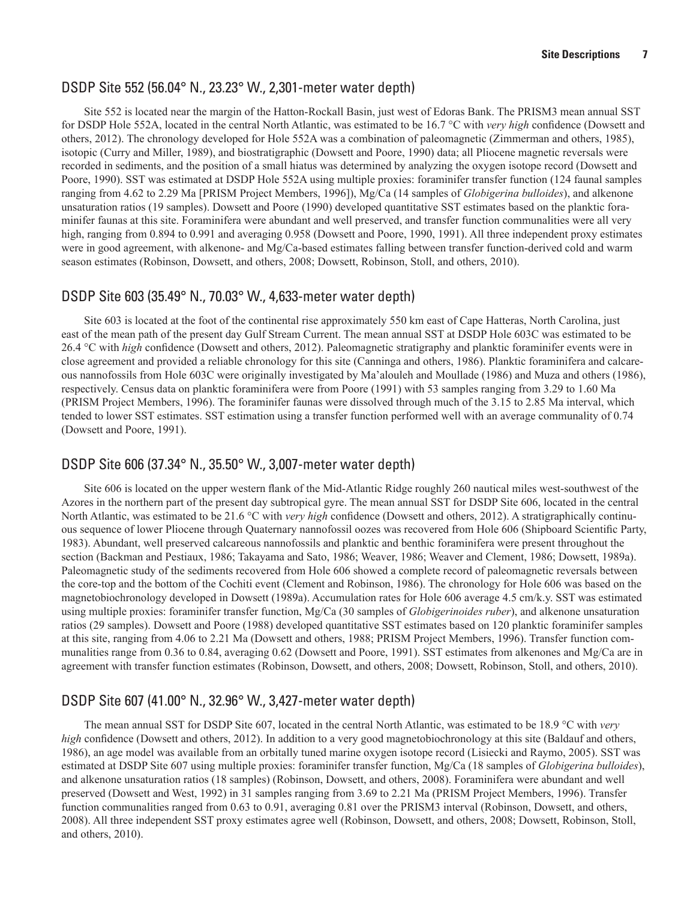## DSDP Site 552 (56.04° N., 23.23° W., 2,301-meter water depth)

Site 552 is located near the margin of the Hatton-Rockall Basin, just west of Edoras Bank. The PRISM3 mean annual SST for DSDP Hole 552A, located in the central North Atlantic, was estimated to be 16.7 °C with *very high* confidence (Dowsett and others, 2012). The chronology developed for Hole 552A was a combination of paleomagnetic (Zimmerman and others, 1985), isotopic (Curry and Miller, 1989), and biostratigraphic (Dowsett and Poore, 1990) data; all Pliocene magnetic reversals were recorded in sediments, and the position of a small hiatus was determined by analyzing the oxygen isotope record (Dowsett and Poore, 1990). SST was estimated at DSDP Hole 552A using multiple proxies: foraminifer transfer function (124 faunal samples ranging from 4.62 to 2.29 Ma [PRISM Project Members, 1996]), Mg/Ca (14 samples of *Globigerina bulloides*), and alkenone unsaturation ratios (19 samples). Dowsett and Poore (1990) developed quantitative SST estimates based on the planktic foraminifer faunas at this site. Foraminifera were abundant and well preserved, and transfer function communalities were all very high, ranging from 0.894 to 0.991 and averaging 0.958 (Dowsett and Poore, 1990, 1991). All three independent proxy estimates were in good agreement, with alkenone- and Mg/Ca-based estimates falling between transfer function-derived cold and warm season estimates (Robinson, Dowsett, and others, 2008; Dowsett, Robinson, Stoll, and others, 2010).

## DSDP Site 603 (35.49° N., 70.03° W., 4,633-meter water depth)

Site 603 is located at the foot of the continental rise approximately 550 km east of Cape Hatteras, North Carolina, just east of the mean path of the present day Gulf Stream Current. The mean annual SST at DSDP Hole 603C was estimated to be 26.4 °C with *high* confidence (Dowsett and others, 2012). Paleomagnetic stratigraphy and planktic foraminifer events were in close agreement and provided a reliable chronology for this site (Canninga and others, 1986). Planktic foraminifera and calcareous nannofossils from Hole 603C were originally investigated by Ma'alouleh and Moullade (1986) and Muza and others (1986), respectively. Census data on planktic foraminifera were from Poore (1991) with 53 samples ranging from 3.29 to 1.60 Ma (PRISM Project Members, 1996). The foraminifer faunas were dissolved through much of the 3.15 to 2.85 Ma interval, which tended to lower SST estimates. SST estimation using a transfer function performed well with an average communality of 0.74 (Dowsett and Poore, 1991).

## DSDP Site 606 (37.34° N., 35.50° W., 3,007-meter water depth)

Site 606 is located on the upper western flank of the Mid-Atlantic Ridge roughly 260 nautical miles west-southwest of the Azores in the northern part of the present day subtropical gyre. The mean annual SST for DSDP Site 606, located in the central North Atlantic, was estimated to be 21.6 °C with *very high* confidence (Dowsett and others, 2012). A stratigraphically continuous sequence of lower Pliocene through Quaternary nannofossil oozes was recovered from Hole 606 (Shipboard Scientific Party, 1983). Abundant, well preserved calcareous nannofossils and planktic and benthic foraminifera were present throughout the section (Backman and Pestiaux, 1986; Takayama and Sato, 1986; Weaver, 1986; Weaver and Clement, 1986; Dowsett, 1989a). Paleomagnetic study of the sediments recovered from Hole 606 showed a complete record of paleomagnetic reversals between the core-top and the bottom of the Cochiti event (Clement and Robinson, 1986). The chronology for Hole 606 was based on the magnetobiochronology developed in Dowsett (1989a). Accumulation rates for Hole 606 average 4.5 cm/k.y. SST was estimated using multiple proxies: foraminifer transfer function, Mg/Ca (30 samples of *Globigerinoides ruber*), and alkenone unsaturation ratios (29 samples). Dowsett and Poore (1988) developed quantitative SST estimates based on 120 planktic foraminifer samples at this site, ranging from 4.06 to 2.21 Ma (Dowsett and others, 1988; PRISM Project Members, 1996). Transfer function communalities range from 0.36 to 0.84, averaging 0.62 (Dowsett and Poore, 1991). SST estimates from alkenones and Mg/Ca are in agreement with transfer function estimates (Robinson, Dowsett, and others, 2008; Dowsett, Robinson, Stoll, and others, 2010).

## DSDP Site 607 (41.00° N., 32.96° W., 3,427-meter water depth)

The mean annual SST for DSDP Site 607, located in the central North Atlantic, was estimated to be 18.9 °C with *very high* confidence (Dowsett and others, 2012). In addition to a very good magnetobiochronology at this site (Baldauf and others, 1986), an age model was available from an orbitally tuned marine oxygen isotope record (Lisiecki and Raymo, 2005). SST was estimated at DSDP Site 607 using multiple proxies: foraminifer transfer function, Mg/Ca (18 samples of *Globigerina bulloides*), and alkenone unsaturation ratios (18 samples) (Robinson, Dowsett, and others, 2008). Foraminifera were abundant and well preserved (Dowsett and West, 1992) in 31 samples ranging from 3.69 to 2.21 Ma (PRISM Project Members, 1996). Transfer function communalities ranged from 0.63 to 0.91, averaging 0.81 over the PRISM3 interval (Robinson, Dowsett, and others, 2008). All three independent SST proxy estimates agree well (Robinson, Dowsett, and others, 2008; Dowsett, Robinson, Stoll, and others, 2010).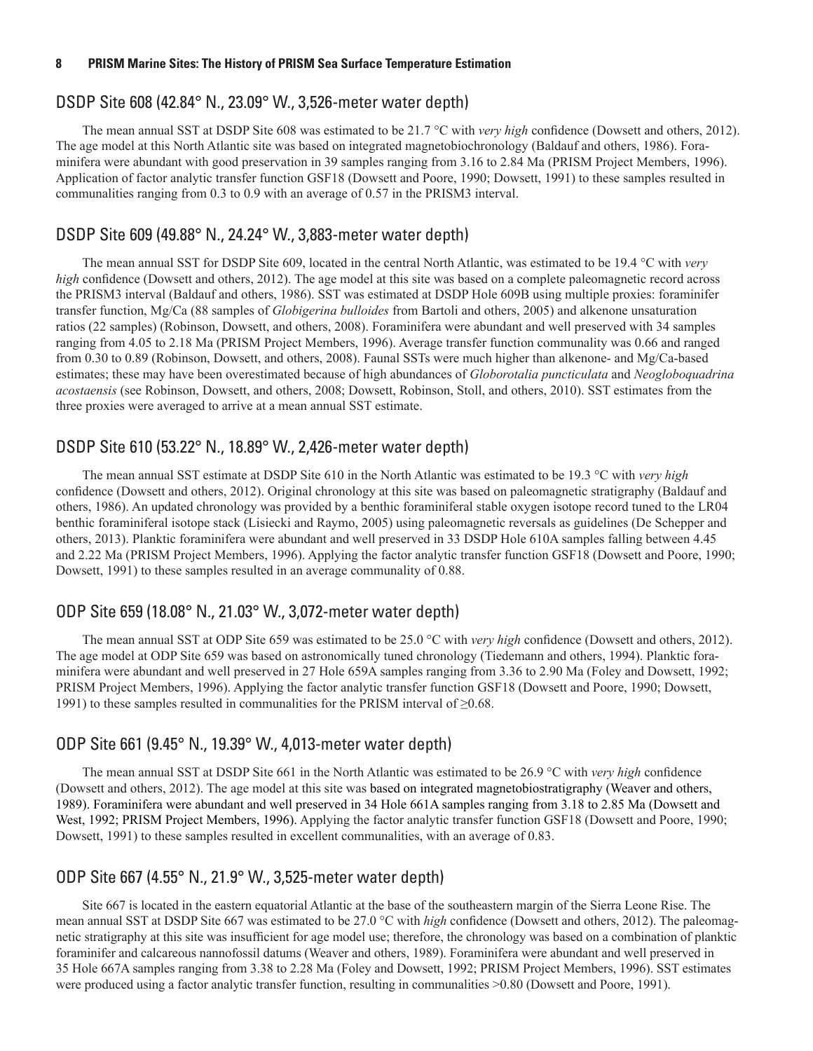## DSDP Site 608 (42.84° N., 23.09° W., 3,526-meter water depth)

The mean annual SST at DSDP Site 608 was estimated to be 21.7 °C with *very high* confidence (Dowsett and others, 2012). The age model at this North Atlantic site was based on integrated magnetobiochronology (Baldauf and others, 1986). Foraminifera were abundant with good preservation in 39 samples ranging from 3.16 to 2.84 Ma (PRISM Project Members, 1996). Application of factor analytic transfer function GSF18 (Dowsett and Poore, 1990; Dowsett, 1991) to these samples resulted in communalities ranging from 0.3 to 0.9 with an average of 0.57 in the PRISM3 interval.

## DSDP Site 609 (49.88° N., 24.24° W., 3,883-meter water depth)

The mean annual SST for DSDP Site 609, located in the central North Atlantic, was estimated to be 19.4 °C with *very high* confidence (Dowsett and others, 2012). The age model at this site was based on a complete paleomagnetic record across the PRISM3 interval (Baldauf and others, 1986). SST was estimated at DSDP Hole 609B using multiple proxies: foraminifer transfer function, Mg/Ca (88 samples of *Globigerina bulloides* from Bartoli and others, 2005) and alkenone unsaturation ratios (22 samples) (Robinson, Dowsett, and others, 2008). Foraminifera were abundant and well preserved with 34 samples ranging from 4.05 to 2.18 Ma (PRISM Project Members, 1996). Average transfer function communality was 0.66 and ranged from 0.30 to 0.89 (Robinson, Dowsett, and others, 2008). Faunal SSTs were much higher than alkenone- and Mg/Ca-based estimates; these may have been overestimated because of high abundances of *Globorotalia puncticulata* and *Neogloboquadrina acostaensis* (see Robinson, Dowsett, and others, 2008; Dowsett, Robinson, Stoll, and others, 2010). SST estimates from the three proxies were averaged to arrive at a mean annual SST estimate.

## DSDP Site 610 (53.22° N., 18.89° W., 2,426-meter water depth)

The mean annual SST estimate at DSDP Site 610 in the North Atlantic was estimated to be 19.3 °C with *very high* confidence (Dowsett and others, 2012). Original chronology at this site was based on paleomagnetic stratigraphy (Baldauf and others, 1986). An updated chronology was provided by a benthic foraminiferal stable oxygen isotope record tuned to the LR04 benthic foraminiferal isotope stack (Lisiecki and Raymo, 2005) using paleomagnetic reversals as guidelines (De Schepper and others, 2013). Planktic foraminifera were abundant and well preserved in 33 DSDP Hole 610A samples falling between 4.45 and 2.22 Ma (PRISM Project Members, 1996). Applying the factor analytic transfer function GSF18 (Dowsett and Poore, 1990; Dowsett, 1991) to these samples resulted in an average communality of 0.88.

## ODP Site 659 (18.08° N., 21.03° W., 3,072-meter water depth)

The mean annual SST at ODP Site 659 was estimated to be 25.0 °C with *very high* confidence (Dowsett and others, 2012). The age model at ODP Site 659 was based on astronomically tuned chronology (Tiedemann and others, 1994). Planktic foraminifera were abundant and well preserved in 27 Hole 659A samples ranging from 3.36 to 2.90 Ma (Foley and Dowsett, 1992; PRISM Project Members, 1996). Applying the factor analytic transfer function GSF18 (Dowsett and Poore, 1990; Dowsett, 1991) to these samples resulted in communalities for the PRISM interval of ≥0.68.

## ODP Site 661 (9.45° N., 19.39° W., 4,013-meter water depth)

The mean annual SST at DSDP Site 661 in the North Atlantic was estimated to be 26.9 °C with *very high* confidence (Dowsett and others, 2012). The age model at this site was based on integrated magnetobiostratigraphy (Weaver and others, 1989). Foraminifera were abundant and well preserved in 34 Hole 661A samples ranging from 3.18 to 2.85 Ma (Dowsett and West, 1992; PRISM Project Members, 1996). Applying the factor analytic transfer function GSF18 (Dowsett and Poore, 1990; Dowsett, 1991) to these samples resulted in excellent communalities, with an average of 0.83.

## ODP Site 667 (4.55° N., 21.9° W., 3,525-meter water depth)

Site 667 is located in the eastern equatorial Atlantic at the base of the southeastern margin of the Sierra Leone Rise. The mean annual SST at DSDP Site 667 was estimated to be 27.0 °C with *high* confidence (Dowsett and others, 2012). The paleomagnetic stratigraphy at this site was insufficient for age model use; therefore, the chronology was based on a combination of planktic foraminifer and calcareous nannofossil datums (Weaver and others, 1989). Foraminifera were abundant and well preserved in 35 Hole 667A samples ranging from 3.38 to 2.28 Ma (Foley and Dowsett, 1992; PRISM Project Members, 1996). SST estimates were produced using a factor analytic transfer function, resulting in communalities >0.80 (Dowsett and Poore, 1991).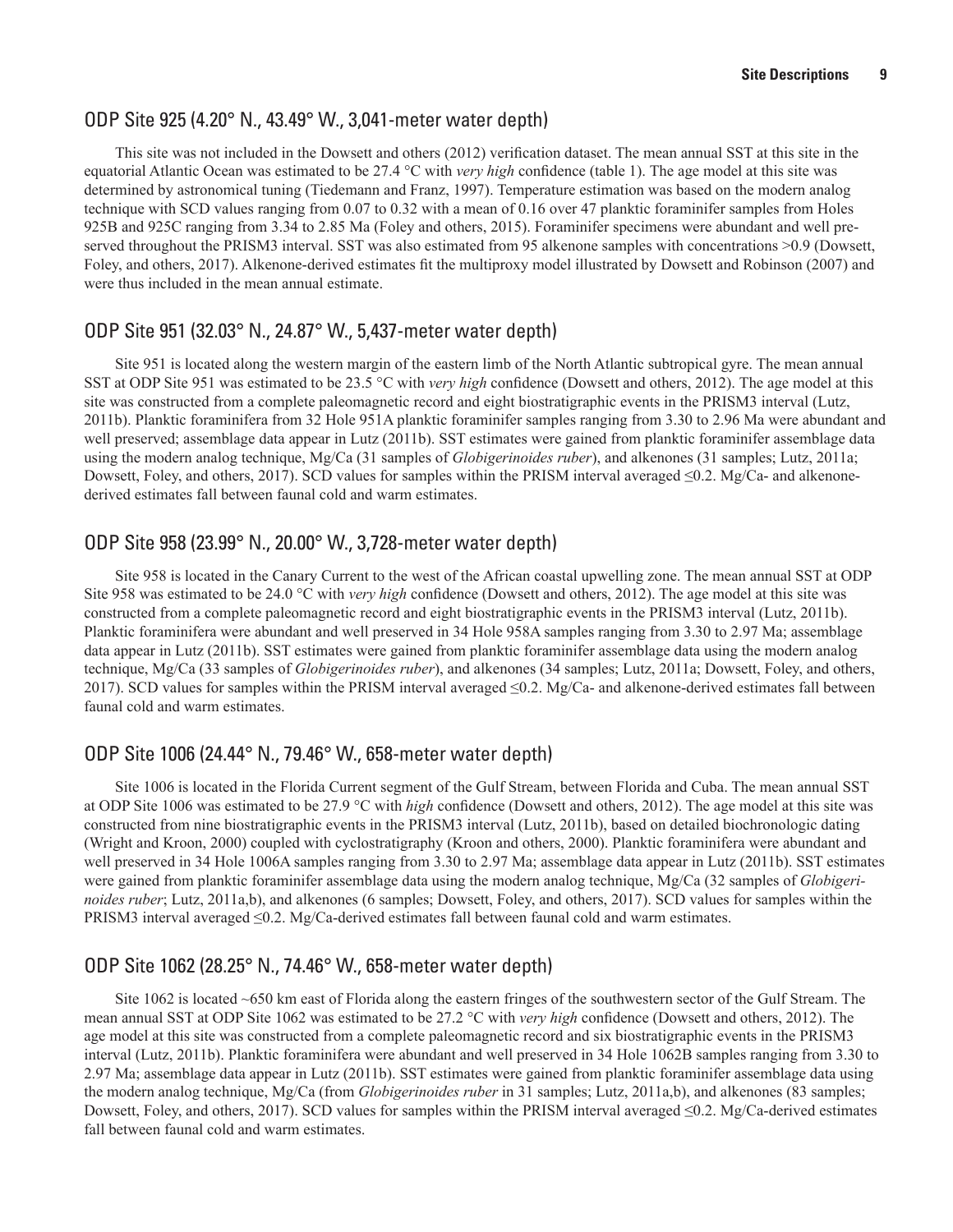## ODP Site 925 (4.20° N., 43.49° W., 3,041-meter water depth)

This site was not included in the Dowsett and others (2012) verification dataset. The mean annual SST at this site in the equatorial Atlantic Ocean was estimated to be 27.4 °C with *very high* confidence (table 1). The age model at this site was determined by astronomical tuning (Tiedemann and Franz, 1997). Temperature estimation was based on the modern analog technique with SCD values ranging from 0.07 to 0.32 with a mean of 0.16 over 47 planktic foraminifer samples from Holes 925B and 925C ranging from 3.34 to 2.85 Ma (Foley and others, 2015). Foraminifer specimens were abundant and well preserved throughout the PRISM3 interval. SST was also estimated from 95 alkenone samples with concentrations >0.9 (Dowsett, Foley, and others, 2017). Alkenone-derived estimates fit the multiproxy model illustrated by Dowsett and Robinson (2007) and were thus included in the mean annual estimate.

## ODP Site 951 (32.03° N., 24.87° W., 5,437-meter water depth)

Site 951 is located along the western margin of the eastern limb of the North Atlantic subtropical gyre. The mean annual SST at ODP Site 951 was estimated to be 23.5 °C with *very high* confidence (Dowsett and others, 2012). The age model at this site was constructed from a complete paleomagnetic record and eight biostratigraphic events in the PRISM3 interval (Lutz, 2011b). Planktic foraminifera from 32 Hole 951A planktic foraminifer samples ranging from 3.30 to 2.96 Ma were abundant and well preserved; assemblage data appear in Lutz (2011b). SST estimates were gained from planktic foraminifer assemblage data using the modern analog technique, Mg/Ca (31 samples of *Globigerinoides ruber*), and alkenones (31 samples; Lutz, 2011a; Dowsett, Foley, and others, 2017). SCD values for samples within the PRISM interval averaged ≤0.2. Mg/Ca- and alkenone-derived estimates fall between faunal cold and warm estimates.

## ODP Site 958 (23.99° N., 20.00° W., 3,728-meter water depth)

Site 958 is located in the Canary Current to the west of the African coastal upwelling zone. The mean annual SST at ODP Site 958 was estimated to be 24.0 °C with *very high* confidence (Dowsett and others, 2012). The age model at this site was constructed from a complete paleomagnetic record and eight biostratigraphic events in the PRISM3 interval (Lutz, 2011b). Planktic foraminifera were abundant and well preserved in 34 Hole 958A samples ranging from 3.30 to 2.97 Ma; assemblage data appear in Lutz (2011b). SST estimates were gained from planktic foraminifer assemblage data using the modern analog technique, Mg/Ca (33 samples of *Globigerinoides ruber*), and alkenones (34 samples; Lutz, 2011a; Dowsett, Foley, and others, 2017). SCD values for samples within the PRISM interval averaged ≤0.2. Mg/Ca- and alkenone-derived estimates fall between faunal cold and warm estimates.

## ODP Site 1006 (24.44° N., 79.46° W., 658-meter water depth)

Site 1006 is located in the Florida Current segment of the Gulf Stream, between Florida and Cuba. The mean annual SST at ODP Site 1006 was estimated to be 27.9 °C with *high* confidence (Dowsett and others, 2012). The age model at this site was constructed from nine biostratigraphic events in the PRISM3 interval (Lutz, 2011b), based on detailed biochronologic dating (Wright and Kroon, 2000) coupled with cyclostratigraphy (Kroon and others, 2000). Planktic foraminifera were abundant and well preserved in 34 Hole 1006A samples ranging from 3.30 to 2.97 Ma; assemblage data appear in Lutz (2011b). SST estimates were gained from planktic foraminifer assemblage data using the modern analog technique, Mg/Ca (32 samples of *Globigerinoides ruber*; Lutz, 2011a,b), and alkenones (6 samples; Dowsett, Foley, and others, 2017). SCD values for samples within the PRISM3 interval averaged ≤0.2. Mg/Ca-derived estimates fall between faunal cold and warm estimates.

## ODP Site 1062 (28.25° N., 74.46° W., 658-meter water depth)

Site 1062 is located ~650 km east of Florida along the eastern fringes of the southwestern sector of the Gulf Stream. The mean annual SST at ODP Site 1062 was estimated to be 27.2 °C with *very high* confidence (Dowsett and others, 2012). The age model at this site was constructed from a complete paleomagnetic record and six biostratigraphic events in the PRISM3 interval (Lutz, 2011b). Planktic foraminifera were abundant and well preserved in 34 Hole 1062B samples ranging from 3.30 to 2.97 Ma; assemblage data appear in Lutz (2011b). SST estimates were gained from planktic foraminifer assemblage data using the modern analog technique, Mg/Ca (from *Globigerinoides ruber* in 31 samples; Lutz, 2011a,b), and alkenones (83 samples; Dowsett, Foley, and others, 2017). SCD values for samples within the PRISM interval averaged ≤0.2. Mg/Ca-derived estimates fall between faunal cold and warm estimates.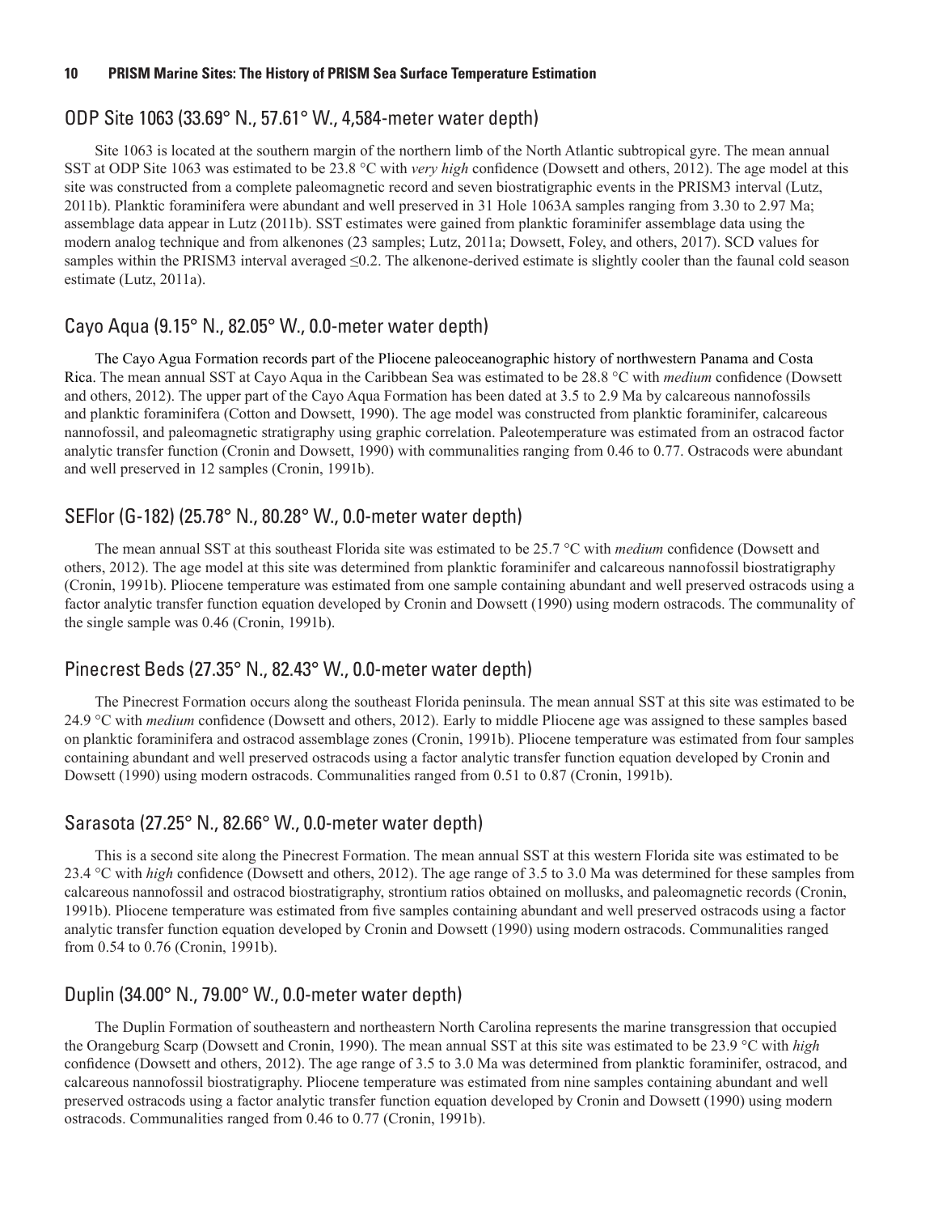## ODP Site 1063 (33.69° N., 57.61° W., 4,584-meter water depth)

Site 1063 is located at the southern margin of the northern limb of the North Atlantic subtropical gyre. The mean annual SST at ODP Site 1063 was estimated to be 23.8 °C with *very high* confidence (Dowsett and others, 2012). The age model at this site was constructed from a complete paleomagnetic record and seven biostratigraphic events in the PRISM3 interval (Lutz, 2011b). Planktic foraminifera were abundant and well preserved in 31 Hole 1063A samples ranging from 3.30 to 2.97 Ma; assemblage data appear in Lutz (2011b). SST estimates were gained from planktic foraminifer assemblage data using the modern analog technique and from alkenones (23 samples; Lutz, 2011a; Dowsett, Foley, and others, 2017). SCD values for samples within the PRISM3 interval averaged ≤0.2. The alkenone-derived estimate is slightly cooler than the faunal cold season estimate (Lutz, 2011a).

## Cayo Aqua (9.15° N., 82.05° W., 0.0-meter water depth)

The Cayo Agua Formation records part of the Pliocene paleoceanographic history of northwestern Panama and Costa Rica. The mean annual SST at Cayo Aqua in the Caribbean Sea was estimated to be 28.8 °C with *medium* confidence (Dowsett and others, 2012). The upper part of the Cayo Aqua Formation has been dated at 3.5 to 2.9 Ma by calcareous nannofossils and planktic foraminifera (Cotton and Dowsett, 1990). The age model was constructed from planktic foraminifer, calcareous nannofossil, and paleomagnetic stratigraphy using graphic correlation. Paleotemperature was estimated from an ostracod factor analytic transfer function (Cronin and Dowsett, 1990) with communalities ranging from 0.46 to 0.77. Ostracods were abundant and well preserved in 12 samples (Cronin, 1991b).

## SEFlor (G-182) (25.78° N., 80.28° W., 0.0-meter water depth)

The mean annual SST at this southeast Florida site was estimated to be 25.7 °C with *medium* confidence (Dowsett and others, 2012). The age model at this site was determined from planktic foraminifer and calcareous nannofossil biostratigraphy (Cronin, 1991b). Pliocene temperature was estimated from one sample containing abundant and well preserved ostracods using a factor analytic transfer function equation developed by Cronin and Dowsett (1990) using modern ostracods. The communality of the single sample was 0.46 (Cronin, 1991b).

## Pinecrest Beds (27.35° N., 82.43° W., 0.0-meter water depth)

The Pinecrest Formation occurs along the southeast Florida peninsula. The mean annual SST at this site was estimated to be 24.9 °C with *medium* confidence (Dowsett and others, 2012). Early to middle Pliocene age was assigned to these samples based on planktic foraminifera and ostracod assemblage zones (Cronin, 1991b). Pliocene temperature was estimated from four samples containing abundant and well preserved ostracods using a factor analytic transfer function equation developed by Cronin and Dowsett (1990) using modern ostracods. Communalities ranged from 0.51 to 0.87 (Cronin, 1991b).

## Sarasota (27.25° N., 82.66° W., 0.0-meter water depth)

This is a second site along the Pinecrest Formation. The mean annual SST at this western Florida site was estimated to be 23.4 °C with *high* confidence (Dowsett and others, 2012). The age range of 3.5 to 3.0 Ma was determined for these samples from calcareous nannofossil and ostracod biostratigraphy, strontium ratios obtained on mollusks, and paleomagnetic records (Cronin, 1991b). Pliocene temperature was estimated from five samples containing abundant and well preserved ostracods using a factor analytic transfer function equation developed by Cronin and Dowsett (1990) using modern ostracods. Communalities ranged from 0.54 to 0.76 (Cronin, 1991b).

## Duplin (34.00° N., 79.00° W., 0.0-meter water depth)

The Duplin Formation of southeastern and northeastern North Carolina represents the marine transgression that occupied the Orangeburg Scarp (Dowsett and Cronin, 1990). The mean annual SST at this site was estimated to be 23.9 °C with *high* confidence (Dowsett and others, 2012). The age range of 3.5 to 3.0 Ma was determined from planktic foraminifer, ostracod, and calcareous nannofossil biostratigraphy. Pliocene temperature was estimated from nine samples containing abundant and well preserved ostracods using a factor analytic transfer function equation developed by Cronin and Dowsett (1990) using modern ostracods. Communalities ranged from 0.46 to 0.77 (Cronin, 1991b).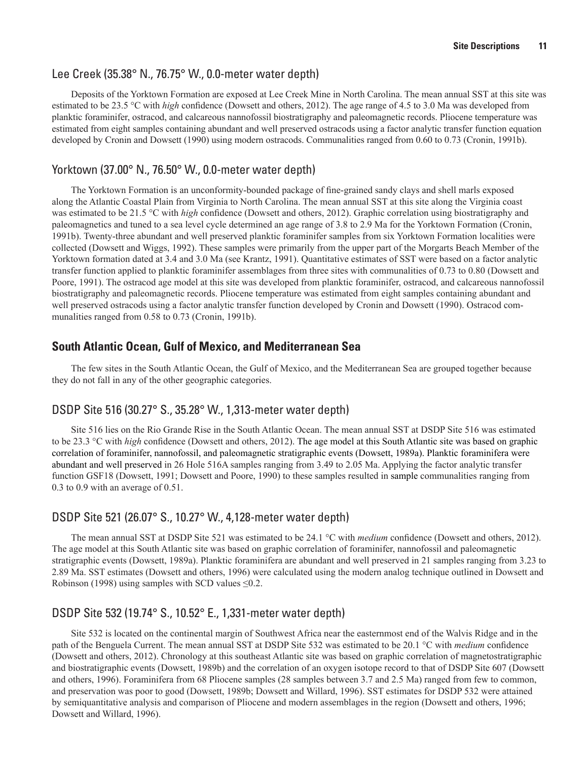## Lee Creek (35.38° N., 76.75° W., 0.0-meter water depth)

Deposits of the Yorktown Formation are exposed at Lee Creek Mine in North Carolina. The mean annual SST at this site was estimated to be 23.5 °C with *high* confidence (Dowsett and others, 2012). The age range of 4.5 to 3.0 Ma was developed from planktic foraminifer, ostracod, and calcareous nannofossil biostratigraphy and paleomagnetic records. Pliocene temperature was estimated from eight samples containing abundant and well preserved ostracods using a factor analytic transfer function equation developed by Cronin and Dowsett (1990) using modern ostracods. Communalities ranged from 0.60 to 0.73 (Cronin, 1991b).

## Yorktown (37.00° N., 76.50° W., 0.0-meter water depth)

The Yorktown Formation is an unconformity-bounded package of fine-grained sandy clays and shell marls exposed along the Atlantic Coastal Plain from Virginia to North Carolina. The mean annual SST at this site along the Virginia coast was estimated to be 21.5 °C with *high* confidence (Dowsett and others, 2012). Graphic correlation using biostratigraphy and paleomagnetics and tuned to a sea level cycle determined an age range of 3.8 to 2.9 Ma for the Yorktown Formation (Cronin, 1991b). Twenty-three abundant and well preserved planktic foraminifer samples from six Yorktown Formation localities were collected (Dowsett and Wiggs, 1992). These samples were primarily from the upper part of the Morgarts Beach Member of the Yorktown formation dated at 3.4 and 3.0 Ma (see Krantz, 1991). Quantitative estimates of SST were based on a factor analytic transfer function applied to planktic foraminifer assemblages from three sites with communalities of 0.73 to 0.80 (Dowsett and Poore, 1991). The ostracod age model at this site was developed from planktic foraminifer, ostracod, and calcareous nannofossil biostratigraphy and paleomagnetic records. Pliocene temperature was estimated from eight samples containing abundant and well preserved ostracods using a factor analytic transfer function developed by Cronin and Dowsett (1990). Ostracod communalities ranged from 0.58 to 0.73 (Cronin, 1991b).

# South Atlantic Ocean, Gulf of Mexico, and Mediterranean Sea

The few sites in the South Atlantic Ocean, the Gulf of Mexico, and the Mediterranean Sea are grouped together because they do not fall in any of the other geographic categories.

## DSDP Site 516 (30.27° S., 35.28° W., 1,313-meter water depth)

Site 516 lies on the Rio Grande Rise in the South Atlantic Ocean. The mean annual SST at DSDP Site 516 was estimated to be 23.3 °C with *high* confidence (Dowsett and others, 2012). The age model at this South Atlantic site was based on graphic correlation of foraminifer, nannofossil, and paleomagnetic stratigraphic events (Dowsett, 1989a). Planktic foraminifera were abundant and well preserved in 26 Hole 516A samples ranging from 3.49 to 2.05 Ma. Applying the factor analytic transfer function GSF18 (Dowsett, 1991; Dowsett and Poore, 1990) to these samples resulted in sample communalities ranging from 0.3 to 0.9 with an average of 0.51.

## DSDP Site 521 (26.07° S., 10.27° W., 4,128-meter water depth)

The mean annual SST at DSDP Site 521 was estimated to be 24.1 °C with *medium* confidence (Dowsett and others, 2012). The age model at this South Atlantic site was based on graphic correlation of foraminifer, nannofossil and paleomagnetic stratigraphic events (Dowsett, 1989a). Planktic foraminifera are abundant and well preserved in 21 samples ranging from 3.23 to 2.89 Ma. SST estimates (Dowsett and others, 1996) were calculated using the modern analog technique outlined in Dowsett and Robinson (1998) using samples with SCD values ≤0.2.

## DSDP Site 532 (19.74° S., 10.52° E., 1,331-meter water depth)

Site 532 is located on the continental margin of Southwest Africa near the easternmost end of the Walvis Ridge and in the path of the Benguela Current. The mean annual SST at DSDP Site 532 was estimated to be 20.1 °C with *medium* confidence (Dowsett and others, 2012). Chronology at this southeast Atlantic site was based on graphic correlation of magnetostratigraphic and biostratigraphic events (Dowsett, 1989b) and the correlation of an oxygen isotope record to that of DSDP Site 607 (Dowsett and others, 1996). Foraminifera from 68 Pliocene samples (28 samples between 3.7 and 2.5 Ma) ranged from few to common, and preservation was poor to good (Dowsett, 1989b; Dowsett and Willard, 1996). SST estimates for DSDP 532 were attained by semiquantitative analysis and comparison of Pliocene and modern assemblages in the region (Dowsett and others, 1996; Dowsett and Willard, 1996).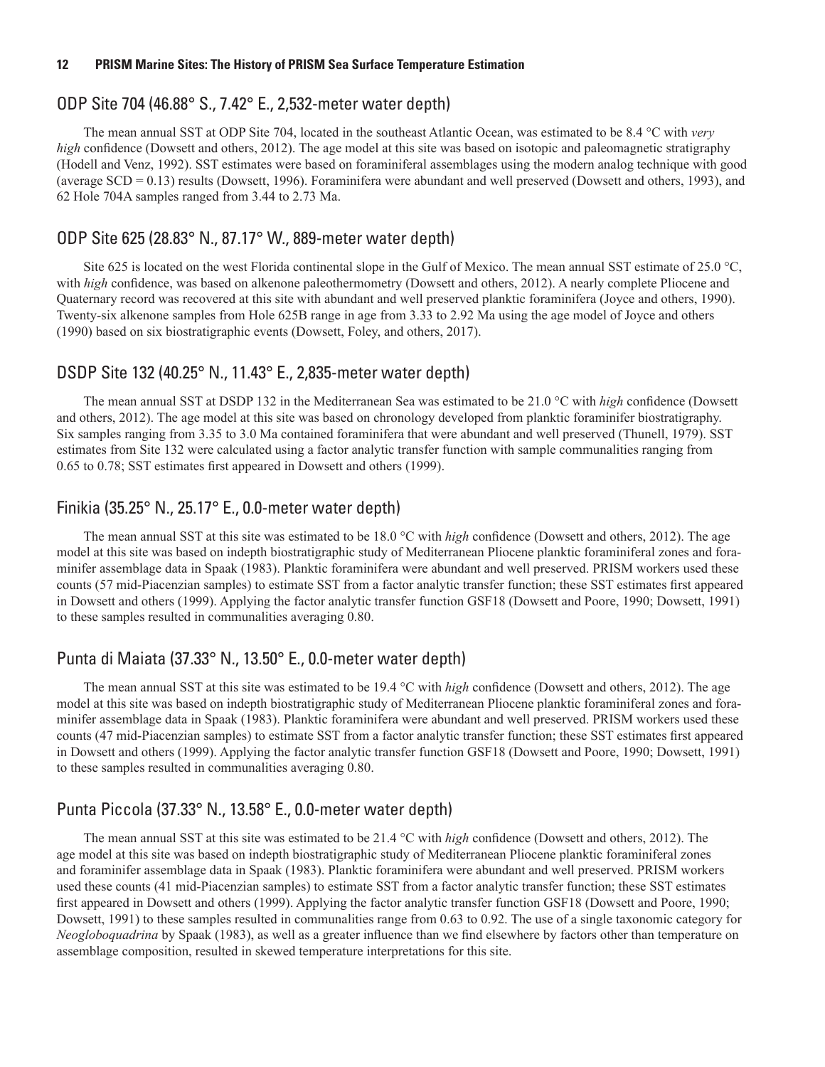## ODP Site 704 (46.88° S., 7.42° E., 2,532-meter water depth)

The mean annual SST at ODP Site 704, located in the southeast Atlantic Ocean, was estimated to be 8.4 °C with *very high* confidence (Dowsett and others, 2012). The age model at this site was based on isotopic and paleomagnetic stratigraphy (Hodell and Venz, 1992). SST estimates were based on foraminiferal assemblages using the modern analog technique with good (average SCD = 0.13) results (Dowsett, 1996). Foraminifera were abundant and well preserved (Dowsett and others, 1993), and 62 Hole 704A samples ranged from 3.44 to 2.73 Ma.

## ODP Site 625 (28.83° N., 87.17° W., 889-meter water depth)

Site 625 is located on the west Florida continental slope in the Gulf of Mexico. The mean annual SST estimate of 25.0 °C, with *high* confidence, was based on alkenone paleothermometry (Dowsett and others, 2012). A nearly complete Pliocene and Quaternary record was recovered at this site with abundant and well preserved planktic foraminifera (Joyce and others, 1990). Twenty-six alkenone samples from Hole 625B range in age from 3.33 to 2.92 Ma using the age model of Joyce and others (1990) based on six biostratigraphic events (Dowsett, Foley, and others, 2017).

## DSDP Site 132 (40.25° N., 11.43° E., 2,835-meter water depth)

The mean annual SST at DSDP 132 in the Mediterranean Sea was estimated to be 21.0 °C with *high* confidence (Dowsett and others, 2012). The age model at this site was based on chronology developed from planktic foraminifer biostratigraphy. Six samples ranging from 3.35 to 3.0 Ma contained foraminifera that were abundant and well preserved (Thunell, 1979). SST estimates from Site 132 were calculated using a factor analytic transfer function with sample communalities ranging from 0.65 to 0.78; SST estimates first appeared in Dowsett and others (1999).

## Finikia (35.25° N., 25.17° E., 0.0-meter water depth)

The mean annual SST at this site was estimated to be 18.0 °C with *high* confidence (Dowsett and others, 2012). The age model at this site was based on indepth biostratigraphic study of Mediterranean Pliocene planktic foraminiferal zones and foraminifer assemblage data in Spaak (1983). Planktic foraminifera were abundant and well preserved. PRISM workers used these counts (57 mid-Piacenzian samples) to estimate SST from a factor analytic transfer function; these SST estimates first appeared in Dowsett and others (1999). Applying the factor analytic transfer function GSF18 (Dowsett and Poore, 1990; Dowsett, 1991) to these samples resulted in communalities averaging 0.80.

## Punta di Maiata (37.33° N., 13.50° E., 0.0-meter water depth)

The mean annual SST at this site was estimated to be 19.4 °C with *high* confidence (Dowsett and others, 2012). The age model at this site was based on indepth biostratigraphic study of Mediterranean Pliocene planktic foraminiferal zones and foraminifer assemblage data in Spaak (1983). Planktic foraminifera were abundant and well preserved. PRISM workers used these counts (47 mid-Piacenzian samples) to estimate SST from a factor analytic transfer function; these SST estimates first appeared in Dowsett and others (1999). Applying the factor analytic transfer function GSF18 (Dowsett and Poore, 1990; Dowsett, 1991) to these samples resulted in communalities averaging 0.80.

## Punta Piccola (37.33° N., 13.58° E., 0.0-meter water depth)

The mean annual SST at this site was estimated to be 21.4 °C with *high* confidence (Dowsett and others, 2012). The age model at this site was based on indepth biostratigraphic study of Mediterranean Pliocene planktic foraminiferal zones and foraminifer assemblage data in Spaak (1983). Planktic foraminifera were abundant and well preserved. PRISM workers used these counts (41 mid-Piacenzian samples) to estimate SST from a factor analytic transfer function; these SST estimates first appeared in Dowsett and others (1999). Applying the factor analytic transfer function GSF18 (Dowsett and Poore, 1990; Dowsett, 1991) to these samples resulted in communalities range from 0.63 to 0.92. The use of a single taxonomic category for *Neogloboquadrina* by Spaak (1983), as well as a greater influence than we find elsewhere by factors other than temperature on assemblage composition, resulted in skewed temperature interpretations for this site.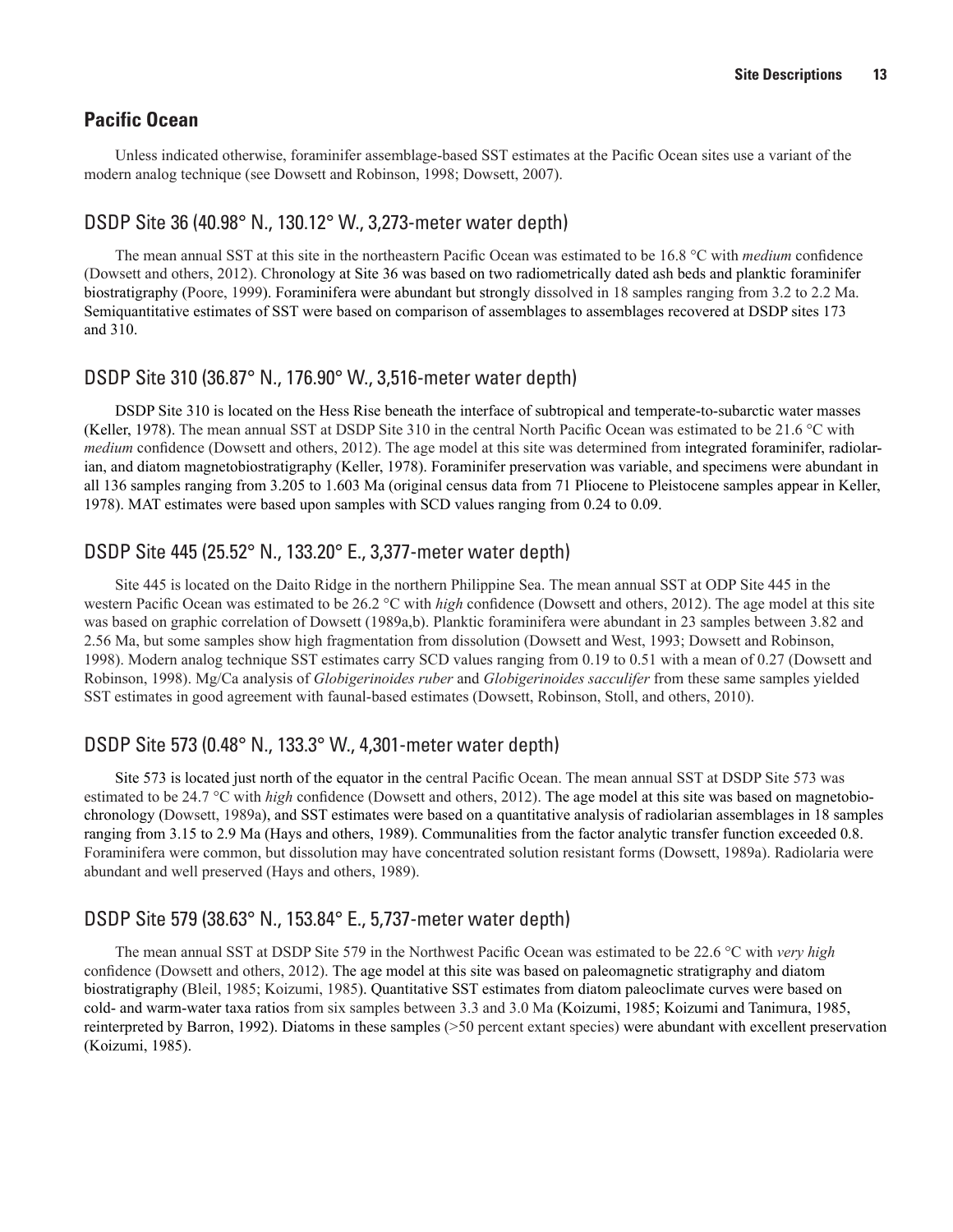## Pacific Ocean

Unless indicated otherwise, foraminifer assemblage-based SST estimates at the Pacific Ocean sites use a variant of the modern analog technique (see Dowsett and Robinson, 1998; Dowsett, 2007).

### DSDP Site 36 (40.98° N., 130.12° W., 3,273-meter water depth)

The mean annual SST at this site in the northeastern Pacific Ocean was estimated to be 16.8 °C with *medium* confidence (Dowsett and others, 2012). Chronology at Site 36 was based on two radiometrically dated ash beds and planktic foraminifer biostratigraphy (Poore, 1999). Foraminifera were abundant but strongly dissolved in 18 samples ranging from 3.2 to 2.2 Ma. Semiquantitative estimates of SST were based on comparison of assemblages to assemblages recovered at DSDP sites 173 and 310.

### DSDP Site 310 (36.87° N., 176.90° W., 3,516-meter water depth)

DSDP Site 310 is located on the Hess Rise beneath the interface of subtropical and temperate-to-subarctic water masses (Keller, 1978). The mean annual SST at DSDP Site 310 in the central North Pacific Ocean was estimated to be 21.6 °C with *medium* confidence (Dowsett and others, 2012). The age model at this site was determined from integrated foraminifer, radiolarian, and diatom magnetobiostratigraphy (Keller, 1978). Foraminifer preservation was variable, and specimens were abundant in all 136 samples ranging from 3.205 to 1.603 Ma (original census data from 71 Pliocene to Pleistocene samples appear in Keller, 1978). MAT estimates were based upon samples with SCD values ranging from 0.24 to 0.09.

### DSDP Site 445 (25.52° N., 133.20° E., 3,377-meter water depth)

Site 445 is located on the Daito Ridge in the northern Philippine Sea. The mean annual SST at ODP Site 445 in the western Pacific Ocean was estimated to be 26.2 °C with *high* confidence (Dowsett and others, 2012). The age model at this site was based on graphic correlation of Dowsett (1989a,b). Planktic foraminifera were abundant in 23 samples between 3.82 and 2.56 Ma, but some samples show high fragmentation from dissolution (Dowsett and West, 1993; Dowsett and Robinson, 1998). Modern analog technique SST estimates carry SCD values ranging from 0.19 to 0.51 with a mean of 0.27 (Dowsett and Robinson, 1998). Mg/Ca analysis of *Globigerinoides ruber* and *Globigerinoides sacculifer* from these same samples yielded SST estimates in good agreement with faunal-based estimates (Dowsett, Robinson, Stoll, and others, 2010).

### DSDP Site 573 (0.48° N., 133.3° W., 4,301-meter water depth)

Site 573 is located just north of the equator in the central Pacific Ocean. The mean annual SST at DSDP Site 573 was estimated to be 24.7 °C with *high* confidence (Dowsett and others, 2012). The age model at this site was based on magnetobiochronology (Dowsett, 1989a), and SST estimates were based on a quantitative analysis of radiolarian assemblages in 18 samples ranging from 3.15 to 2.9 Ma (Hays and others, 1989). Communalities from the factor analytic transfer function exceeded 0.8. Foraminifera were common, but dissolution may have concentrated solution resistant forms (Dowsett, 1989a). Radiolaria were abundant and well preserved (Hays and others, 1989).

### DSDP Site 579 (38.63° N., 153.84° E., 5,737-meter water depth)

The mean annual SST at DSDP Site 579 in the Northwest Pacific Ocean was estimated to be 22.6 °C with *very high* confidence (Dowsett and others, 2012). The age model at this site was based on paleomagnetic stratigraphy and diatom biostratigraphy (Bleil, 1985; Koizumi, 1985). Quantitative SST estimates from diatom paleoclimate curves were based on cold- and warm-water taxa ratios from six samples between 3.3 and 3.0 Ma (Koizumi, 1985; Koizumi and Tanimura, 1985, reinterpreted by Barron, 1992). Diatoms in these samples (>50 percent extant species) were abundant with excellent preservation (Koizumi, 1985).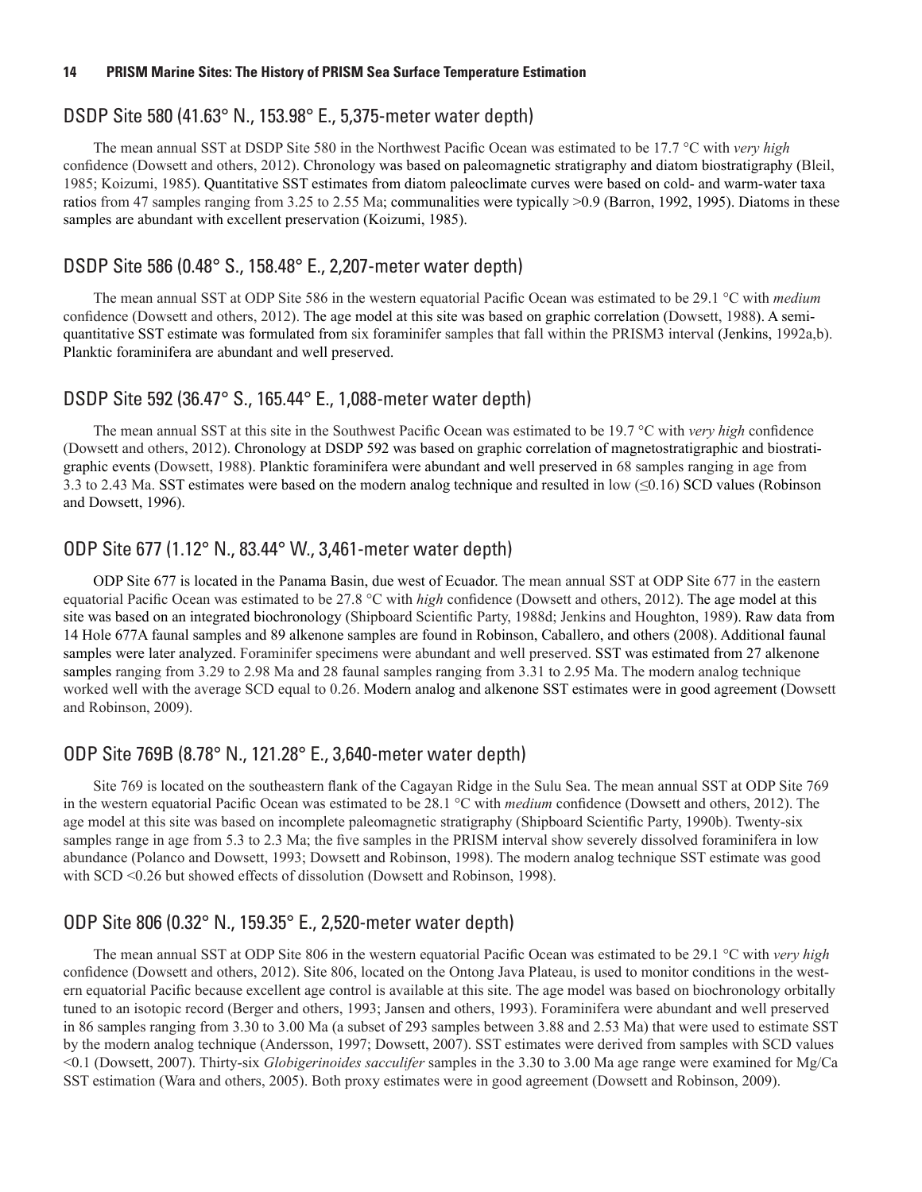## DSDP Site 580 (41.63° N., 153.98° E., 5,375-meter water depth)

The mean annual SST at DSDP Site 580 in the Northwest Pacific Ocean was estimated to be 17.7 °C with *very high* confidence (Dowsett and others, 2012). Chronology was based on paleomagnetic stratigraphy and diatom biostratigraphy (Bleil, 1985; Koizumi, 1985). Quantitative SST estimates from diatom paleoclimate curves were based on cold- and warm-water taxa ratios from 47 samples ranging from 3.25 to 2.55 Ma; communalities were typically >0.9 (Barron, 1992, 1995). Diatoms in these samples are abundant with excellent preservation (Koizumi, 1985).

## DSDP Site 586 (0.48° S., 158.48° E., 2,207-meter water depth)

The mean annual SST at ODP Site 586 in the western equatorial Pacific Ocean was estimated to be 29.1 °C with *medium* confidence (Dowsett and others, 2012). The age model at this site was based on graphic correlation (Dowsett, 1988). A semi-quantitative SST estimate was formulated from six foraminifer samples that fall within the PRISM3 interval (Jenkins, 1992a,b). Planktic foraminifera are abundant and well preserved.

## DSDP Site 592 (36.47° S., 165.44° E., 1,088-meter water depth)

The mean annual SST at this site in the Southwest Pacific Ocean was estimated to be 19.7 °C with *very high* confidence (Dowsett and others, 2012). Chronology at DSDP 592 was based on graphic correlation of magnetostratigraphic and biostratigraphic events (Dowsett, 1988). Planktic foraminifera were abundant and well preserved in 68 samples ranging in age from 3.3 to 2.43 Ma. SST estimates were based on the modern analog technique and resulted in low (≤0.16) SCD values (Robinson and Dowsett, 1996).

## ODP Site 677 (1.12° N., 83.44° W., 3,461-meter water depth)

ODP Site 677 is located in the Panama Basin, due west of Ecuador. The mean annual SST at ODP Site 677 in the eastern equatorial Pacific Ocean was estimated to be 27.8 °C with *high* confidence (Dowsett and others, 2012). The age model at this site was based on an integrated biochronology (Shipboard Scientific Party, 1988d; Jenkins and Houghton, 1989). Raw data from 14 Hole 677A faunal samples and 89 alkenone samples are found in Robinson, Caballero, and others (2008). Additional faunal samples were later analyzed. Foraminifer specimens were abundant and well preserved. SST was estimated from 27 alkenone samples ranging from 3.29 to 2.98 Ma and 28 faunal samples ranging from 3.31 to 2.95 Ma. The modern analog technique worked well with the average SCD equal to 0.26. Modern analog and alkenone SST estimates were in good agreement (Dowsett and Robinson, 2009).

## ODP Site 769B (8.78° N., 121.28° E., 3,640-meter water depth)

Site 769 is located on the southeastern flank of the Cagayan Ridge in the Sulu Sea. The mean annual SST at ODP Site 769 in the western equatorial Pacific Ocean was estimated to be 28.1 °C with *medium* confidence (Dowsett and others, 2012). The age model at this site was based on incomplete paleomagnetic stratigraphy (Shipboard Scientific Party, 1990b). Twenty-six samples range in age from 5.3 to 2.3 Ma; the five samples in the PRISM interval show severely dissolved foraminifera in low abundance (Polanco and Dowsett, 1993; Dowsett and Robinson, 1998). The modern analog technique SST estimate was good with SCD <0.26 but showed effects of dissolution (Dowsett and Robinson, 1998).

## ODP Site 806 (0.32° N., 159.35° E., 2,520-meter water depth)

The mean annual SST at ODP Site 806 in the western equatorial Pacific Ocean was estimated to be 29.1 °C with *very high* confidence (Dowsett and others, 2012). Site 806, located on the Ontong Java Plateau, is used to monitor conditions in the western equatorial Pacific because excellent age control is available at this site. The age model was based on biochronology orbitally tuned to an isotopic record (Berger and others, 1993; Jansen and others, 1993). Foraminifera were abundant and well preserved in 86 samples ranging from 3.30 to 3.00 Ma (a subset of 293 samples between 3.88 and 2.53 Ma) that were used to estimate SST by the modern analog technique (Andersson, 1997; Dowsett, 2007). SST estimates were derived from samples with SCD values <0.1 (Dowsett, 2007). Thirty-six *Globigerinoides sacculifer* samples in the 3.30 to 3.00 Ma age range were examined for Mg/Ca SST estimation (Wara and others, 2005). Both proxy estimates were in good agreement (Dowsett and Robinson, 2009).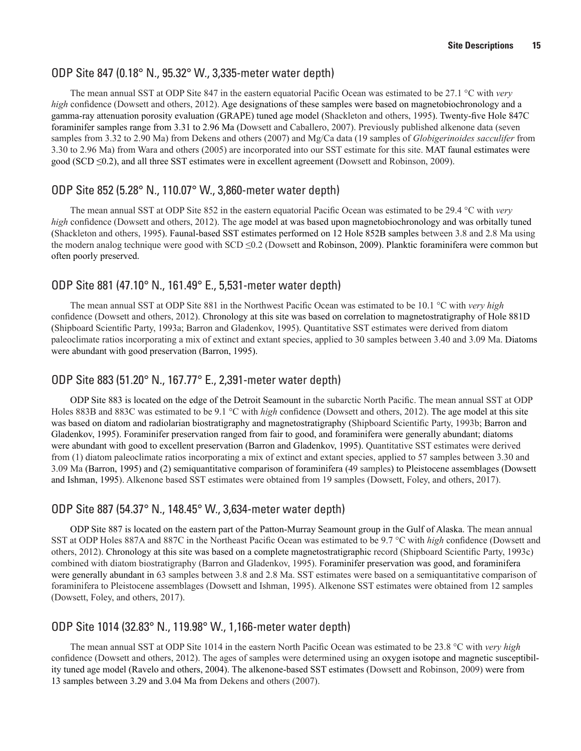## ODP Site 847 (0.18° N., 95.32° W., 3,335-meter water depth)

The mean annual SST at ODP Site 847 in the eastern equatorial Pacific Ocean was estimated to be 27.1 °C with *very high* confidence (Dowsett and others, 2012). Age designations of these samples were based on magnetobiochronology and a gamma-ray attenuation porosity evaluation (GRAPE) tuned age model (Shackleton and others, 1995). Twenty-five Hole 847C foraminifer samples range from 3.31 to 2.96 Ma (Dowsett and Caballero, 2007). Previously published alkenone data (seven samples from 3.32 to 2.90 Ma) from Dekens and others (2007) and Mg/Ca data (19 samples of *Globigerinoides sacculifer* from 3.30 to 2.96 Ma) from Wara and others (2005) are incorporated into our SST estimate for this site. MAT faunal estimates were good (SCD ≤0.2), and all three SST estimates were in excellent agreement (Dowsett and Robinson, 2009).

## ODP Site 852 (5.28° N., 110.07° W., 3,860-meter water depth)

The mean annual SST at ODP Site 852 in the eastern equatorial Pacific Ocean was estimated to be 29.4 °C with *very high* confidence (Dowsett and others, 2012). The age model at was based upon magnetobiochronology and was orbitally tuned (Shackleton and others, 1995). Faunal-based SST estimates performed on 12 Hole 852B samples between 3.8 and 2.8 Ma using the modern analog technique were good with SCD ≤0.2 (Dowsett and Robinson, 2009). Planktic foraminifera were common but often poorly preserved.

## ODP Site 881 (47.10° N., 161.49° E., 5,531-meter water depth)

The mean annual SST at ODP Site 881 in the Northwest Pacific Ocean was estimated to be 10.1 °C with *very high* confidence (Dowsett and others, 2012). Chronology at this site was based on correlation to magnetostratigraphy of Hole 881D (Shipboard Scientific Party, 1993a; Barron and Gladenkov, 1995). Quantitative SST estimates were derived from diatom paleoclimate ratios incorporating a mix of extinct and extant species, applied to 30 samples between 3.40 and 3.09 Ma. Diatoms were abundant with good preservation (Barron, 1995).

## ODP Site 883 (51.20° N., 167.77° E., 2,391-meter water depth)

ODP Site 883 is located on the edge of the Detroit Seamount in the subarctic North Pacific. The mean annual SST at ODP Holes 883B and 883C was estimated to be 9.1 °C with *high* confidence (Dowsett and others, 2012). The age model at this site was based on diatom and radiolarian biostratigraphy and magnetostratigraphy (Shipboard Scientific Party, 1993b; Barron and Gladenkov, 1995). Foraminifer preservation ranged from fair to good, and foraminifera were generally abundant; diatoms were abundant with good to excellent preservation (Barron and Gladenkov, 1995). Quantitative SST estimates were derived from (1) diatom paleoclimate ratios incorporating a mix of extinct and extant species, applied to 57 samples between 3.30 and 3.09 Ma (Barron, 1995) and (2) semiquantitative comparison of foraminifera (49 samples) to Pleistocene assemblages (Dowsett and Ishman, 1995). Alkenone based SST estimates were obtained from 19 samples (Dowsett, Foley, and others, 2017).

## ODP Site 887 (54.37° N., 148.45° W., 3,634-meter water depth)

ODP Site 887 is located on the eastern part of the Patton-Murray Seamount group in the Gulf of Alaska. The mean annual SST at ODP Holes 887A and 887C in the Northeast Pacific Ocean was estimated to be 9.7 °C with *high* confidence (Dowsett and others, 2012). Chronology at this site was based on a complete magnetostratigraphic record (Shipboard Scientific Party, 1993c) combined with diatom biostratigraphy (Barron and Gladenkov, 1995). Foraminifer preservation was good, and foraminifera were generally abundant in 63 samples between 3.8 and 2.8 Ma. SST estimates were based on a semiquantitative comparison of foraminifera to Pleistocene assemblages (Dowsett and Ishman, 1995). Alkenone SST estimates were obtained from 12 samples (Dowsett, Foley, and others, 2017).

## ODP Site 1014 (32.83° N., 119.98° W., 1,166-meter water depth)

The mean annual SST at ODP Site 1014 in the eastern North Pacific Ocean was estimated to be 23.8 °C with *very high* confidence (Dowsett and others, 2012). The ages of samples were determined using an oxygen isotope and magnetic susceptibility tuned age model (Ravelo and others, 2004). The alkenone-based SST estimates (Dowsett and Robinson, 2009) were from 13 samples between 3.29 and 3.04 Ma from Dekens and others (2007).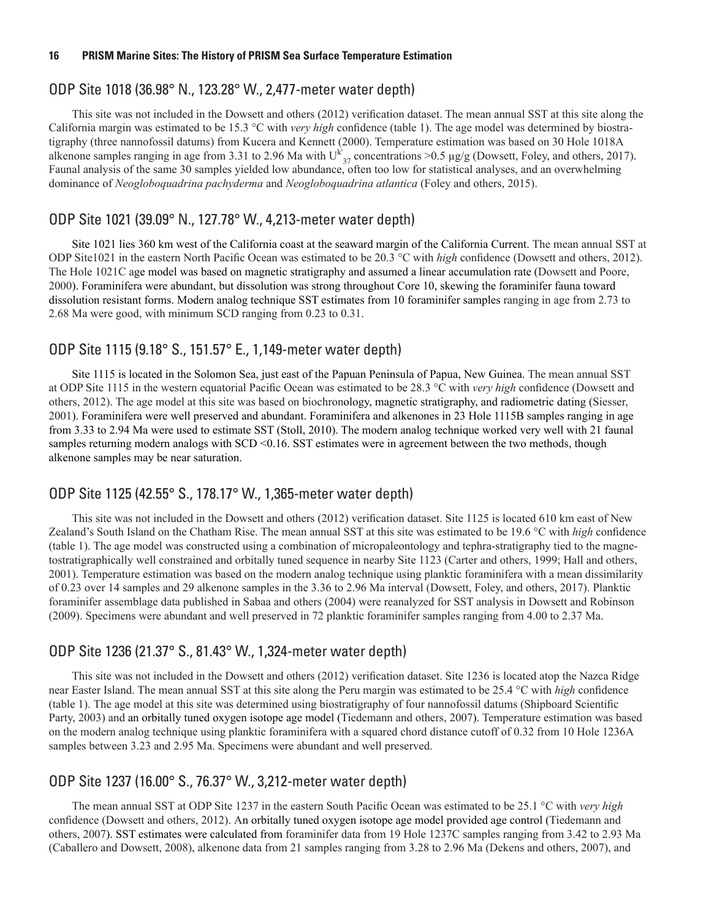## ODP Site 1018 (36.98° N., 123.28° W., 2,477-meter water depth)

This site was not included in the Dowsett and others (2012) verification dataset. The mean annual SST at this site along the California margin was estimated to be 15.3 °C with *very high* confidence (table 1). The age model was determined by biostratigraphy (three nannofossil datums) from Kucera and Kennett (2000). Temperature estimation was based on 30 Hole 1018A alkenone samples ranging in age from 3.31 to 2.96 Ma with $U^{k'}_{37}$ concentrations >0.5 µg/g (Dowsett, Foley, and others, 2017). Faunal analysis of the same 30 samples yielded low abundance, often too low for statistical analyses, and an overwhelming dominance of *Neogloboquadrina pachyderma* and *Neogloboquadrina atlantica* (Foley and others, 2015).

## ODP Site 1021 (39.09° N., 127.78° W., 4,213-meter water depth)

Site 1021 lies 360 km west of the California coast at the seaward margin of the California Current. The mean annual SST at ODP Site1021 in the eastern North Pacific Ocean was estimated to be 20.3 °C with *high* confidence (Dowsett and others, 2012). The Hole 1021C age model was based on magnetic stratigraphy and assumed a linear accumulation rate (Dowsett and Poore, 2000). Foraminifera were abundant, but dissolution was strong throughout Core 10, skewing the foraminifer fauna toward dissolution resistant forms. Modern analog technique SST estimates from 10 foraminifer samples ranging in age from 2.73 to 2.68 Ma were good, with minimum SCD ranging from 0.23 to 0.31.

## ODP Site 1115 (9.18° S., 151.57° E., 1,149-meter water depth)

Site 1115 is located in the Solomon Sea, just east of the Papuan Peninsula of Papua, New Guinea. The mean annual SST at ODP Site 1115 in the western equatorial Pacific Ocean was estimated to be 28.3 °C with *very high* confidence (Dowsett and others, 2012). The age model at this site was based on biochronology, magnetic stratigraphy, and radiometric dating (Siesser, 2001). Foraminifera were well preserved and abundant. Foraminifera and alkenones in 23 Hole 1115B samples ranging in age from 3.33 to 2.94 Ma were used to estimate SST (Stoll, 2010). The modern analog technique worked very well with 21 faunal samples returning modern analogs with SCD <0.16. SST estimates were in agreement between the two methods, though alkenone samples may be near saturation.

## ODP Site 1125 (42.55° S., 178.17° W., 1,365-meter water depth)

This site was not included in the Dowsett and others (2012) verification dataset. Site 1125 is located 610 km east of New Zealand's South Island on the Chatham Rise. The mean annual SST at this site was estimated to be 19.6 °C with *high* confidence (table 1). The age model was constructed using a combination of micropaleontology and tephra-stratigraphy tied to the magnetostratigraphically well constrained and orbitally tuned sequence in nearby Site 1123 (Carter and others, 1999; Hall and others, 2001). Temperature estimation was based on the modern analog technique using planktic foraminifera with a mean dissimilarity of 0.23 over 14 samples and 29 alkenone samples in the 3.36 to 2.96 Ma interval (Dowsett, Foley, and others, 2017). Planktic foraminifer assemblage data published in Sabaa and others (2004) were reanalyzed for SST analysis in Dowsett and Robinson (2009). Specimens were abundant and well preserved in 72 planktic foraminifer samples ranging from 4.00 to 2.37 Ma.

## ODP Site 1236 (21.37° S., 81.43° W., 1,324-meter water depth)

This site was not included in the Dowsett and others (2012) verification dataset. Site 1236 is located atop the Nazca Ridge near Easter Island. The mean annual SST at this site along the Peru margin was estimated to be 25.4 °C with *high* confidence (table 1). The age model at this site was determined using biostratigraphy of four nannofossil datums (Shipboard Scientific Party, 2003) and an orbitally tuned oxygen isotope age model (Tiedemann and others, 2007). Temperature estimation was based on the modern analog technique using planktic foraminifera with a squared chord distance cutoff of 0.32 from 10 Hole 1236A samples between 3.23 and 2.95 Ma. Specimens were abundant and well preserved.

## ODP Site 1237 (16.00° S., 76.37° W., 3,212-meter water depth)

The mean annual SST at ODP Site 1237 in the eastern South Pacific Ocean was estimated to be 25.1 °C with *very high* confidence (Dowsett and others, 2012). An orbitally tuned oxygen isotope age model provided age control (Tiedemann and others, 2007). SST estimates were calculated from foraminifer data from 19 Hole 1237C samples ranging from 3.42 to 2.93 Ma (Caballero and Dowsett, 2008), alkenone data from 21 samples ranging from 3.28 to 2.96 Ma (Dekens and others, 2007), and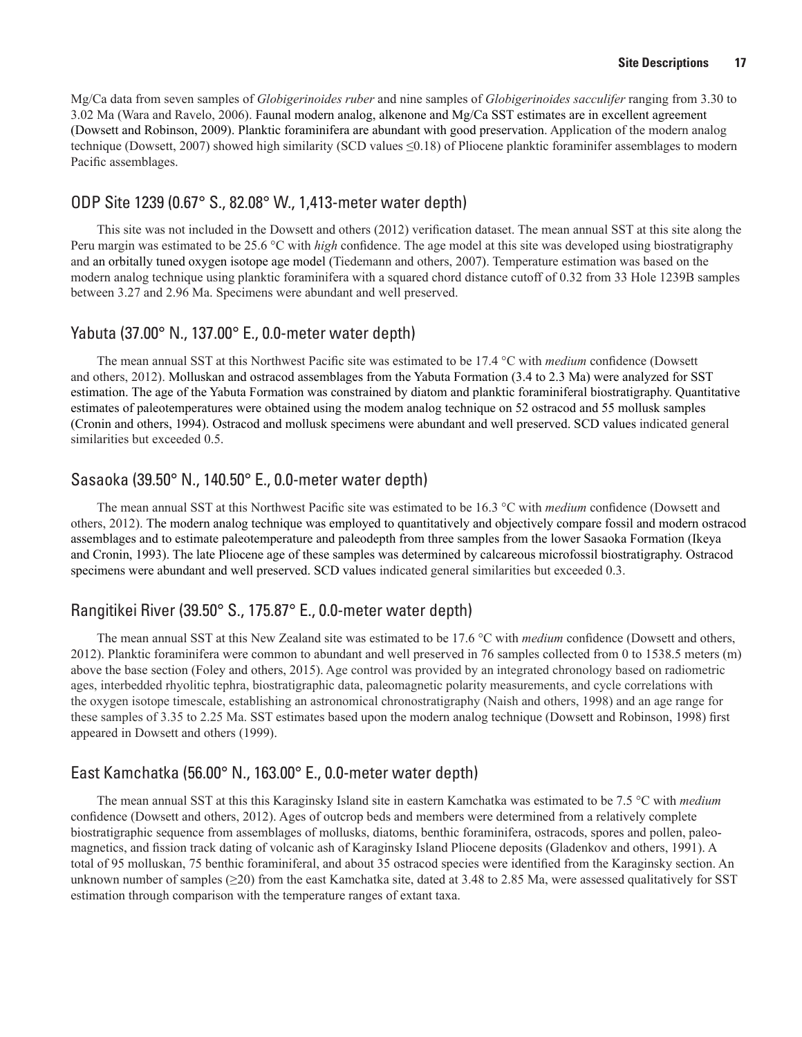Mg/Ca data from seven samples of *Globigerinoides ruber* and nine samples of *Globigerinoides sacculifer* ranging from 3.30 to 3.02 Ma (Wara and Ravelo, 2006). Faunal modern analog, alkenone and Mg/Ca SST estimates are in excellent agreement (Dowsett and Robinson, 2009). Planktic foraminifera are abundant with good preservation. Application of the modern analog technique (Dowsett, 2007) showed high similarity (SCD values ≤0.18) of Pliocene planktic foraminifer assemblages to modern Pacific assemblages.

## ODP Site 1239 (0.67° S., 82.08° W., 1,413-meter water depth)

This site was not included in the Dowsett and others (2012) verification dataset. The mean annual SST at this site along the Peru margin was estimated to be 25.6 °C with *high* confidence. The age model at this site was developed using biostratigraphy and an orbitally tuned oxygen isotope age model (Tiedemann and others, 2007). Temperature estimation was based on the modern analog technique using planktic foraminifera with a squared chord distance cutoff of 0.32 from 33 Hole 1239B samples between 3.27 and 2.96 Ma. Specimens were abundant and well preserved.

## Yabuta (37.00° N., 137.00° E., 0.0-meter water depth)

The mean annual SST at this Northwest Pacific site was estimated to be 17.4 °C with *medium* confidence (Dowsett and others, 2012). Molluskan and ostracod assemblages from the Yabuta Formation (3.4 to 2.3 Ma) were analyzed for SST estimation. The age of the Yabuta Formation was constrained by diatom and planktic foraminiferal biostratigraphy. Quantitative estimates of paleotemperatures were obtained using the modem analog technique on 52 ostracod and 55 mollusk samples (Cronin and others, 1994). Ostracod and mollusk specimens were abundant and well preserved. SCD values indicated general similarities but exceeded 0.5.

## Sasaoka (39.50° N., 140.50° E., 0.0-meter water depth)

The mean annual SST at this Northwest Pacific site was estimated to be 16.3 °C with *medium* confidence (Dowsett and others, 2012). The modern analog technique was employed to quantitatively and objectively compare fossil and modern ostracod assemblages and to estimate paleotemperature and paleodepth from three samples from the lower Sasaoka Formation (Ikeya and Cronin, 1993). The late Pliocene age of these samples was determined by calcareous microfossil biostratigraphy. Ostracod specimens were abundant and well preserved. SCD values indicated general similarities but exceeded 0.3.

## Rangitikei River (39.50° S., 175.87° E., 0.0-meter water depth)

The mean annual SST at this New Zealand site was estimated to be 17.6 °C with *medium* confidence (Dowsett and others, 2012). Planktic foraminifera were common to abundant and well preserved in 76 samples collected from 0 to 1538.5 meters (m) above the base section (Foley and others, 2015). Age control was provided by an integrated chronology based on radiometric ages, interbedded rhyolitic tephra, biostratigraphic data, paleomagnetic polarity measurements, and cycle correlations with the oxygen isotope timescale, establishing an astronomical chronostratigraphy (Naish and others, 1998) and an age range for these samples of 3.35 to 2.25 Ma. SST estimates based upon the modern analog technique (Dowsett and Robinson, 1998) first appeared in Dowsett and others (1999).

## East Kamchatka (56.00° N., 163.00° E., 0.0-meter water depth)

The mean annual SST at this this Karaginsky Island site in eastern Kamchatka was estimated to be 7.5 °C with *medium* confidence (Dowsett and others, 2012). Ages of outcrop beds and members were determined from a relatively complete biostratigraphic sequence from assemblages of mollusks, diatoms, benthic foraminifera, ostracods, spores and pollen, paleomagnetics, and fission track dating of volcanic ash of Karaginsky Island Pliocene deposits (Gladenkov and others, 1991). A total of 95 molluskan, 75 benthic foraminiferal, and about 35 ostracod species were identified from the Karaginsky section. An unknown number of samples (≥20) from the east Kamchatka site, dated at 3.48 to 2.85 Ma, were assessed qualitatively for SST estimation through comparison with the temperature ranges of extant taxa.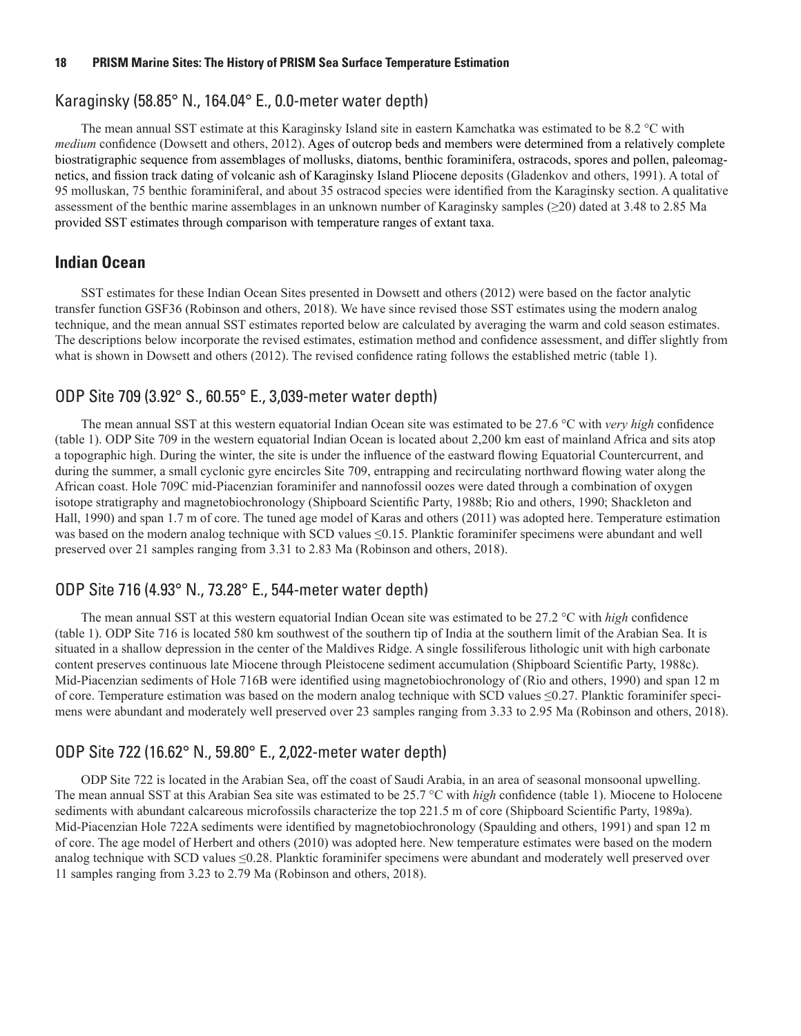## Karaginsky (58.85° N., 164.04° E., 0.0-meter water depth)

The mean annual SST estimate at this Karaginsky Island site in eastern Kamchatka was estimated to be 8.2 °C with *medium* confidence (Dowsett and others, 2012). Ages of outcrop beds and members were determined from a relatively complete biostratigraphic sequence from assemblages of mollusks, diatoms, benthic foraminifera, ostracods, spores and pollen, paleomagnetics, and fission track dating of volcanic ash of Karaginsky Island Pliocene deposits (Gladenkov and others, 1991). A total of 95 molluskan, 75 benthic foraminiferal, and about 35 ostracod species were identified from the Karaginsky section. A qualitative assessment of the benthic marine assemblages in an unknown number of Karaginsky samples (≥20) dated at 3.48 to 2.85 Ma provided SST estimates through comparison with temperature ranges of extant taxa.

# Indian Ocean

SST estimates for these Indian Ocean Sites presented in Dowsett and others (2012) were based on the factor analytic transfer function GSF36 (Robinson and others, 2018). We have since revised those SST estimates using the modern analog technique, and the mean annual SST estimates reported below are calculated by averaging the warm and cold season estimates. The descriptions below incorporate the revised estimates, estimation method and confidence assessment, and differ slightly from what is shown in Dowsett and others (2012). The revised confidence rating follows the established metric (table 1).

## ODP Site 709 (3.92° S., 60.55° E., 3,039-meter water depth)

The mean annual SST at this western equatorial Indian Ocean site was estimated to be 27.6 °C with *very high* confidence (table 1). ODP Site 709 in the western equatorial Indian Ocean is located about 2,200 km east of mainland Africa and sits atop a topographic high. During the winter, the site is under the influence of the eastward flowing Equatorial Countercurrent, and during the summer, a small cyclonic gyre encircles Site 709, entrapping and recirculating northward flowing water along the African coast. Hole 709C mid-Piacenzian foraminifer and nannofossil oozes were dated through a combination of oxygen isotope stratigraphy and magnetobiochronology (Shipboard Scientific Party, 1988b; Rio and others, 1990; Shackleton and Hall, 1990) and span 1.7 m of core. The tuned age model of Karas and others (2011) was adopted here. Temperature estimation was based on the modern analog technique with SCD values ≤0.15. Planktic foraminifer specimens were abundant and well preserved over 21 samples ranging from 3.31 to 2.83 Ma (Robinson and others, 2018).

## ODP Site 716 (4.93° N., 73.28° E., 544-meter water depth)

The mean annual SST at this western equatorial Indian Ocean site was estimated to be 27.2 °C with *high* confidence (table 1). ODP Site 716 is located 580 km southwest of the southern tip of India at the southern limit of the Arabian Sea. It is situated in a shallow depression in the center of the Maldives Ridge. A single fossiliferous lithologic unit with high carbonate content preserves continuous late Miocene through Pleistocene sediment accumulation (Shipboard Scientific Party, 1988c). Mid-Piacenzian sediments of Hole 716B were identified using magnetobiochronology of (Rio and others, 1990) and span 12 m of core. Temperature estimation was based on the modern analog technique with SCD values ≤0.27. Planktic foraminifer specimens were abundant and moderately well preserved over 23 samples ranging from 3.33 to 2.95 Ma (Robinson and others, 2018).

## ODP Site 722 (16.62° N., 59.80° E., 2,022-meter water depth)

ODP Site 722 is located in the Arabian Sea, off the coast of Saudi Arabia, in an area of seasonal monsoonal upwelling. The mean annual SST at this Arabian Sea site was estimated to be 25.7 °C with *high* confidence (table 1). Miocene to Holocene sediments with abundant calcareous microfossils characterize the top 221.5 m of core (Shipboard Scientific Party, 1989a). Mid-Piacenzian Hole 722A sediments were identified by magnetobiochronology (Spaulding and others, 1991) and span 12 m of core. The age model of Herbert and others (2010) was adopted here. New temperature estimates were based on the modern analog technique with SCD values ≤0.28. Planktic foraminifer specimens were abundant and moderately well preserved over 11 samples ranging from 3.23 to 2.79 Ma (Robinson and others, 2018).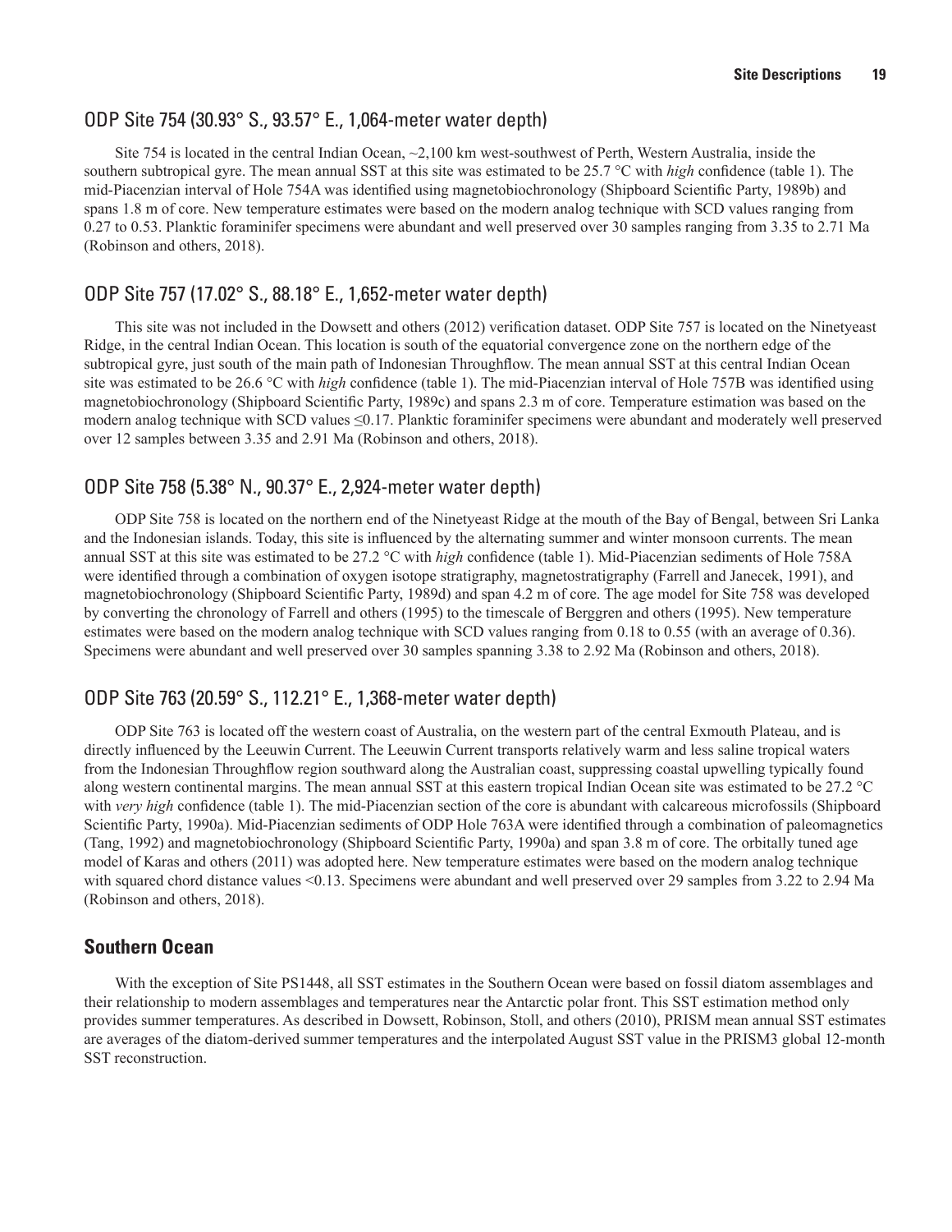### ODP Site 754 (30.93° S., 93.57° E., 1,064-meter water depth)

Site 754 is located in the central Indian Ocean, ~2,100 km west-southwest of Perth, Western Australia, inside the southern subtropical gyre. The mean annual SST at this site was estimated to be 25.7 °C with *high* confidence (table 1). The mid-Piacenzian interval of Hole 754A was identified using magnetobiochronology (Shipboard Scientific Party, 1989b) and spans 1.8 m of core. New temperature estimates were based on the modern analog technique with SCD values ranging from 0.27 to 0.53. Planktic foraminifer specimens were abundant and well preserved over 30 samples ranging from 3.35 to 2.71 Ma (Robinson and others, 2018).

### ODP Site 757 (17.02° S., 88.18° E., 1,652-meter water depth)

This site was not included in the Dowsett and others (2012) verification dataset. ODP Site 757 is located on the Ninetyeast Ridge, in the central Indian Ocean. This location is south of the equatorial convergence zone on the northern edge of the subtropical gyre, just south of the main path of Indonesian Throughflow. The mean annual SST at this central Indian Ocean site was estimated to be 26.6 °C with *high* confidence (table 1). The mid-Piacenzian interval of Hole 757B was identified using magnetobiochronology (Shipboard Scientific Party, 1989c) and spans 2.3 m of core. Temperature estimation was based on the modern analog technique with SCD values ≤0.17. Planktic foraminifer specimens were abundant and moderately well preserved over 12 samples between 3.35 and 2.91 Ma (Robinson and others, 2018).

### ODP Site 758 (5.38° N., 90.37° E., 2,924-meter water depth)

ODP Site 758 is located on the northern end of the Ninetyeast Ridge at the mouth of the Bay of Bengal, between Sri Lanka and the Indonesian islands. Today, this site is influenced by the alternating summer and winter monsoon currents. The mean annual SST at this site was estimated to be 27.2 °C with *high* confidence (table 1). Mid-Piacenzian sediments of Hole 758A were identified through a combination of oxygen isotope stratigraphy, magnetostratigraphy (Farrell and Janecek, 1991), and magnetobiochronology (Shipboard Scientific Party, 1989d) and span 4.2 m of core. The age model for Site 758 was developed by converting the chronology of Farrell and others (1995) to the timescale of Berggren and others (1995). New temperature estimates were based on the modern analog technique with SCD values ranging from 0.18 to 0.55 (with an average of 0.36). Specimens were abundant and well preserved over 30 samples spanning 3.38 to 2.92 Ma (Robinson and others, 2018).

### ODP Site 763 (20.59° S., 112.21° E., 1,368-meter water depth)

ODP Site 763 is located off the western coast of Australia, on the western part of the central Exmouth Plateau, and is directly influenced by the Leeuwin Current. The Leeuwin Current transports relatively warm and less saline tropical waters from the Indonesian Throughflow region southward along the Australian coast, suppressing coastal upwelling typically found along western continental margins. The mean annual SST at this eastern tropical Indian Ocean site was estimated to be 27.2 °C with *very high* confidence (table 1). The mid-Piacenzian section of the core is abundant with calcareous microfossils (Shipboard Scientific Party, 1990a). Mid-Piacenzian sediments of ODP Hole 763A were identified through a combination of paleomagnetics (Tang, 1992) and magnetobiochronology (Shipboard Scientific Party, 1990a) and span 3.8 m of core. The orbitally tuned age model of Karas and others (2011) was adopted here. New temperature estimates were based on the modern analog technique with squared chord distance values <0.13. Specimens were abundant and well preserved over 29 samples from 3.22 to 2.94 Ma (Robinson and others, 2018).

## Southern Ocean

With the exception of Site PS1448, all SST estimates in the Southern Ocean were based on fossil diatom assemblages and their relationship to modern assemblages and temperatures near the Antarctic polar front. This SST estimation method only provides summer temperatures. As described in Dowsett, Robinson, Stoll, and others (2010), PRISM mean annual SST estimates are averages of the diatom-derived summer temperatures and the interpolated August SST value in the PRISM3 global 12-month SST reconstruction.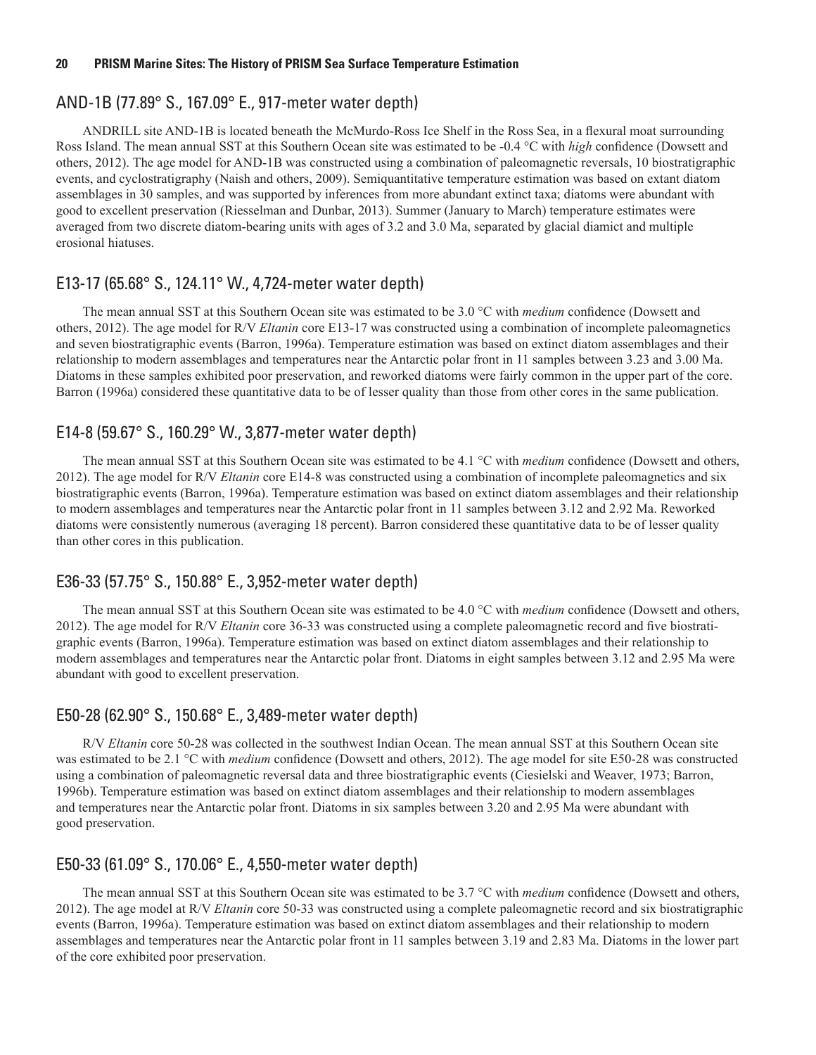## AND-1B (77.89° S., 167.09° E., 917-meter water depth)

ANDRILL site AND-1B is located beneath the McMurdo-Ross Ice Shelf in the Ross Sea, in a flexural moat surrounding Ross Island. The mean annual SST at this Southern Ocean site was estimated to be -0.4 °C with *high* confidence (Dowsett and others, 2012). The age model for AND-1B was constructed using a combination of paleomagnetic reversals, 10 biostratigraphic events, and cyclostratigraphy (Naish and others, 2009). Semiquantitative temperature estimation was based on extant diatom assemblages in 30 samples, and was supported by inferences from more abundant extinct taxa; diatoms were abundant with good to excellent preservation (Riesselman and Dunbar, 2013). Summer (January to March) temperature estimates were averaged from two discrete diatom-bearing units with ages of 3.2 and 3.0 Ma, separated by glacial diamict and multiple erosional hiatuses.

## E13-17 (65.68° S., 124.11° W., 4,724-meter water depth)

The mean annual SST at this Southern Ocean site was estimated to be 3.0 °C with *medium* confidence (Dowsett and others, 2012). The age model for R/V *Eltanin* core E13-17 was constructed using a combination of incomplete paleomagnetics and seven biostratigraphic events (Barron, 1996a). Temperature estimation was based on extinct diatom assemblages and their relationship to modern assemblages and temperatures near the Antarctic polar front in 11 samples between 3.23 and 3.00 Ma. Diatoms in these samples exhibited poor preservation, and reworked diatoms were fairly common in the upper part of the core. Barron (1996a) considered these quantitative data to be of lesser quality than those from other cores in the same publication.

## E14-8 (59.67° S., 160.29° W., 3,877-meter water depth)

The mean annual SST at this Southern Ocean site was estimated to be 4.1 °C with *medium* confidence (Dowsett and others, 2012). The age model for R/V *Eltanin* core E14-8 was constructed using a combination of incomplete paleomagnetics and six biostratigraphic events (Barron, 1996a). Temperature estimation was based on extinct diatom assemblages and their relationship to modern assemblages and temperatures near the Antarctic polar front in 11 samples between 3.12 and 2.92 Ma. Reworked diatoms were consistently numerous (averaging 18 percent). Barron considered these quantitative data to be of lesser quality than other cores in this publication.

## E36-33 (57.75° S., 150.88° E., 3,952-meter water depth)

The mean annual SST at this Southern Ocean site was estimated to be 4.0 °C with *medium* confidence (Dowsett and others, 2012). The age model for R/V *Eltanin* core 36-33 was constructed using a complete paleomagnetic record and five biostratigraphic events (Barron, 1996a). Temperature estimation was based on extinct diatom assemblages and their relationship to modern assemblages and temperatures near the Antarctic polar front. Diatoms in eight samples between 3.12 and 2.95 Ma were abundant with good to excellent preservation.

## E50-28 (62.90° S., 150.68° E., 3,489-meter water depth)

R/V *Eltanin* core 50-28 was collected in the southwest Indian Ocean. The mean annual SST at this Southern Ocean site was estimated to be 2.1 °C with *medium* confidence (Dowsett and others, 2012). The age model for site E50-28 was constructed using a combination of paleomagnetic reversal data and three biostratigraphic events (Ciesielski and Weaver, 1973; Barron, 1996b). Temperature estimation was based on extinct diatom assemblages and their relationship to modern assemblages and temperatures near the Antarctic polar front. Diatoms in six samples between 3.20 and 2.95 Ma were abundant with good preservation.

## E50-33 (61.09° S., 170.06° E., 4,550-meter water depth)

The mean annual SST at this Southern Ocean site was estimated to be 3.7 °C with *medium* confidence (Dowsett and others, 2012). The age model at R/V *Eltanin* core 50-33 was constructed using a complete paleomagnetic record and six biostratigraphic events (Barron, 1996a). Temperature estimation was based on extinct diatom assemblages and their relationship to modern assemblages and temperatures near the Antarctic polar front in 11 samples between 3.19 and 2.83 Ma. Diatoms in the lower part of the core exhibited poor preservation.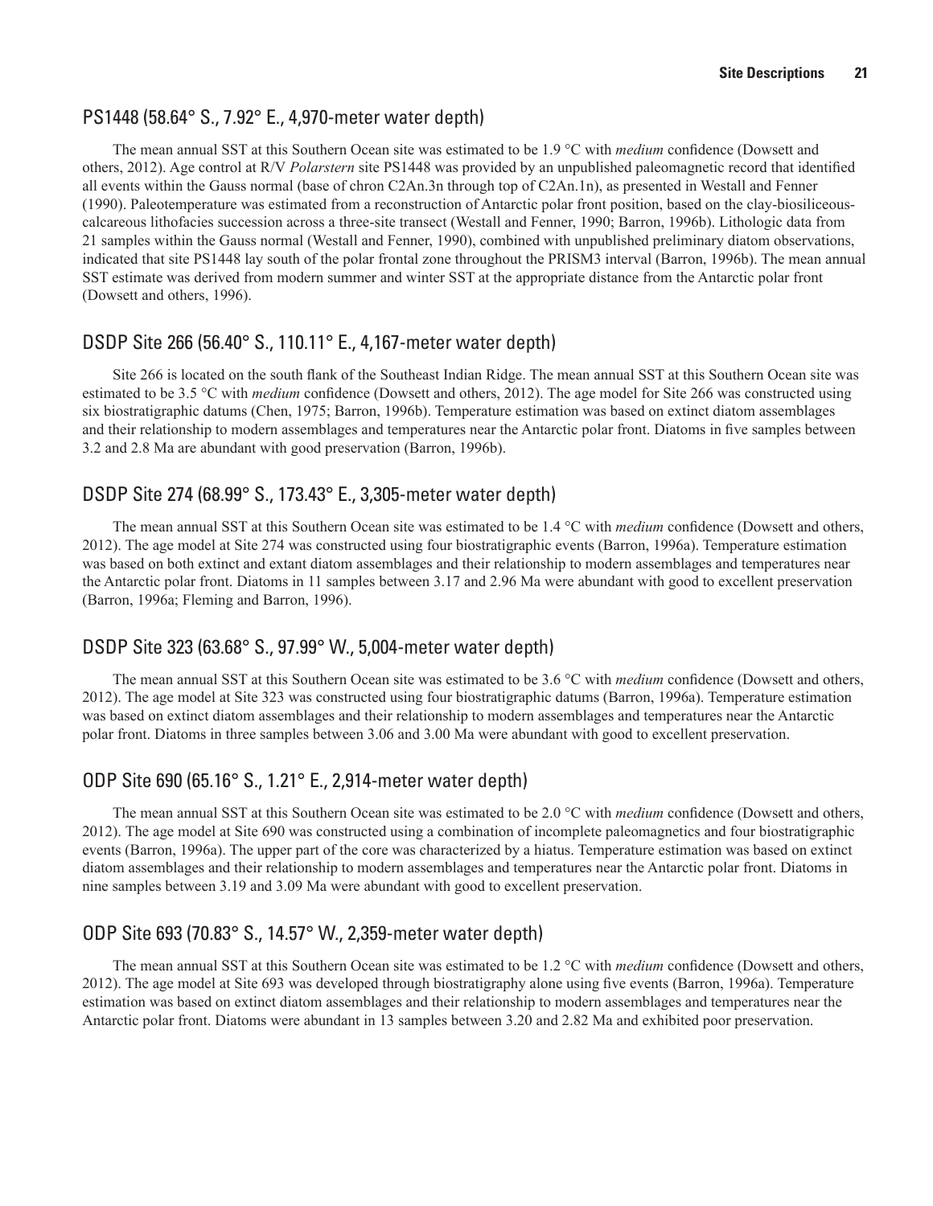## PS1448 (58.64° S., 7.92° E., 4,970-meter water depth)

The mean annual SST at this Southern Ocean site was estimated to be 1.9 °C with *medium* confidence (Dowsett and others, 2012). Age control at R/V *Polarstern* site PS1448 was provided by an unpublished paleomagnetic record that identified all events within the Gauss normal (base of chron C2An.3n through top of C2An.1n), as presented in Westall and Fenner (1990). Paleotemperature was estimated from a reconstruction of Antarctic polar front position, based on the clay-biosiliceous-calcareous lithofacies succession across a three-site transect (Westall and Fenner, 1990; Barron, 1996b). Lithologic data from 21 samples within the Gauss normal (Westall and Fenner, 1990), combined with unpublished preliminary diatom observations, indicated that site PS1448 lay south of the polar frontal zone throughout the PRISM3 interval (Barron, 1996b). The mean annual SST estimate was derived from modern summer and winter SST at the appropriate distance from the Antarctic polar front (Dowsett and others, 1996).

## DSDP Site 266 (56.40° S., 110.11° E., 4,167-meter water depth)

Site 266 is located on the south flank of the Southeast Indian Ridge. The mean annual SST at this Southern Ocean site was estimated to be 3.5 °C with *medium* confidence (Dowsett and others, 2012). The age model for Site 266 was constructed using six biostratigraphic datums (Chen, 1975; Barron, 1996b). Temperature estimation was based on extinct diatom assemblages and their relationship to modern assemblages and temperatures near the Antarctic polar front. Diatoms in five samples between 3.2 and 2.8 Ma are abundant with good preservation (Barron, 1996b).

## DSDP Site 274 (68.99° S., 173.43° E., 3,305-meter water depth)

The mean annual SST at this Southern Ocean site was estimated to be 1.4 °C with *medium* confidence (Dowsett and others, 2012). The age model at Site 274 was constructed using four biostratigraphic events (Barron, 1996a). Temperature estimation was based on both extinct and extant diatom assemblages and their relationship to modern assemblages and temperatures near the Antarctic polar front. Diatoms in 11 samples between 3.17 and 2.96 Ma were abundant with good to excellent preservation (Barron, 1996a; Fleming and Barron, 1996).

## DSDP Site 323 (63.68° S., 97.99° W., 5,004-meter water depth)

The mean annual SST at this Southern Ocean site was estimated to be 3.6 °C with *medium* confidence (Dowsett and others, 2012). The age model at Site 323 was constructed using four biostratigraphic datums (Barron, 1996a). Temperature estimation was based on extinct diatom assemblages and their relationship to modern assemblages and temperatures near the Antarctic polar front. Diatoms in three samples between 3.06 and 3.00 Ma were abundant with good to excellent preservation.

## ODP Site 690 (65.16° S., 1.21° E., 2,914-meter water depth)

The mean annual SST at this Southern Ocean site was estimated to be 2.0 °C with *medium* confidence (Dowsett and others, 2012). The age model at Site 690 was constructed using a combination of incomplete paleomagnetics and four biostratigraphic events (Barron, 1996a). The upper part of the core was characterized by a hiatus. Temperature estimation was based on extinct diatom assemblages and their relationship to modern assemblages and temperatures near the Antarctic polar front. Diatoms in nine samples between 3.19 and 3.09 Ma were abundant with good to excellent preservation.

## ODP Site 693 (70.83° S., 14.57° W., 2,359-meter water depth)

The mean annual SST at this Southern Ocean site was estimated to be 1.2 °C with *medium* confidence (Dowsett and others, 2012). The age model at Site 693 was developed through biostratigraphy alone using five events (Barron, 1996a). Temperature estimation was based on extinct diatom assemblages and their relationship to modern assemblages and temperatures near the Antarctic polar front. Diatoms were abundant in 13 samples between 3.20 and 2.82 Ma and exhibited poor preservation.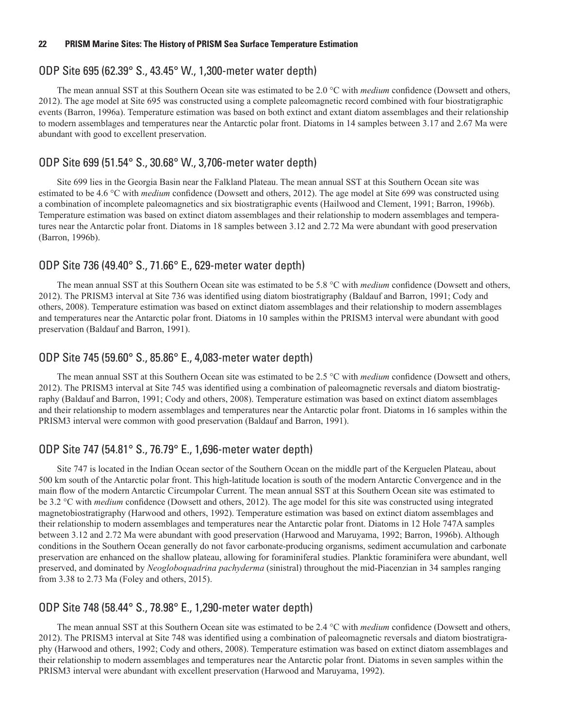## ODP Site 695 (62.39° S., 43.45° W., 1,300-meter water depth)

The mean annual SST at this Southern Ocean site was estimated to be 2.0 °C with *medium* confidence (Dowsett and others, 2012). The age model at Site 695 was constructed using a complete paleomagnetic record combined with four biostratigraphic events (Barron, 1996a). Temperature estimation was based on both extinct and extant diatom assemblages and their relationship to modern assemblages and temperatures near the Antarctic polar front. Diatoms in 14 samples between 3.17 and 2.67 Ma were abundant with good to excellent preservation.

## ODP Site 699 (51.54° S., 30.68° W., 3,706-meter water depth)

Site 699 lies in the Georgia Basin near the Falkland Plateau. The mean annual SST at this Southern Ocean site was estimated to be 4.6 °C with *medium* confidence (Dowsett and others, 2012). The age model at Site 699 was constructed using a combination of incomplete paleomagnetics and six biostratigraphic events (Hailwood and Clement, 1991; Barron, 1996b). Temperature estimation was based on extinct diatom assemblages and their relationship to modern assemblages and temperatures near the Antarctic polar front. Diatoms in 18 samples between 3.12 and 2.72 Ma were abundant with good preservation (Barron, 1996b).

## ODP Site 736 (49.40° S., 71.66° E., 629-meter water depth)

The mean annual SST at this Southern Ocean site was estimated to be 5.8 °C with *medium* confidence (Dowsett and others, 2012). The PRISM3 interval at Site 736 was identified using diatom biostratigraphy (Baldauf and Barron, 1991; Cody and others, 2008). Temperature estimation was based on extinct diatom assemblages and their relationship to modern assemblages and temperatures near the Antarctic polar front. Diatoms in 10 samples within the PRISM3 interval were abundant with good preservation (Baldauf and Barron, 1991).

## ODP Site 745 (59.60° S., 85.86° E., 4,083-meter water depth)

The mean annual SST at this Southern Ocean site was estimated to be 2.5 °C with *medium* confidence (Dowsett and others, 2012). The PRISM3 interval at Site 745 was identified using a combination of paleomagnetic reversals and diatom biostratigraphy (Baldauf and Barron, 1991; Cody and others, 2008). Temperature estimation was based on extinct diatom assemblages and their relationship to modern assemblages and temperatures near the Antarctic polar front. Diatoms in 16 samples within the PRISM3 interval were common with good preservation (Baldauf and Barron, 1991).

## ODP Site 747 (54.81° S., 76.79° E., 1,696-meter water depth)

Site 747 is located in the Indian Ocean sector of the Southern Ocean on the middle part of the Kerguelen Plateau, about 500 km south of the Antarctic polar front. This high-latitude location is south of the modern Antarctic Convergence and in the main flow of the modern Antarctic Circumpolar Current. The mean annual SST at this Southern Ocean site was estimated to be 3.2 °C with *medium* confidence (Dowsett and others, 2012). The age model for this site was constructed using integrated magnetobiostratigraphy (Harwood and others, 1992). Temperature estimation was based on extinct diatom assemblages and their relationship to modern assemblages and temperatures near the Antarctic polar front. Diatoms in 12 Hole 747A samples between 3.12 and 2.72 Ma were abundant with good preservation (Harwood and Maruyama, 1992; Barron, 1996b). Although conditions in the Southern Ocean generally do not favor carbonate-producing organisms, sediment accumulation and carbonate preservation are enhanced on the shallow plateau, allowing for foraminiferal studies. Planktic foraminifera were abundant, well preserved, and dominated by *Neogloboquadrina pachyderma* (sinistral) throughout the mid-Piacenzian in 34 samples ranging from 3.38 to 2.73 Ma (Foley and others, 2015).

## ODP Site 748 (58.44° S., 78.98° E., 1,290-meter water depth)

The mean annual SST at this Southern Ocean site was estimated to be 2.4 °C with *medium* confidence (Dowsett and others, 2012). The PRISM3 interval at Site 748 was identified using a combination of paleomagnetic reversals and diatom biostratigraphy (Harwood and others, 1992; Cody and others, 2008). Temperature estimation was based on extinct diatom assemblages and their relationship to modern assemblages and temperatures near the Antarctic polar front. Diatoms in seven samples within the PRISM3 interval were abundant with excellent preservation (Harwood and Maruyama, 1992).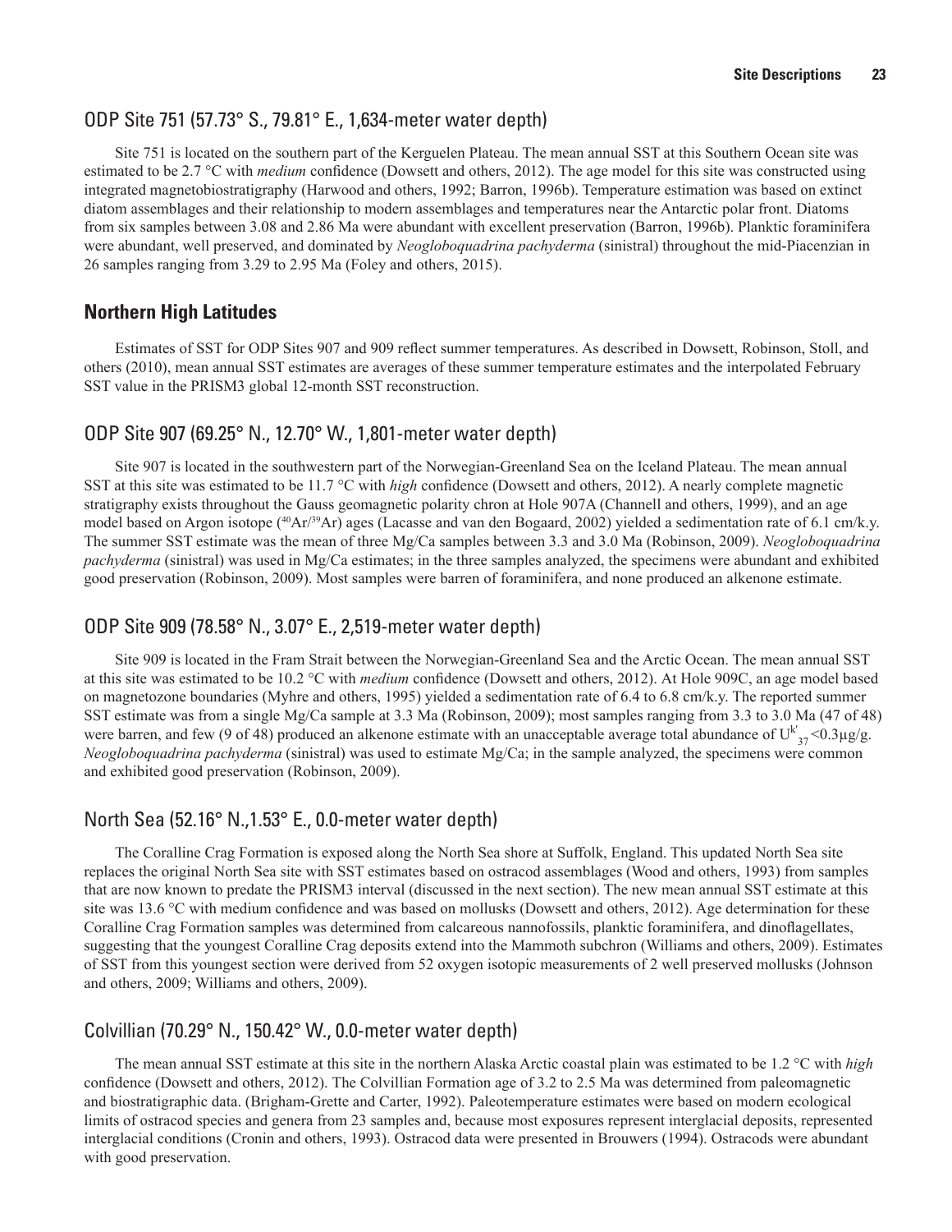### ODP Site 751 (57.73° S., 79.81° E., 1,634-meter water depth)

Site 751 is located on the southern part of the Kerguelen Plateau. The mean annual SST at this Southern Ocean site was estimated to be 2.7 °C with *medium* confidence (Dowsett and others, 2012). The age model for this site was constructed using integrated magnetobiostratigraphy (Harwood and others, 1992; Barron, 1996b). Temperature estimation was based on extinct diatom assemblages and their relationship to modern assemblages and temperatures near the Antarctic polar front. Diatoms from six samples between 3.08 and 2.86 Ma were abundant with excellent preservation (Barron, 1996b). Planktic foraminifera were abundant, well preserved, and dominated by *Neogloboquadrina pachyderma* (sinistral) throughout the mid-Piacenzian in 26 samples ranging from 3.29 to 2.95 Ma (Foley and others, 2015).

## Northern High Latitudes

Estimates of SST for ODP Sites 907 and 909 reflect summer temperatures. As described in Dowsett, Robinson, Stoll, and others (2010), mean annual SST estimates are averages of these summer temperature estimates and the interpolated February SST value in the PRISM3 global 12-month SST reconstruction.

### ODP Site 907 (69.25° N., 12.70° W., 1,801-meter water depth)

Site 907 is located in the southwestern part of the Norwegian-Greenland Sea on the Iceland Plateau. The mean annual SST at this site was estimated to be 11.7 °C with *high* confidence (Dowsett and others, 2012). A nearly complete magnetic stratigraphy exists throughout the Gauss geomagnetic polarity chron at Hole 907A (Channell and others, 1999), and an age model based on Argon isotope ($^{40}Ar/^{39}Ar$) ages (Lacasse and van den Bogaard, 2002) yielded a sedimentation rate of 6.1 cm/k.y. The summer SST estimate was the mean of three Mg/Ca samples between 3.3 and 3.0 Ma (Robinson, 2009). *Neogloboquadrina pachyderma* (sinistral) was used in Mg/Ca estimates; in the three samples analyzed, the specimens were abundant and exhibited good preservation (Robinson, 2009). Most samples were barren of foraminifera, and none produced an alkenone estimate.

### ODP Site 909 (78.58° N., 3.07° E., 2,519-meter water depth)

Site 909 is located in the Fram Strait between the Norwegian-Greenland Sea and the Arctic Ocean. The mean annual SST at this site was estimated to be 10.2 °C with *medium* confidence (Dowsett and others, 2012). At Hole 909C, an age model based on magnetozone boundaries (Myhre and others, 1995) yielded a sedimentation rate of 6.4 to 6.8 cm/k.y. The reported summer SST estimate was from a single Mg/Ca sample at 3.3 Ma (Robinson, 2009); most samples ranging from 3.3 to 3.0 Ma (47 of 48) were barren, and few (9 of 48) produced an alkenone estimate with an unacceptable average total abundance of $U^{k'}_{37}$ <0.3µg/g. *Neogloboquadrina pachyderma* (sinistral) was used to estimate Mg/Ca; in the sample analyzed, the specimens were common and exhibited good preservation (Robinson, 2009).

### North Sea (52.16° N.,1.53° E., 0.0-meter water depth)

The Coralline Crag Formation is exposed along the North Sea shore at Suffolk, England. This updated North Sea site replaces the original North Sea site with SST estimates based on ostracod assemblages (Wood and others, 1993) from samples that are now known to predate the PRISM3 interval (discussed in the next section). The new mean annual SST estimate at this site was 13.6 °C with medium confidence and was based on mollusks (Dowsett and others, 2012). Age determination for these Coralline Crag Formation samples was determined from calcareous nannofossils, planktic foraminifera, and dinoflagellates, suggesting that the youngest Coralline Crag deposits extend into the Mammoth subchron (Williams and others, 2009). Estimates of SST from this youngest section were derived from 52 oxygen isotopic measurements of 2 well preserved mollusks (Johnson and others, 2009; Williams and others, 2009).

### Colvillian (70.29° N., 150.42° W., 0.0-meter water depth)

The mean annual SST estimate at this site in the northern Alaska Arctic coastal plain was estimated to be 1.2 °C with *high* confidence (Dowsett and others, 2012). The Colvillian Formation age of 3.2 to 2.5 Ma was determined from paleomagnetic and biostratigraphic data. (Brigham-Grette and Carter, 1992). Paleotemperature estimates were based on modern ecological limits of ostracod species and genera from 23 samples and, because most exposures represent interglacial deposits, represented interglacial conditions (Cronin and others, 1993). Ostracod data were presented in Brouwers (1994). Ostracods were abundant with good preservation.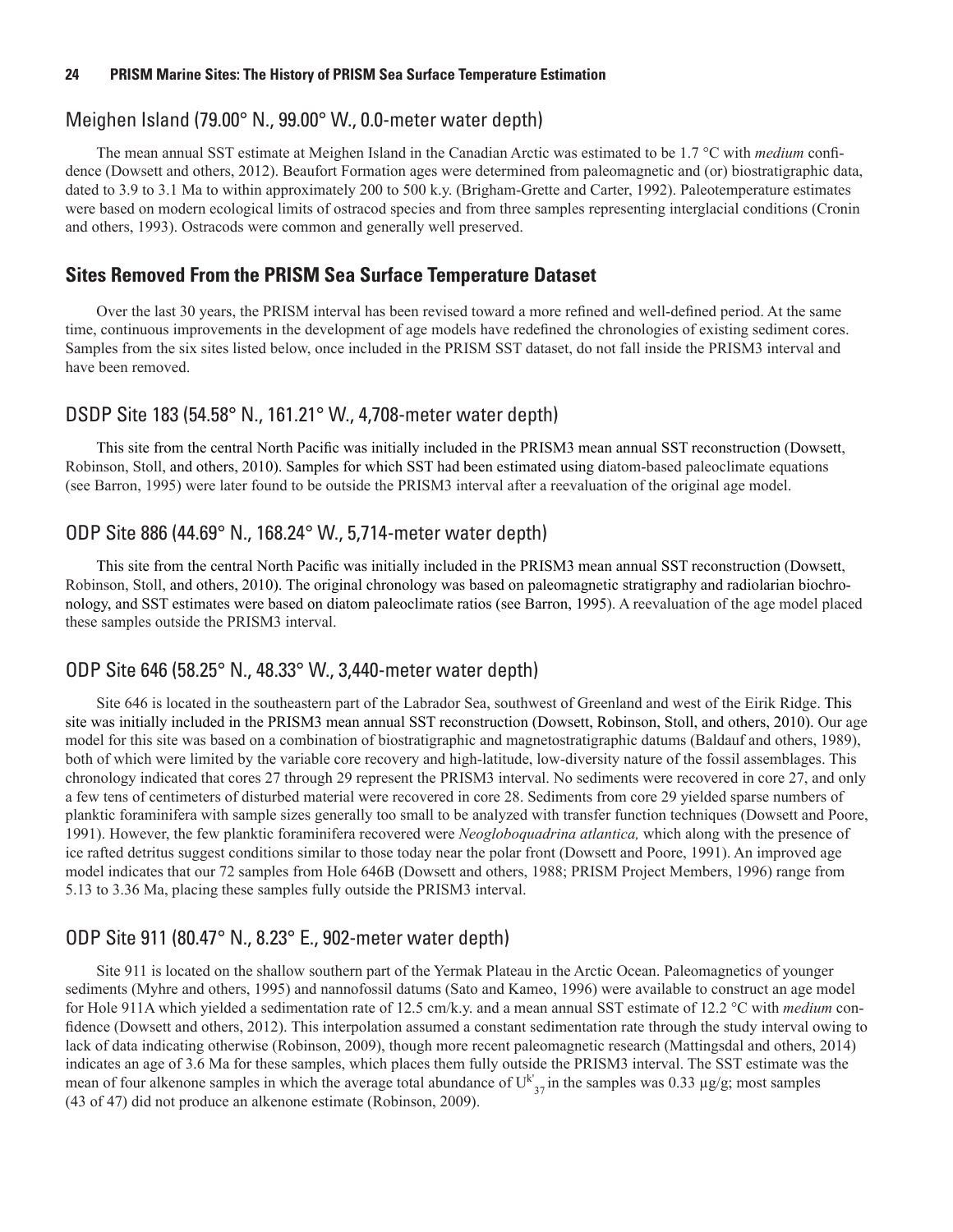### Meighen Island (79.00° N., 99.00° W., 0.0-meter water depth)

The mean annual SST estimate at Meighen Island in the Canadian Arctic was estimated to be 1.7 °C with *medium* confidence (Dowsett and others, 2012). Beaufort Formation ages were determined from paleomagnetic and (or) biostratigraphic data, dated to 3.9 to 3.1 Ma to within approximately 200 to 500 k.y. (Brigham-Grette and Carter, 1992). Paleotemperature estimates were based on modern ecological limits of ostracod species and from three samples representing interglacial conditions (Cronin and others, 1993). Ostracods were common and generally well preserved.

## Sites Removed From the PRISM Sea Surface Temperature Dataset

Over the last 30 years, the PRISM interval has been revised toward a more refined and well-defined period. At the same time, continuous improvements in the development of age models have redefined the chronologies of existing sediment cores. Samples from the six sites listed below, once included in the PRISM SST dataset, do not fall inside the PRISM3 interval and have been removed.

### DSDP Site 183 (54.58° N., 161.21° W., 4,708-meter water depth)

This site from the central North Pacific was initially included in the PRISM3 mean annual SST reconstruction (Dowsett, Robinson, Stoll, and others, 2010). Samples for which SST had been estimated using diatom-based paleoclimate equations (see Barron, 1995) were later found to be outside the PRISM3 interval after a reevaluation of the original age model.

### ODP Site 886 (44.69° N., 168.24° W., 5,714-meter water depth)

This site from the central North Pacific was initially included in the PRISM3 mean annual SST reconstruction (Dowsett, Robinson, Stoll, and others, 2010). The original chronology was based on paleomagnetic stratigraphy and radiolarian biochronology, and SST estimates were based on diatom paleoclimate ratios (see Barron, 1995). A reevaluation of the age model placed these samples outside the PRISM3 interval.

### ODP Site 646 (58.25° N., 48.33° W., 3,440-meter water depth)

Site 646 is located in the southeastern part of the Labrador Sea, southwest of Greenland and west of the Eirik Ridge. This site was initially included in the PRISM3 mean annual SST reconstruction (Dowsett, Robinson, Stoll, and others, 2010). Our age model for this site was based on a combination of biostratigraphic and magnetostratigraphic datums (Baldauf and others, 1989), both of which were limited by the variable core recovery and high-latitude, low-diversity nature of the fossil assemblages. This chronology indicated that cores 27 through 29 represent the PRISM3 interval. No sediments were recovered in core 27, and only a few tens of centimeters of disturbed material were recovered in core 28. Sediments from core 29 yielded sparse numbers of planktic foraminifera with sample sizes generally too small to be analyzed with transfer function techniques (Dowsett and Poore, 1991). However, the few planktic foraminifera recovered were *Neogloboquadrina atlantica,* which along with the presence of ice rafted detritus suggest conditions similar to those today near the polar front (Dowsett and Poore, 1991). An improved age model indicates that our 72 samples from Hole 646B (Dowsett and others, 1988; PRISM Project Members, 1996) range from 5.13 to 3.36 Ma, placing these samples fully outside the PRISM3 interval.

### ODP Site 911 (80.47° N., 8.23° E., 902-meter water depth)

Site 911 is located on the shallow southern part of the Yermak Plateau in the Arctic Ocean. Paleomagnetics of younger sediments (Myhre and others, 1995) and nannofossil datums (Sato and Kameo, 1996) were available to construct an age model for Hole 911A which yielded a sedimentation rate of 12.5 cm/k.y. and a mean annual SST estimate of 12.2 °C with *medium* confidence (Dowsett and others, 2012). This interpolation assumed a constant sedimentation rate through the study interval owing to lack of data indicating otherwise (Robinson, 2009), though more recent paleomagnetic research (Mattingsdal and others, 2014) indicates an age of 3.6 Ma for these samples, which places them fully outside the PRISM3 interval. The SST estimate was the mean of four alkenone samples in which the average total abundance of $U^{k'}_{37}$ in the samples was 0.33 µg/g; most samples (43 of 47) did not produce an alkenone estimate (Robinson, 2009).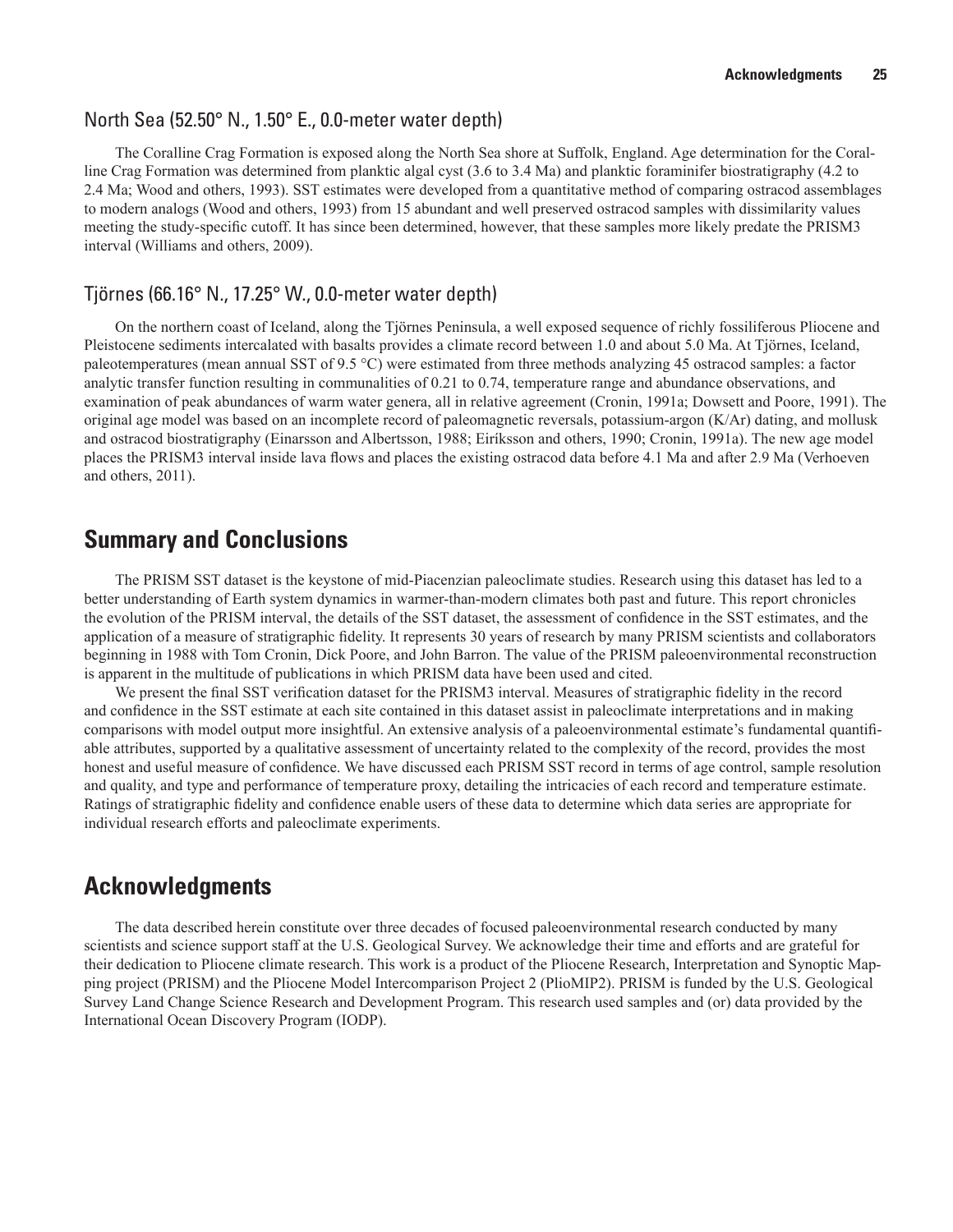### North Sea (52.50° N., 1.50° E., 0.0-meter water depth)

The Coralline Crag Formation is exposed along the North Sea shore at Suffolk, England. Age determination for the Coralline Crag Formation was determined from planktic algal cyst (3.6 to 3.4 Ma) and planktic foraminifer biostratigraphy (4.2 to 2.4 Ma; Wood and others, 1993). SST estimates were developed from a quantitative method of comparing ostracod assemblages to modern analogs (Wood and others, 1993) from 15 abundant and well preserved ostracod samples with dissimilarity values meeting the study-specific cutoff. It has since been determined, however, that these samples more likely predate the PRISM3 interval (Williams and others, 2009).

### Tjörnes (66.16° N., 17.25° W., 0.0-meter water depth)

On the northern coast of Iceland, along the Tjörnes Peninsula, a well exposed sequence of richly fossiliferous Pliocene and Pleistocene sediments intercalated with basalts provides a climate record between 1.0 and about 5.0 Ma. At Tjörnes, Iceland, paleotemperatures (mean annual SST of 9.5 °C) were estimated from three methods analyzing 45 ostracod samples: a factor analytic transfer function resulting in communalities of 0.21 to 0.74, temperature range and abundance observations, and examination of peak abundances of warm water genera, all in relative agreement (Cronin, 1991a; Dowsett and Poore, 1991). The original age model was based on an incomplete record of paleomagnetic reversals, potassium-argon (K/Ar) dating, and mollusk and ostracod biostratigraphy (Einarsson and Albertsson, 1988; Eiríksson and others, 1990; Cronin, 1991a). The new age model places the PRISM3 interval inside lava flows and places the existing ostracod data before 4.1 Ma and after 2.9 Ma (Verhoeven and others, 2011).

## Summary and Conclusions

The PRISM SST dataset is the keystone of mid-Piacenzian paleoclimate studies. Research using this dataset has led to a better understanding of Earth system dynamics in warmer-than-modern climates both past and future. This report chronicles the evolution of the PRISM interval, the details of the SST dataset, the assessment of confidence in the SST estimates, and the application of a measure of stratigraphic fidelity. It represents 30 years of research by many PRISM scientists and collaborators beginning in 1988 with Tom Cronin, Dick Poore, and John Barron. The value of the PRISM paleoenvironmental reconstruction is apparent in the multitude of publications in which PRISM data have been used and cited.

We present the final SST verification dataset for the PRISM3 interval. Measures of stratigraphic fidelity in the record and confidence in the SST estimate at each site contained in this dataset assist in paleoclimate interpretations and in making comparisons with model output more insightful. An extensive analysis of a paleoenvironmental estimate's fundamental quantifiable attributes, supported by a qualitative assessment of uncertainty related to the complexity of the record, provides the most honest and useful measure of confidence. We have discussed each PRISM SST record in terms of age control, sample resolution and quality, and type and performance of temperature proxy, detailing the intricacies of each record and temperature estimate. Ratings of stratigraphic fidelity and confidence enable users of these data to determine which data series are appropriate for individual research efforts and paleoclimate experiments.

## Acknowledgments

The data described herein constitute over three decades of focused paleoenvironmental research conducted by many scientists and science support staff at the U.S. Geological Survey. We acknowledge their time and efforts and are grateful for their dedication to Pliocene climate research. This work is a product of the Pliocene Research, Interpretation and Synoptic Mapping project (PRISM) and the Pliocene Model Intercomparison Project 2 (PlioMIP2). PRISM is funded by the U.S. Geological Survey Land Change Science Research and Development Program. This research used samples and (or) data provided by the International Ocean Discovery Program (IODP).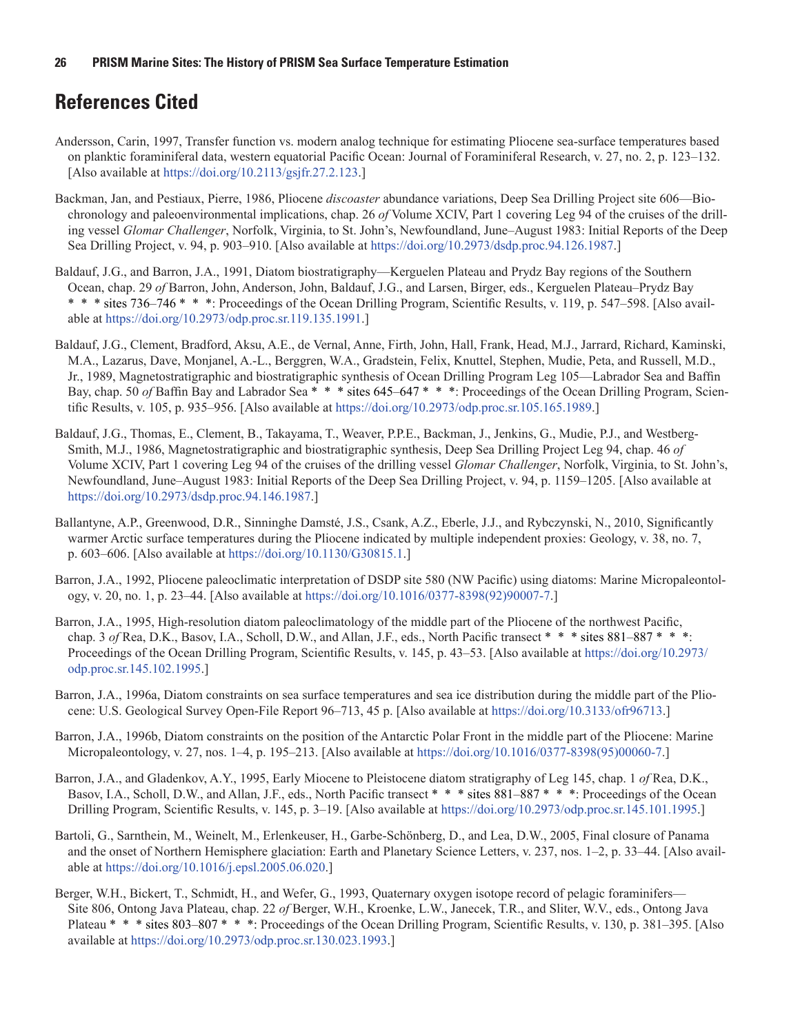## References Cited

Andersson, Carin, 1997, Transfer function vs. modern analog technique for estimating Pliocene sea-surface temperatures based on planktic foraminiferal data, western equatorial Pacific Ocean: Journal of Foraminiferal Research, v. 27, no. 2, p. 123–132. [Also available at https://doi.org/10.2113/gsjfr.27.2.123.]

Backman, Jan, and Pestiaux, Pierre, 1986, Pliocene *discoaster* abundance variations, Deep Sea Drilling Project site 606—Biochronology and paleoenvironmental implications, chap. 26 *of* Volume XCIV, Part 1 covering Leg 94 of the cruises of the drilling vessel *Glomar Challenger*, Norfolk, Virginia, to St. John's, Newfoundland, June–August 1983: Initial Reports of the Deep Sea Drilling Project, v. 94, p. 903–910. [Also available at https://doi.org/10.2973/dsdp.proc.94.126.1987.]

Baldauf, J.G., and Barron, J.A., 1991, Diatom biostratigraphy—Kerguelen Plateau and Prydz Bay regions of the Southern Ocean, chap. 29 *of* Barron, John, Anderson, John, Baldauf, J.G., and Larsen, Birger, eds., Kerguelen Plateau–Prydz Bay * * * sites 736–746 * * *: Proceedings of the Ocean Drilling Program, Scientific Results, v. 119, p. 547–598. [Also available at https://doi.org/10.2973/odp.proc.sr.119.135.1991.]

Baldauf, J.G., Clement, Bradford, Aksu, A.E., de Vernal, Anne, Firth, John, Hall, Frank, Head, M.J., Jarrard, Richard, Kaminski, M.A., Lazarus, Dave, Monjanel, A.-L., Berggren, W.A., Gradstein, Felix, Knuttel, Stephen, Mudie, Peta, and Russell, M.D., Jr., 1989, Magnetostratigraphic and biostratigraphic synthesis of Ocean Drilling Program Leg 105—Labrador Sea and Baffin Bay, chap. 50 *of* Baffin Bay and Labrador Sea * * * sites 645–647 * * *: Proceedings of the Ocean Drilling Program, Scientific Results, v. 105, p. 935–956. [Also available at https://doi.org/10.2973/odp.proc.sr.105.165.1989.]

Baldauf, J.G., Thomas, E., Clement, B., Takayama, T., Weaver, P.P.E., Backman, J., Jenkins, G., Mudie, P.J., and Westberg-Smith, M.J., 1986, Magnetostratigraphic and biostratigraphic synthesis, Deep Sea Drilling Project Leg 94, chap. 46 *of* Volume XCIV, Part 1 covering Leg 94 of the cruises of the drilling vessel *Glomar Challenger*, Norfolk, Virginia, to St. John's, Newfoundland, June–August 1983: Initial Reports of the Deep Sea Drilling Project, v. 94, p. 1159–1205. [Also available at https://doi.org/10.2973/dsdp.proc.94.146.1987.]

Ballantyne, A.P., Greenwood, D.R., Sinninghe Damsté, J.S., Csank, A.Z., Eberle, J.J., and Rybczynski, N., 2010, Significantly warmer Arctic surface temperatures during the Pliocene indicated by multiple independent proxies: Geology, v. 38, no. 7, p. 603–606. [Also available at https://doi.org/10.1130/G30815.1.]

Barron, J.A., 1992, Pliocene paleoclimatic interpretation of DSDP site 580 (NW Pacific) using diatoms: Marine Micropaleontology, v. 20, no. 1, p. 23–44. [Also available at https://doi.org/10.1016/0377-8398(92)90007-7.]

Barron, J.A., 1995, High-resolution diatom paleoclimatology of the middle part of the Pliocene of the northwest Pacific, chap. 3 *of* Rea, D.K., Basov, I.A., Scholl, D.W., and Allan, J.F., eds., North Pacific transect * * * sites 881–887 * * *: Proceedings of the Ocean Drilling Program, Scientific Results, v. 145, p. 43–53. [Also available at https://doi.org/10.2973/odp.proc.sr.145.102.1995.]

Barron, J.A., 1996a, Diatom constraints on sea surface temperatures and sea ice distribution during the middle part of the Pliocene: U.S. Geological Survey Open-File Report 96–713, 45 p. [Also available at https://doi.org/10.3133/ofr96713.]

Barron, J.A., 1996b, Diatom constraints on the position of the Antarctic Polar Front in the middle part of the Pliocene: Marine Micropaleontology, v. 27, nos. 1–4, p. 195–213. [Also available at https://doi.org/10.1016/0377-8398(95)00060-7.]

Barron, J.A., and Gladenkov, A.Y., 1995, Early Miocene to Pleistocene diatom stratigraphy of Leg 145, chap. 1 *of* Rea, D.K., Basov, I.A., Scholl, D.W., and Allan, J.F., eds., North Pacific transect * * * sites 881–887 * * *: Proceedings of the Ocean Drilling Program, Scientific Results, v. 145, p. 3–19. [Also available at https://doi.org/10.2973/odp.proc.sr.145.101.1995.]

Bartoli, G., Sarnthein, M., Weinelt, M., Erlenkeuser, H., Garbe-Schönberg, D., and Lea, D.W., 2005, Final closure of Panama and the onset of Northern Hemisphere glaciation: Earth and Planetary Science Letters, v. 237, nos. 1–2, p. 33–44. [Also available at https://doi.org/10.1016/j.epsl.2005.06.020.]

Berger, W.H., Bickert, T., Schmidt, H., and Wefer, G., 1993, Quaternary oxygen isotope record of pelagic foraminifers—Site 806, Ontong Java Plateau, chap. 22 *of* Berger, W.H., Kroenke, L.W., Janecek, T.R., and Sliter, W.V., eds., Ontong Java Plateau * * * sites 803–807 * * *: Proceedings of the Ocean Drilling Program, Scientific Results, v. 130, p. 381–395. [Also available at https://doi.org/10.2973/odp.proc.sr.130.023.1993.]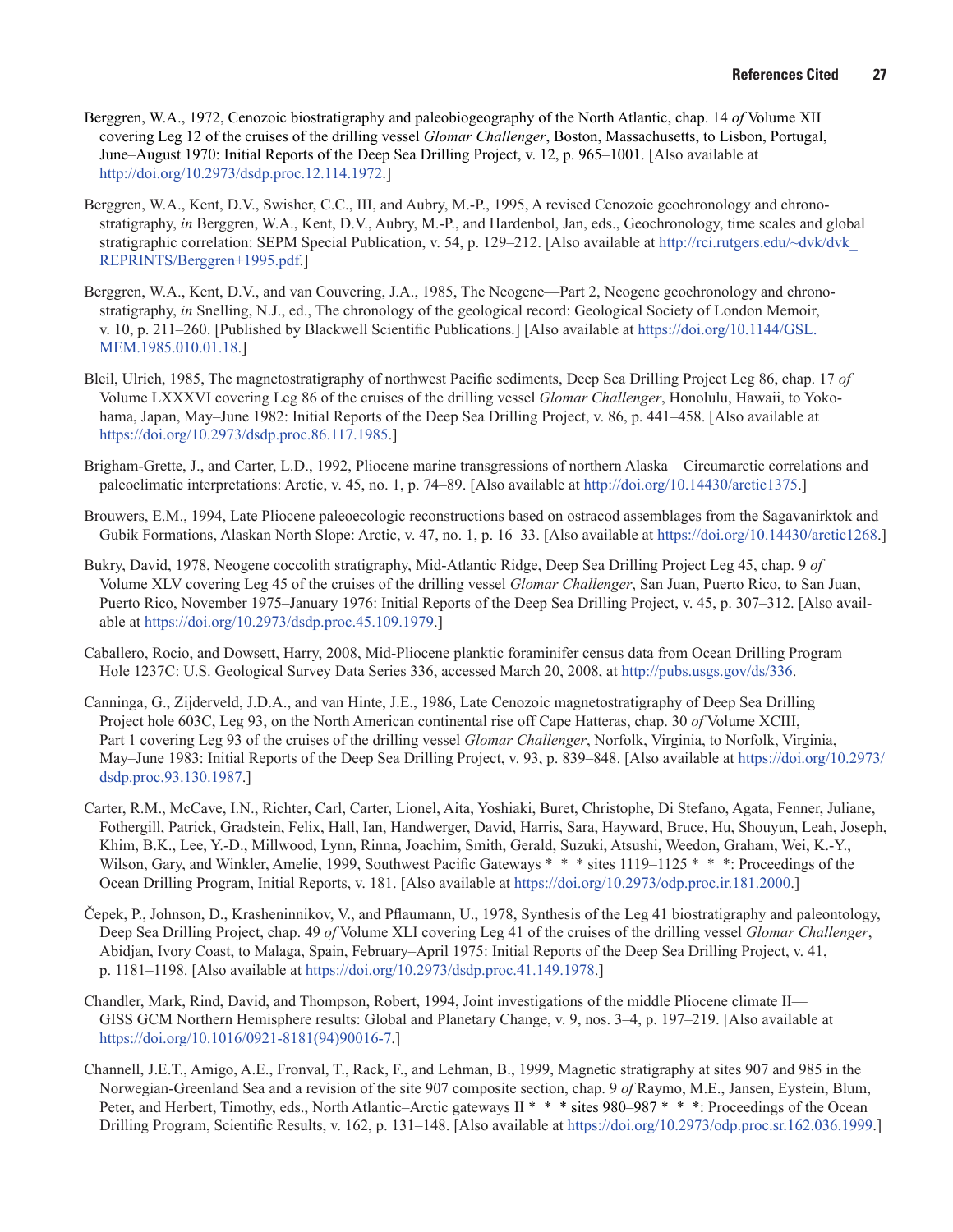Berggren, W.A., 1972, Cenozoic biostratigraphy and paleobiogeography of the North Atlantic, chap. 14 *of* Volume XII covering Leg 12 of the cruises of the drilling vessel *Glomar Challenger*, Boston, Massachusetts, to Lisbon, Portugal, June–August 1970: Initial Reports of the Deep Sea Drilling Project, v. 12, p. 965–1001. [Also available at http://doi.org/10.2973/dsdp.proc.12.114.1972.]

Berggren, W.A., Kent, D.V., Swisher, C.C., III, and Aubry, M.-P., 1995, A revised Cenozoic geochronology and chronostratigraphy, *in* Berggren, W.A., Kent, D.V., Aubry, M.-P., and Hardenbol, Jan, eds., Geochronology, time scales and global stratigraphic correlation: SEPM Special Publication, v. 54, p. 129–212. [Also available at http://rci.rutgers.edu/~dvk/dvk_REPRINTS/Berggren+1995.pdf.]

Berggren, W.A., Kent, D.V., and van Couvering, J.A., 1985, The Neogene—Part 2, Neogene geochronology and chronostratigraphy, *in* Snelling, N.J., ed., The chronology of the geological record: Geological Society of London Memoir, v. 10, p. 211–260. [Published by Blackwell Scientific Publications.] [Also available at https://doi.org/10.1144/GSL.MEM.1985.010.01.18.]

Bleil, Ulrich, 1985, The magnetostratigraphy of northwest Pacific sediments, Deep Sea Drilling Project Leg 86, chap. 17 *of* Volume LXXXVI covering Leg 86 of the cruises of the drilling vessel *Glomar Challenger*, Honolulu, Hawaii, to Yokohama, Japan, May–June 1982: Initial Reports of the Deep Sea Drilling Project, v. 86, p. 441–458. [Also available at https://doi.org/10.2973/dsdp.proc.86.117.1985.]

Brigham-Grette, J., and Carter, L.D., 1992, Pliocene marine transgressions of northern Alaska—Circumarctic correlations and paleoclimatic interpretations: Arctic, v. 45, no. 1, p. 74–89. [Also available at http://doi.org/10.14430/arctic1375.]

Brouwers, E.M., 1994, Late Pliocene paleoecologic reconstructions based on ostracod assemblages from the Sagavanirktok and Gubik Formations, Alaskan North Slope: Arctic, v. 47, no. 1, p. 16–33. [Also available at https://doi.org/10.14430/arctic1268.]

Bukry, David, 1978, Neogene coccolith stratigraphy, Mid-Atlantic Ridge, Deep Sea Drilling Project Leg 45, chap. 9 *of* Volume XLV covering Leg 45 of the cruises of the drilling vessel *Glomar Challenger*, San Juan, Puerto Rico, to San Juan, Puerto Rico, November 1975–January 1976: Initial Reports of the Deep Sea Drilling Project, v. 45, p. 307–312. [Also available at https://doi.org/10.2973/dsdp.proc.45.109.1979.]

Caballero, Rocio, and Dowsett, Harry, 2008, Mid-Pliocene planktic foraminifer census data from Ocean Drilling Program Hole 1237C: U.S. Geological Survey Data Series 336, accessed March 20, 2008, at http://pubs.usgs.gov/ds/336.

Canninga, G., Zijderveld, J.D.A., and van Hinte, J.E., 1986, Late Cenozoic magnetostratigraphy of Deep Sea Drilling Project hole 603C, Leg 93, on the North American continental rise off Cape Hatteras, chap. 30 *of* Volume XCIII, Part 1 covering Leg 93 of the cruises of the drilling vessel *Glomar Challenger*, Norfolk, Virginia, to Norfolk, Virginia, May–June 1983: Initial Reports of the Deep Sea Drilling Project, v. 93, p. 839–848. [Also available at https://doi.org/10.2973/dsdp.proc.93.130.1987.]

Carter, R.M., McCave, I.N., Richter, Carl, Carter, Lionel, Aita, Yoshiaki, Buret, Christophe, Di Stefano, Agata, Fenner, Juliane, Fothergill, Patrick, Gradstein, Felix, Hall, Ian, Handwerger, David, Harris, Sara, Hayward, Bruce, Hu, Shouyun, Leah, Joseph, Khim, B.K., Lee, Y.-D., Millwood, Lynn, Rinna, Joachim, Smith, Gerald, Suzuki, Atsushi, Weedon, Graham, Wei, K.-Y., Wilson, Gary, and Winkler, Amelie, 1999, Southwest Pacific Gateways * * * sites 1119–1125 * * *: Proceedings of the Ocean Drilling Program, Initial Reports, v. 181. [Also available at https://doi.org/10.2973/odp.proc.ir.181.2000.]

Čepek, P., Johnson, D., Krasheninnikov, V., and Pflaumann, U., 1978, Synthesis of the Leg 41 biostratigraphy and paleontology, Deep Sea Drilling Project, chap. 49 *of* Volume XLI covering Leg 41 of the cruises of the drilling vessel *Glomar Challenger*, Abidjan, Ivory Coast, to Malaga, Spain, February–April 1975: Initial Reports of the Deep Sea Drilling Project, v. 41, p. 1181–1198. [Also available at https://doi.org/10.2973/dsdp.proc.41.149.1978.]

Chandler, Mark, Rind, David, and Thompson, Robert, 1994, Joint investigations of the middle Pliocene climate II—GISS GCM Northern Hemisphere results: Global and Planetary Change, v. 9, nos. 3–4, p. 197–219. [Also available at https://doi.org/10.1016/0921-8181(94)90016-7.]

Channell, J.E.T., Amigo, A.E., Fronval, T., Rack, F., and Lehman, B., 1999, Magnetic stratigraphy at sites 907 and 985 in the Norwegian-Greenland Sea and a revision of the site 907 composite section, chap. 9 *of* Raymo, M.E., Jansen, Eystein, Blum, Peter, and Herbert, Timothy, eds., North Atlantic–Arctic gateways II * * * sites 980–987 * * *: Proceedings of the Ocean Drilling Program, Scientific Results, v. 162, p. 131–148. [Also available at https://doi.org/10.2973/odp.proc.sr.162.036.1999.]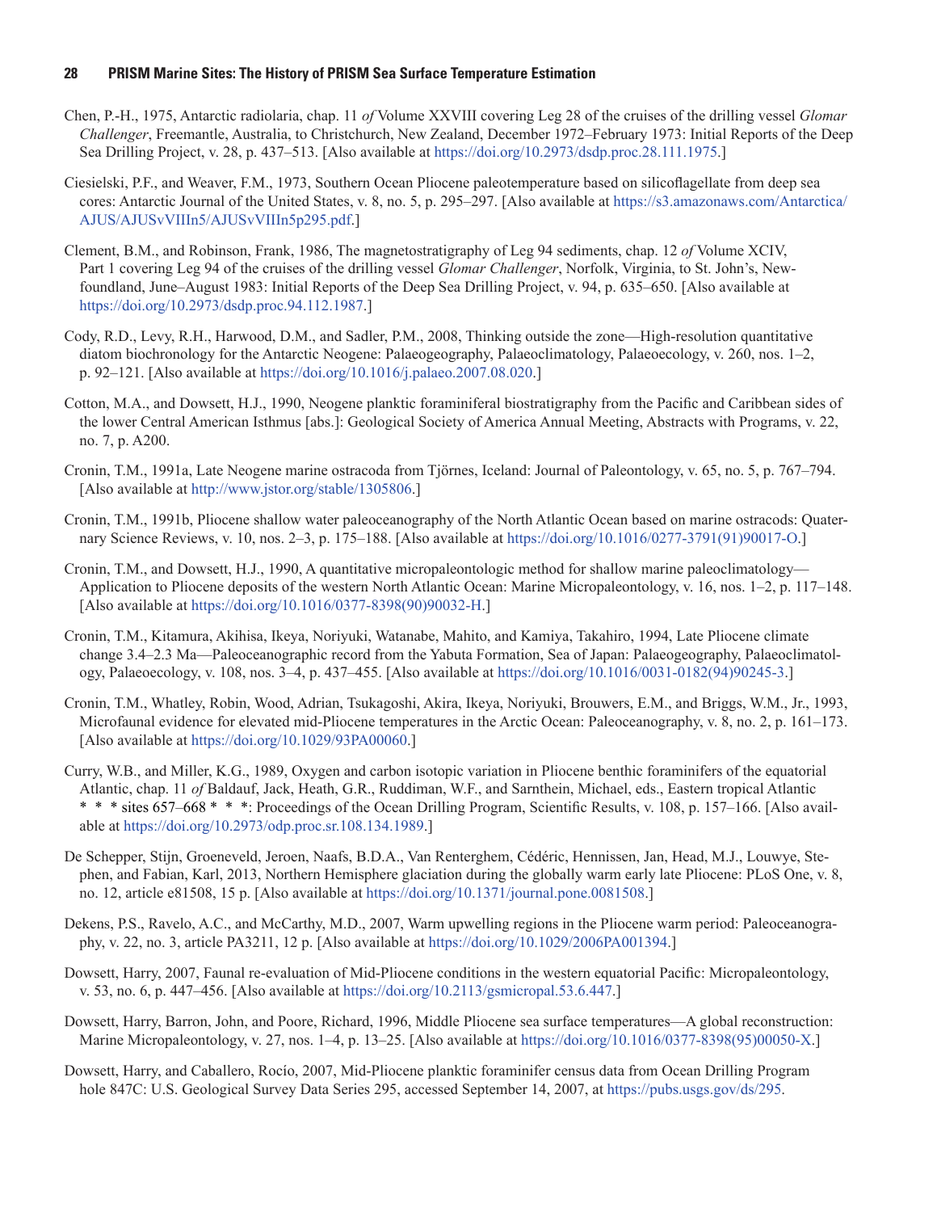Chen, P.-H., 1975, Antarctic radiolaria, chap. 11 *of* Volume XXVIII covering Leg 28 of the cruises of the drilling vessel *Glomar Challenger*, Freemantle, Australia, to Christchurch, New Zealand, December 1972–February 1973: Initial Reports of the Deep Sea Drilling Project, v. 28, p. 437–513. [Also available at https://doi.org/10.2973/dsdp.proc.28.111.1975.]

Ciesielski, P.F., and Weaver, F.M., 1973, Southern Ocean Pliocene paleotemperature based on silicoflagellate from deep sea cores: Antarctic Journal of the United States, v. 8, no. 5, p. 295–297. [Also available at https://s3.amazonaws.com/Antarctica/AJUS/AJUSvVIIIn5/AJUSvVIIIn5p295.pdf.]

Clement, B.M., and Robinson, Frank, 1986, The magnetostratigraphy of Leg 94 sediments, chap. 12 *of* Volume XCIV, Part 1 covering Leg 94 of the cruises of the drilling vessel *Glomar Challenger*, Norfolk, Virginia, to St. John's, Newfoundland, June–August 1983: Initial Reports of the Deep Sea Drilling Project, v. 94, p. 635–650. [Also available at https://doi.org/10.2973/dsdp.proc.94.112.1987.]

Cody, R.D., Levy, R.H., Harwood, D.M., and Sadler, P.M., 2008, Thinking outside the zone—High-resolution quantitative diatom biochronology for the Antarctic Neogene: Palaeogeography, Palaeoclimatology, Palaeoecology, v. 260, nos. 1–2, p. 92–121. [Also available at https://doi.org/10.1016/j.palaeo.2007.08.020.]

Cotton, M.A., and Dowsett, H.J., 1990, Neogene planktic foraminiferal biostratigraphy from the Pacific and Caribbean sides of the lower Central American Isthmus [abs.]: Geological Society of America Annual Meeting, Abstracts with Programs, v. 22, no. 7, p. A200.

Cronin, T.M., 1991a, Late Neogene marine ostracoda from Tjörnes, Iceland: Journal of Paleontology, v. 65, no. 5, p. 767–794. [Also available at http://www.jstor.org/stable/1305806.]

Cronin, T.M., 1991b, Pliocene shallow water paleoceanography of the North Atlantic Ocean based on marine ostracods: Quaternary Science Reviews, v. 10, nos. 2–3, p. 175–188. [Also available at https://doi.org/10.1016/0277-3791(91)90017-O.]

Cronin, T.M., and Dowsett, H.J., 1990, A quantitative micropaleontologic method for shallow marine paleoclimatology—Application to Pliocene deposits of the western North Atlantic Ocean: Marine Micropaleontology, v. 16, nos. 1–2, p. 117–148. [Also available at https://doi.org/10.1016/0377-8398(90)90032-H.]

Cronin, T.M., Kitamura, Akihisa, Ikeya, Noriyuki, Watanabe, Mahito, and Kamiya, Takahiro, 1994, Late Pliocene climate change 3.4–2.3 Ma—Paleoceanographic record from the Yabuta Formation, Sea of Japan: Palaeogeography, Palaeoclimatology, Palaeoecology, v. 108, nos. 3–4, p. 437–455. [Also available at https://doi.org/10.1016/0031-0182(94)90245-3.]

Cronin, T.M., Whatley, Robin, Wood, Adrian, Tsukagoshi, Akira, Ikeya, Noriyuki, Brouwers, E.M., and Briggs, W.M., Jr., 1993, Microfaunal evidence for elevated mid-Pliocene temperatures in the Arctic Ocean: Paleoceanography, v. 8, no. 2, p. 161–173. [Also available at https://doi.org/10.1029/93PA00060.]

Curry, W.B., and Miller, K.G., 1989, Oxygen and carbon isotopic variation in Pliocene benthic foraminifers of the equatorial Atlantic, chap. 11 *of* Baldauf, Jack, Heath, G.R., Ruddiman, W.F., and Sarnthein, Michael, eds., Eastern tropical Atlantic * * * sites 657–668 * * *: Proceedings of the Ocean Drilling Program, Scientific Results, v. 108, p. 157–166. [Also available at https://doi.org/10.2973/odp.proc.sr.108.134.1989.]

De Schepper, Stijn, Groeneveld, Jeroen, Naafs, B.D.A., Van Renterghem, Cédéric, Hennissen, Jan, Head, M.J., Louwye, Stephen, and Fabian, Karl, 2013, Northern Hemisphere glaciation during the globally warm early late Pliocene: PLoS One, v. 8, no. 12, article e81508, 15 p. [Also available at https://doi.org/10.1371/journal.pone.0081508.]

Dekens, P.S., Ravelo, A.C., and McCarthy, M.D., 2007, Warm upwelling regions in the Pliocene warm period: Paleoceanography, v. 22, no. 3, article PA3211, 12 p. [Also available at https://doi.org/10.1029/2006PA001394.]

Dowsett, Harry, 2007, Faunal re-evaluation of Mid-Pliocene conditions in the western equatorial Pacific: Micropaleontology, v. 53, no. 6, p. 447–456. [Also available at https://doi.org/10.2113/gsmicropal.53.6.447.]

Dowsett, Harry, Barron, John, and Poore, Richard, 1996, Middle Pliocene sea surface temperatures—A global reconstruction: Marine Micropaleontology, v. 27, nos. 1–4, p. 13–25. [Also available at https://doi.org/10.1016/0377-8398(95)00050-X.]

Dowsett, Harry, and Caballero, Rocío, 2007, Mid-Pliocene planktic foraminifer census data from Ocean Drilling Program hole 847C: U.S. Geological Survey Data Series 295, accessed September 14, 2007, at https://pubs.usgs.gov/ds/295.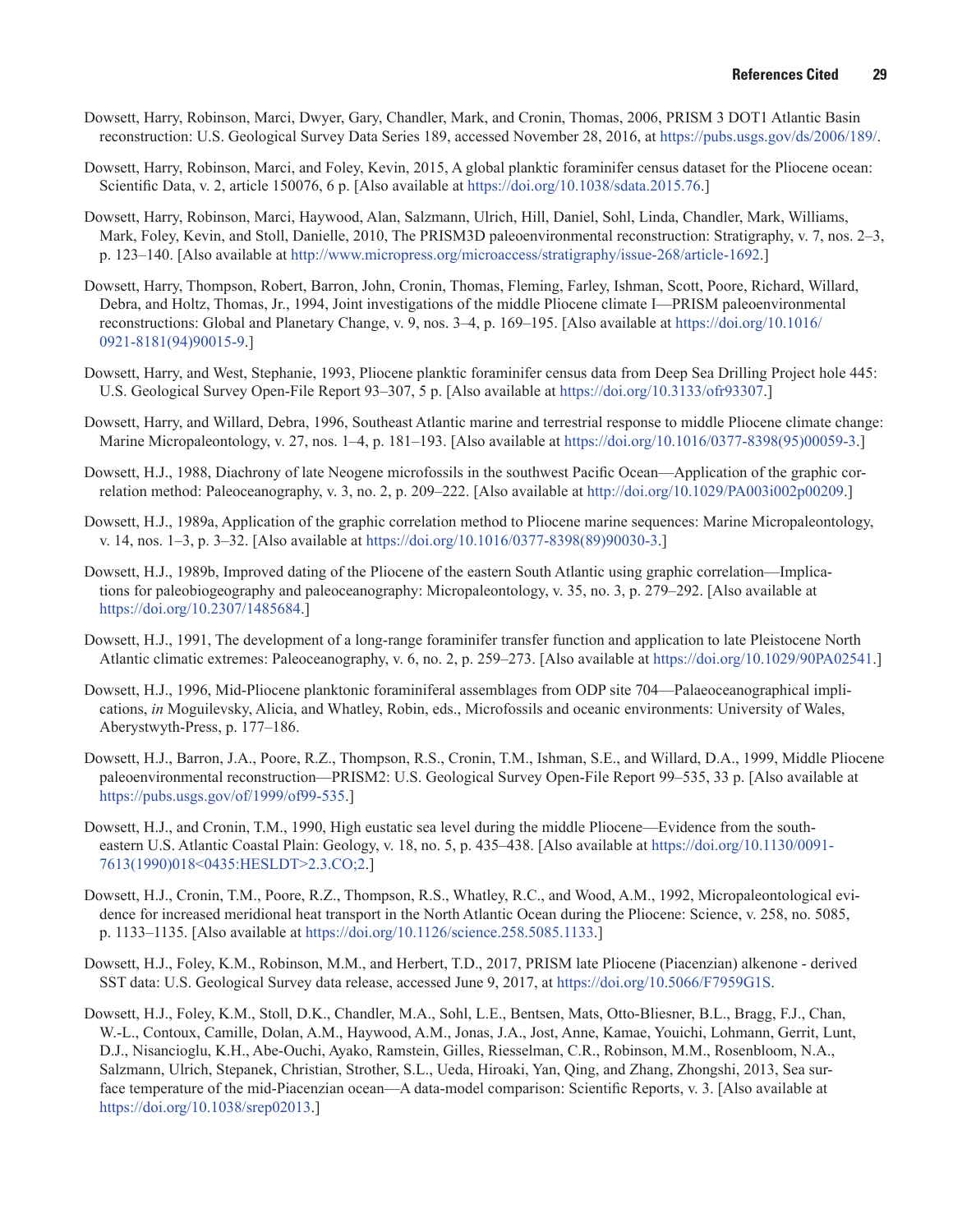Dowsett, Harry, Robinson, Marci, Dwyer, Gary, Chandler, Mark, and Cronin, Thomas, 2006, PRISM 3 DOT1 Atlantic Basin reconstruction: U.S. Geological Survey Data Series 189, accessed November 28, 2016, at https://pubs.usgs.gov/ds/2006/189/.

Dowsett, Harry, Robinson, Marci, and Foley, Kevin, 2015, A global planktic foraminifer census dataset for the Pliocene ocean: Scientific Data, v. 2, article 150076, 6 p. [Also available at https://doi.org/10.1038/sdata.2015.76.]

Dowsett, Harry, Robinson, Marci, Haywood, Alan, Salzmann, Ulrich, Hill, Daniel, Sohl, Linda, Chandler, Mark, Williams, Mark, Foley, Kevin, and Stoll, Danielle, 2010, The PRISM3D paleoenvironmental reconstruction: Stratigraphy, v. 7, nos. 2–3, p. 123–140. [Also available at http://www.micropress.org/microaccess/stratigraphy/issue-268/article-1692.]

Dowsett, Harry, Thompson, Robert, Barron, John, Cronin, Thomas, Fleming, Farley, Ishman, Scott, Poore, Richard, Willard, Debra, and Holtz, Thomas, Jr., 1994, Joint investigations of the middle Pliocene climate I—PRISM paleoenvironmental reconstructions: Global and Planetary Change, v. 9, nos. 3–4, p. 169–195. [Also available at https://doi.org/10.1016/0921-8181(94)90015-9.]

Dowsett, Harry, and West, Stephanie, 1993, Pliocene planktic foraminifer census data from Deep Sea Drilling Project hole 445: U.S. Geological Survey Open-File Report 93–307, 5 p. [Also available at https://doi.org/10.3133/ofr93307.]

Dowsett, Harry, and Willard, Debra, 1996, Southeast Atlantic marine and terrestrial response to middle Pliocene climate change: Marine Micropaleontology, v. 27, nos. 1–4, p. 181–193. [Also available at https://doi.org/10.1016/0377-8398(95)00059-3.]

Dowsett, H.J., 1988, Diachrony of late Neogene microfossils in the southwest Pacific Ocean—Application of the graphic correlation method: Paleoceanography, v. 3, no. 2, p. 209–222. [Also available at http://doi.org/10.1029/PA003i002p00209.]

Dowsett, H.J., 1989a, Application of the graphic correlation method to Pliocene marine sequences: Marine Micropaleontology, v. 14, nos. 1–3, p. 3–32. [Also available at https://doi.org/10.1016/0377-8398(89)90030-3.]

Dowsett, H.J., 1989b, Improved dating of the Pliocene of the eastern South Atlantic using graphic correlation—Implications for paleobiogeography and paleoceanography: Micropaleontology, v. 35, no. 3, p. 279–292. [Also available at https://doi.org/10.2307/1485684.]

Dowsett, H.J., 1991, The development of a long-range foraminifer transfer function and application to late Pleistocene North Atlantic climatic extremes: Paleoceanography, v. 6, no. 2, p. 259–273. [Also available at https://doi.org/10.1029/90PA02541.]

Dowsett, H.J., 1996, Mid-Pliocene planktonic foraminiferal assemblages from ODP site 704—Palaeoceanographical implications, *in* Moguilevsky, Alicia, and Whatley, Robin, eds., Microfossils and oceanic environments: University of Wales, Aberystwyth-Press, p. 177–186.

Dowsett, H.J., Barron, J.A., Poore, R.Z., Thompson, R.S., Cronin, T.M., Ishman, S.E., and Willard, D.A., 1999, Middle Pliocene paleoenvironmental reconstruction—PRISM2: U.S. Geological Survey Open-File Report 99–535, 33 p. [Also available at https://pubs.usgs.gov/of/1999/of99-535.]

Dowsett, H.J., and Cronin, T.M., 1990, High eustatic sea level during the middle Pliocene—Evidence from the southeastern U.S. Atlantic Coastal Plain: Geology, v. 18, no. 5, p. 435–438. [Also available at https://doi.org/10.1130/0091-7613(1990)018<0435:HESLDT>2.3.CO;2.]

Dowsett, H.J., Cronin, T.M., Poore, R.Z., Thompson, R.S., Whatley, R.C., and Wood, A.M., 1992, Micropaleontological evidence for increased meridional heat transport in the North Atlantic Ocean during the Pliocene: Science, v. 258, no. 5085, p. 1133–1135. [Also available at https://doi.org/10.1126/science.258.5085.1133.]

Dowsett, H.J., Foley, K.M., Robinson, M.M., and Herbert, T.D., 2017, PRISM late Pliocene (Piacenzian) alkenone - derived SST data: U.S. Geological Survey data release, accessed June 9, 2017, at https://doi.org/10.5066/F7959G1S.

Dowsett, H.J., Foley, K.M., Stoll, D.K., Chandler, M.A., Sohl, L.E., Bentsen, Mats, Otto-Bliesner, B.L., Bragg, F.J., Chan, W.-L., Contoux, Camille, Dolan, A.M., Haywood, A.M., Jonas, J.A., Jost, Anne, Kamae, Youichi, Lohmann, Gerrit, Lunt, D.J., Nisancioglu, K.H., Abe-Ouchi, Ayako, Ramstein, Gilles, Riesselman, C.R., Robinson, M.M., Rosenbloom, N.A., Salzmann, Ulrich, Stepanek, Christian, Strother, S.L., Ueda, Hiroaki, Yan, Qing, and Zhang, Zhongshi, 2013, Sea surface temperature of the mid-Piacenzian ocean—A data-model comparison: Scientific Reports, v. 3. [Also available at https://doi.org/10.1038/srep02013.]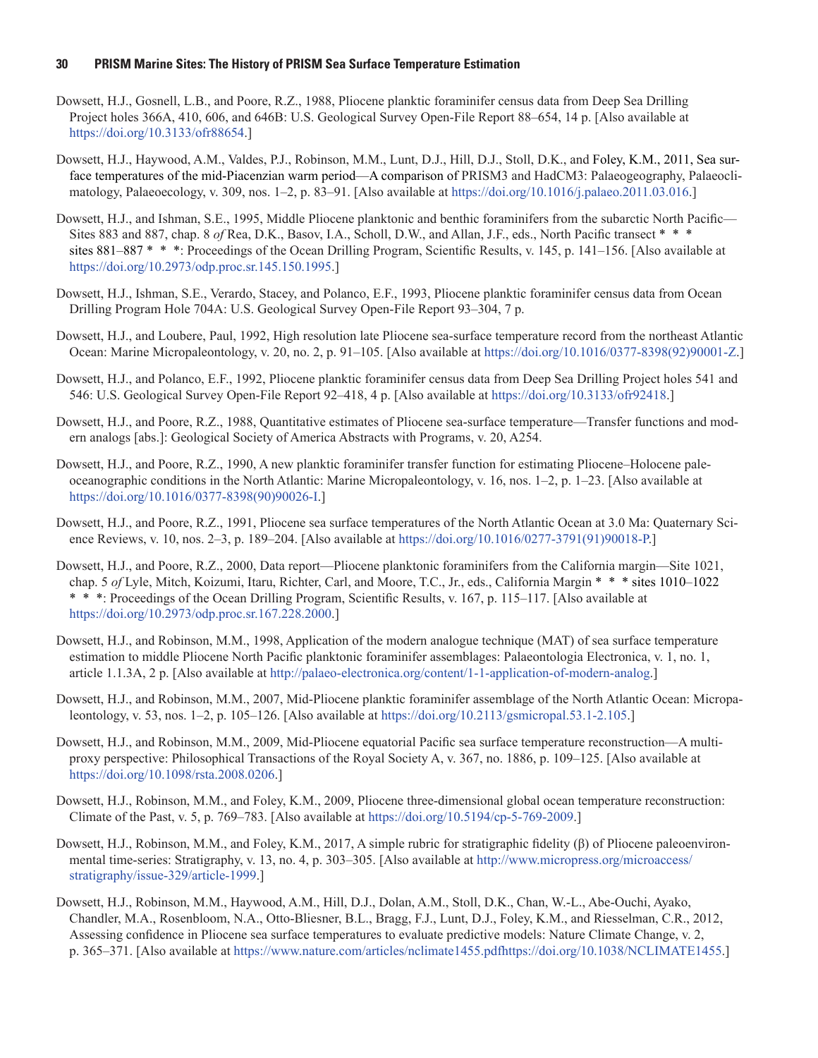Dowsett, H.J., Gosnell, L.B., and Poore, R.Z., 1988, Pliocene planktic foraminifer census data from Deep Sea Drilling Project holes 366A, 410, 606, and 646B: U.S. Geological Survey Open-File Report 88–654, 14 p. [Also available at https://doi.org/10.3133/ofr88654.]

Dowsett, H.J., Haywood, A.M., Valdes, P.J., Robinson, M.M., Lunt, D.J., Hill, D.J., Stoll, D.K., and Foley, K.M., 2011, Sea surface temperatures of the mid-Piacenzian warm period—A comparison of PRISM3 and HadCM3: Palaeogeography, Palaeoclimatology, Palaeoecology, v. 309, nos. 1–2, p. 83–91. [Also available at https://doi.org/10.1016/j.palaeo.2011.03.016.]

Dowsett, H.J., and Ishman, S.E., 1995, Middle Pliocene planktonic and benthic foraminifers from the subarctic North Pacific—Sites 883 and 887, chap. 8 *of* Rea, D.K., Basov, I.A., Scholl, D.W., and Allan, J.F., eds., North Pacific transect * * * sites 881–887 * * *: Proceedings of the Ocean Drilling Program, Scientific Results, v. 145, p. 141–156. [Also available at https://doi.org/10.2973/odp.proc.sr.145.150.1995.]

Dowsett, H.J., Ishman, S.E., Verardo, Stacey, and Polanco, E.F., 1993, Pliocene planktic foraminifer census data from Ocean Drilling Program Hole 704A: U.S. Geological Survey Open-File Report 93–304, 7 p.

Dowsett, H.J., and Loubere, Paul, 1992, High resolution late Pliocene sea-surface temperature record from the northeast Atlantic Ocean: Marine Micropaleontology, v. 20, no. 2, p. 91–105. [Also available at https://doi.org/10.1016/0377-8398(92)90001-Z.]

Dowsett, H.J., and Polanco, E.F., 1992, Pliocene planktic foraminifer census data from Deep Sea Drilling Project holes 541 and 546: U.S. Geological Survey Open-File Report 92–418, 4 p. [Also available at https://doi.org/10.3133/ofr92418.]

Dowsett, H.J., and Poore, R.Z., 1988, Quantitative estimates of Pliocene sea-surface temperature—Transfer functions and modern analogs [abs.]: Geological Society of America Abstracts with Programs, v. 20, A254.

Dowsett, H.J., and Poore, R.Z., 1990, A new planktic foraminifer transfer function for estimating Pliocene–Holocene paleoceanographic conditions in the North Atlantic: Marine Micropaleontology, v. 16, nos. 1–2, p. 1–23. [Also available at https://doi.org/10.1016/0377-8398(90)90026-I.]

Dowsett, H.J., and Poore, R.Z., 1991, Pliocene sea surface temperatures of the North Atlantic Ocean at 3.0 Ma: Quaternary Science Reviews, v. 10, nos. 2–3, p. 189–204. [Also available at https://doi.org/10.1016/0277-3791(91)90018-P.]

Dowsett, H.J., and Poore, R.Z., 2000, Data report—Pliocene planktonic foraminifers from the California margin—Site 1021, chap. 5 *of* Lyle, Mitch, Koizumi, Itaru, Richter, Carl, and Moore, T.C., Jr., eds., California Margin * * * sites 1010–1022 * * *: Proceedings of the Ocean Drilling Program, Scientific Results, v. 167, p. 115–117. [Also available at https://doi.org/10.2973/odp.proc.sr.167.228.2000.]

Dowsett, H.J., and Robinson, M.M., 1998, Application of the modern analogue technique (MAT) of sea surface temperature estimation to middle Pliocene North Pacific planktonic foraminifer assemblages: Palaeontologia Electronica, v. 1, no. 1, article 1.1.3A, 2 p. [Also available at http://palaeo-electronica.org/content/1-1-application-of-modern-analog.]

Dowsett, H.J., and Robinson, M.M., 2007, Mid-Pliocene planktic foraminifer assemblage of the North Atlantic Ocean: Micropaleontology, v. 53, nos. 1–2, p. 105–126. [Also available at https://doi.org/10.2113/gsmicropal.53.1-2.105.]

Dowsett, H.J., and Robinson, M.M., 2009, Mid-Pliocene equatorial Pacific sea surface temperature reconstruction—A multi-proxy perspective: Philosophical Transactions of the Royal Society A, v. 367, no. 1886, p. 109–125. [Also available at https://doi.org/10.1098/rsta.2008.0206.]

Dowsett, H.J., Robinson, M.M., and Foley, K.M., 2009, Pliocene three-dimensional global ocean temperature reconstruction: Climate of the Past, v. 5, p. 769–783. [Also available at https://doi.org/10.5194/cp-5-769-2009.]

Dowsett, H.J., Robinson, M.M., and Foley, K.M., 2017, A simple rubric for stratigraphic fidelity (β) of Pliocene paleoenvironmental time-series: Stratigraphy, v. 13, no. 4, p. 303–305. [Also available at http://www.micropress.org/microaccess/stratigraphy/issue-329/article-1999.]

Dowsett, H.J., Robinson, M.M., Haywood, A.M., Hill, D.J., Dolan, A.M., Stoll, D.K., Chan, W.-L., Abe-Ouchi, Ayako, Chandler, M.A., Rosenbloom, N.A., Otto-Bliesner, B.L., Bragg, F.J., Lunt, D.J., Foley, K.M., and Riesselman, C.R., 2012, Assessing confidence in Pliocene sea surface temperatures to evaluate predictive models: Nature Climate Change, v. 2, p. 365–371. [Also available at https://www.nature.com/articles/nclimate1455.pdfhttps://doi.org/10.1038/NCLIMATE1455.]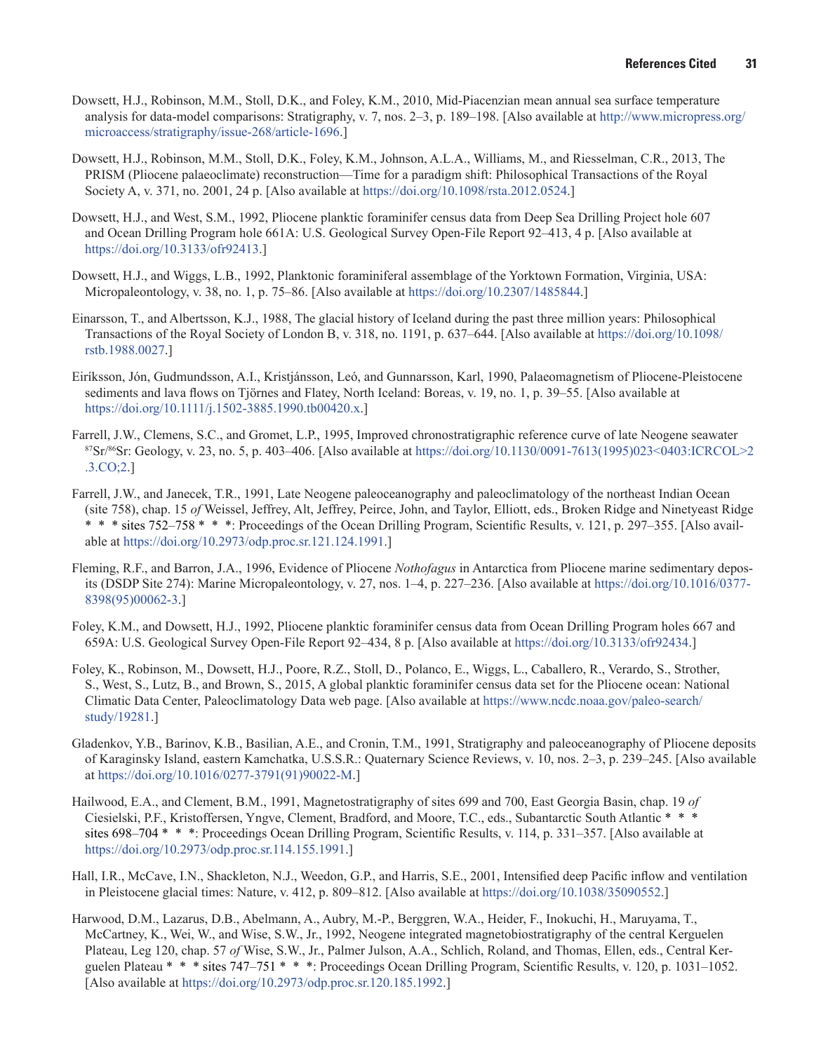Dowsett, H.J., Robinson, M.M., Stoll, D.K., and Foley, K.M., 2010, Mid-Piacenzian mean annual sea surface temperature analysis for data-model comparisons: Stratigraphy, v. 7, nos. 2–3, p. 189–198. [Also available at http://www.micropress.org/microaccess/stratigraphy/issue-268/article-1696.]

Dowsett, H.J., Robinson, M.M., Stoll, D.K., Foley, K.M., Johnson, A.L.A., Williams, M., and Riesselman, C.R., 2013, The PRISM (Pliocene palaeoclimate) reconstruction—Time for a paradigm shift: Philosophical Transactions of the Royal Society A, v. 371, no. 2001, 24 p. [Also available at https://doi.org/10.1098/rsta.2012.0524.]

Dowsett, H.J., and West, S.M., 1992, Pliocene planktic foraminifer census data from Deep Sea Drilling Project hole 607 and Ocean Drilling Program hole 661A: U.S. Geological Survey Open-File Report 92–413, 4 p. [Also available at https://doi.org/10.3133/ofr92413.]

Dowsett, H.J., and Wiggs, L.B., 1992, Planktonic foraminiferal assemblage of the Yorktown Formation, Virginia, USA: Micropaleontology, v. 38, no. 1, p. 75–86. [Also available at https://doi.org/10.2307/1485844.]

Einarsson, T., and Albertsson, K.J., 1988, The glacial history of Iceland during the past three million years: Philosophical Transactions of the Royal Society of London B, v. 318, no. 1191, p. 637–644. [Also available at https://doi.org/10.1098/rstb.1988.0027.]

Eiríksson, Jón, Gudmundsson, A.I., Kristjánsson, Leó, and Gunnarsson, Karl, 1990, Palaeomagnetism of Pliocene-Pleistocene sediments and lava flows on Tjörnes and Flatey, North Iceland: Boreas, v. 19, no. 1, p. 39–55. [Also available at https://doi.org/10.1111/j.1502-3885.1990.tb00420.x.]

Farrell, J.W., Clemens, S.C., and Gromet, L.P., 1995, Improved chronostratigraphic reference curve of late Neogene seawater $^{87}Sr/^{86}Sr$: Geology, v. 23, no. 5, p. 403–406. [Also available at https://doi.org/10.1130/0091-7613(1995)023<0403:ICRCOL>2.3.CO;2.]

Farrell, J.W., and Janecek, T.R., 1991, Late Neogene paleoceanography and paleoclimatology of the northeast Indian Ocean (site 758), chap. 15 *of* Weissel, Jeffrey, Alt, Jeffrey, Peirce, John, and Taylor, Elliott, eds., Broken Ridge and Ninetyeast Ridge * * * sites 752–758 * * *: Proceedings of the Ocean Drilling Program, Scientific Results, v. 121, p. 297–355. [Also available at https://doi.org/10.2973/odp.proc.sr.121.124.1991.]

Fleming, R.F., and Barron, J.A., 1996, Evidence of Pliocene *Nothofagus* in Antarctica from Pliocene marine sedimentary deposits (DSDP Site 274): Marine Micropaleontology, v. 27, nos. 1–4, p. 227–236. [Also available at https://doi.org/10.1016/0377-8398(95)00062-3.]

Foley, K.M., and Dowsett, H.J., 1992, Pliocene planktic foraminifer census data from Ocean Drilling Program holes 667 and 659A: U.S. Geological Survey Open-File Report 92–434, 8 p. [Also available at https://doi.org/10.3133/ofr92434.]

Foley, K., Robinson, M., Dowsett, H.J., Poore, R.Z., Stoll, D., Polanco, E., Wiggs, L., Caballero, R., Verardo, S., Strother, S., West, S., Lutz, B., and Brown, S., 2015, A global planktic foraminifer census data set for the Pliocene ocean: National Climatic Data Center, Paleoclimatology Data web page. [Also available at https://www.ncdc.noaa.gov/paleo-search/study/19281.]

Gladenkov, Y.B., Barinov, K.B., Basilian, A.E., and Cronin, T.M., 1991, Stratigraphy and paleoceanography of Pliocene deposits of Karaginsky Island, eastern Kamchatka, U.S.S.R.: Quaternary Science Reviews, v. 10, nos. 2–3, p. 239–245. [Also available at https://doi.org/10.1016/0277-3791(91)90022-M.]

Hailwood, E.A., and Clement, B.M., 1991, Magnetostratigraphy of sites 699 and 700, East Georgia Basin, chap. 19 *of* Ciesielski, P.F., Kristoffersen, Yngve, Clement, Bradford, and Moore, T.C., eds., Subantarctic South Atlantic * * * sites 698–704 * * *: Proceedings Ocean Drilling Program, Scientific Results, v. 114, p. 331–357. [Also available at https://doi.org/10.2973/odp.proc.sr.114.155.1991.]

Hall, I.R., McCave, I.N., Shackleton, N.J., Weedon, G.P., and Harris, S.E., 2001, Intensified deep Pacific inflow and ventilation in Pleistocene glacial times: Nature, v. 412, p. 809–812. [Also available at https://doi.org/10.1038/35090552.]

Harwood, D.M., Lazarus, D.B., Abelmann, A., Aubry, M.-P., Berggren, W.A., Heider, F., Inokuchi, H., Maruyama, T., McCartney, K., Wei, W., and Wise, S.W., Jr., 1992, Neogene integrated magnetobiostratigraphy of the central Kerguelen Plateau, Leg 120, chap. 57 *of* Wise, S.W., Jr., Palmer Julson, A.A., Schlich, Roland, and Thomas, Ellen, eds., Central Kerguelen Plateau * * * sites 747–751 * * *: Proceedings Ocean Drilling Program, Scientific Results, v. 120, p. 1031–1052. [Also available at https://doi.org/10.2973/odp.proc.sr.120.185.1992.]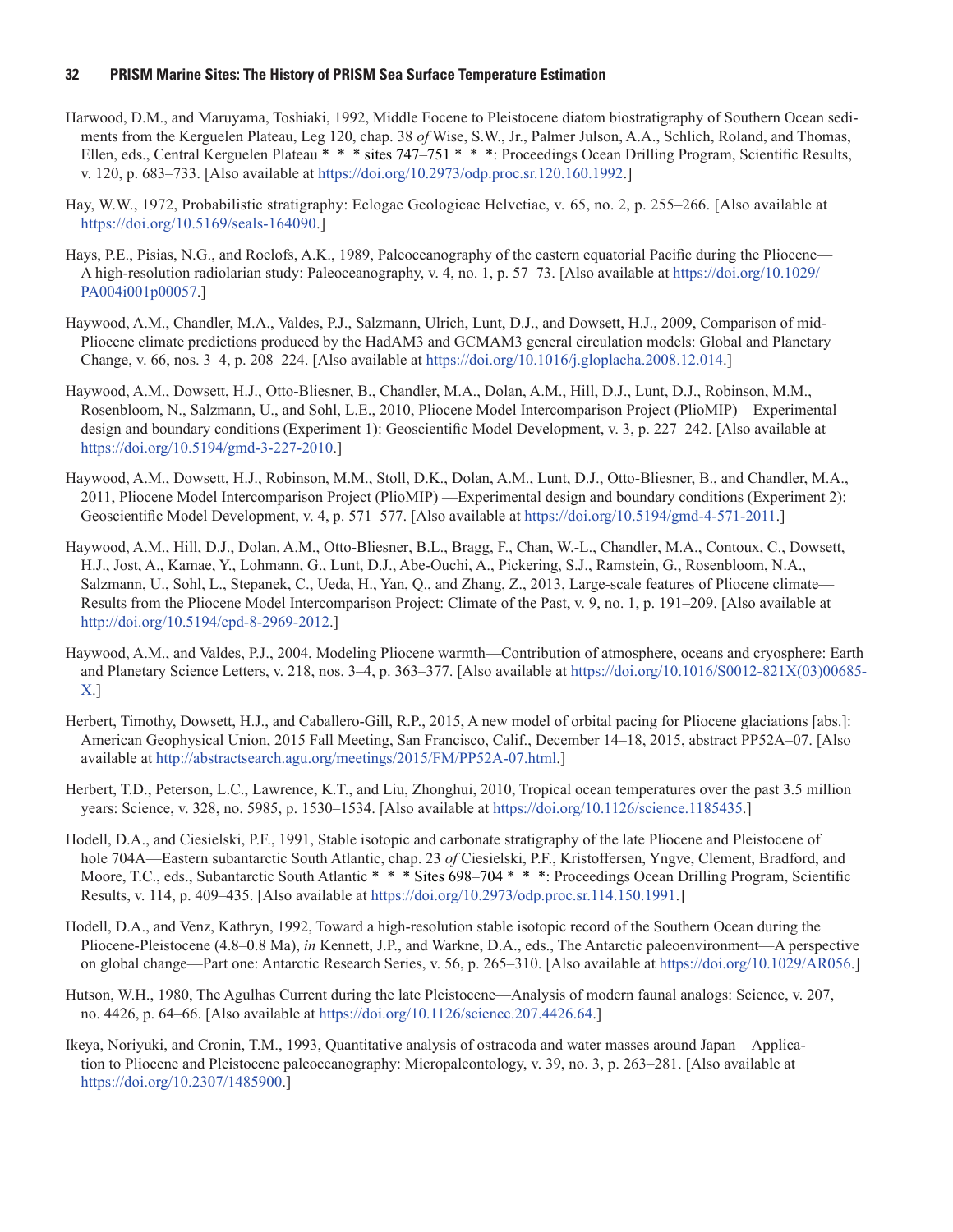Harwood, D.M., and Maruyama, Toshiaki, 1992, Middle Eocene to Pleistocene diatom biostratigraphy of Southern Ocean sediments from the Kerguelen Plateau, Leg 120, chap. 38 *of* Wise, S.W., Jr., Palmer Julson, A.A., Schlich, Roland, and Thomas, Ellen, eds., Central Kerguelen Plateau * * * sites 747–751 * * *: Proceedings Ocean Drilling Program, Scientific Results, v. 120, p. 683–733. [Also available at https://doi.org/10.2973/odp.proc.sr.120.160.1992.]

Hay, W.W., 1972, Probabilistic stratigraphy: Eclogae Geologicae Helvetiae, v. 65, no. 2, p. 255–266. [Also available at https://doi.org/10.5169/seals-164090.]

Hays, P.E., Pisias, N.G., and Roelofs, A.K., 1989, Paleoceanography of the eastern equatorial Pacific during the Pliocene—A high-resolution radiolarian study: Paleoceanography, v. 4, no. 1, p. 57–73. [Also available at https://doi.org/10.1029/PA004i001p00057.]

Haywood, A.M., Chandler, M.A., Valdes, P.J., Salzmann, Ulrich, Lunt, D.J., and Dowsett, H.J., 2009, Comparison of mid-Pliocene climate predictions produced by the HadAM3 and GCMAM3 general circulation models: Global and Planetary Change, v. 66, nos. 3–4, p. 208–224. [Also available at https://doi.org/10.1016/j.gloplacha.2008.12.014.]

Haywood, A.M., Dowsett, H.J., Otto-Bliesner, B., Chandler, M.A., Dolan, A.M., Hill, D.J., Lunt, D.J., Robinson, M.M., Rosenbloom, N., Salzmann, U., and Sohl, L.E., 2010, Pliocene Model Intercomparison Project (PlioMIP)—Experimental design and boundary conditions (Experiment 1): Geoscientific Model Development, v. 3, p. 227–242. [Also available at https://doi.org/10.5194/gmd-3-227-2010.]

Haywood, A.M., Dowsett, H.J., Robinson, M.M., Stoll, D.K., Dolan, A.M., Lunt, D.J., Otto-Bliesner, B., and Chandler, M.A., 2011, Pliocene Model Intercomparison Project (PlioMIP) —Experimental design and boundary conditions (Experiment 2): Geoscientific Model Development, v. 4, p. 571–577. [Also available at https://doi.org/10.5194/gmd-4-571-2011.]

Haywood, A.M., Hill, D.J., Dolan, A.M., Otto-Bliesner, B.L., Bragg, F., Chan, W.-L., Chandler, M.A., Contoux, C., Dowsett, H.J., Jost, A., Kamae, Y., Lohmann, G., Lunt, D.J., Abe-Ouchi, A., Pickering, S.J., Ramstein, G., Rosenbloom, N.A., Salzmann, U., Sohl, L., Stepanek, C., Ueda, H., Yan, Q., and Zhang, Z., 2013, Large-scale features of Pliocene climate—Results from the Pliocene Model Intercomparison Project: Climate of the Past, v. 9, no. 1, p. 191–209. [Also available at http://doi.org/10.5194/cpd-8-2969-2012.]

Haywood, A.M., and Valdes, P.J., 2004, Modeling Pliocene warmth—Contribution of atmosphere, oceans and cryosphere: Earth and Planetary Science Letters, v. 218, nos. 3–4, p. 363–377. [Also available at https://doi.org/10.1016/S0012-821X(03)00685-X.]

Herbert, Timothy, Dowsett, H.J., and Caballero-Gill, R.P., 2015, A new model of orbital pacing for Pliocene glaciations [abs.]: American Geophysical Union, 2015 Fall Meeting, San Francisco, Calif., December 14–18, 2015, abstract PP52A–07. [Also available at http://abstractsearch.agu.org/meetings/2015/FM/PP52A-07.html.]

Herbert, T.D., Peterson, L.C., Lawrence, K.T., and Liu, Zhonghui, 2010, Tropical ocean temperatures over the past 3.5 million years: Science, v. 328, no. 5985, p. 1530–1534. [Also available at https://doi.org/10.1126/science.1185435.]

Hodell, D.A., and Ciesielski, P.F., 1991, Stable isotopic and carbonate stratigraphy of the late Pliocene and Pleistocene of hole 704A—Eastern subantarctic South Atlantic, chap. 23 *of* Ciesielski, P.F., Kristoffersen, Yngve, Clement, Bradford, and Moore, T.C., eds., Subantarctic South Atlantic * * * Sites 698–704 * * *: Proceedings Ocean Drilling Program, Scientific Results, v. 114, p. 409–435. [Also available at https://doi.org/10.2973/odp.proc.sr.114.150.1991.]

Hodell, D.A., and Venz, Kathryn, 1992, Toward a high-resolution stable isotopic record of the Southern Ocean during the Pliocene-Pleistocene (4.8–0.8 Ma), *in* Kennett, J.P., and Warkne, D.A., eds., The Antarctic paleoenvironment—A perspective on global change—Part one: Antarctic Research Series, v. 56, p. 265–310. [Also available at https://doi.org/10.1029/AR056.]

Hutson, W.H., 1980, The Agulhas Current during the late Pleistocene—Analysis of modern faunal analogs: Science, v. 207, no. 4426, p. 64–66. [Also available at https://doi.org/10.1126/science.207.4426.64.]

Ikeya, Noriyuki, and Cronin, T.M., 1993, Quantitative analysis of ostracoda and water masses around Japan—Application to Pliocene and Pleistocene paleoceanography: Micropaleontology, v. 39, no. 3, p. 263–281. [Also available at https://doi.org/10.2307/1485900.]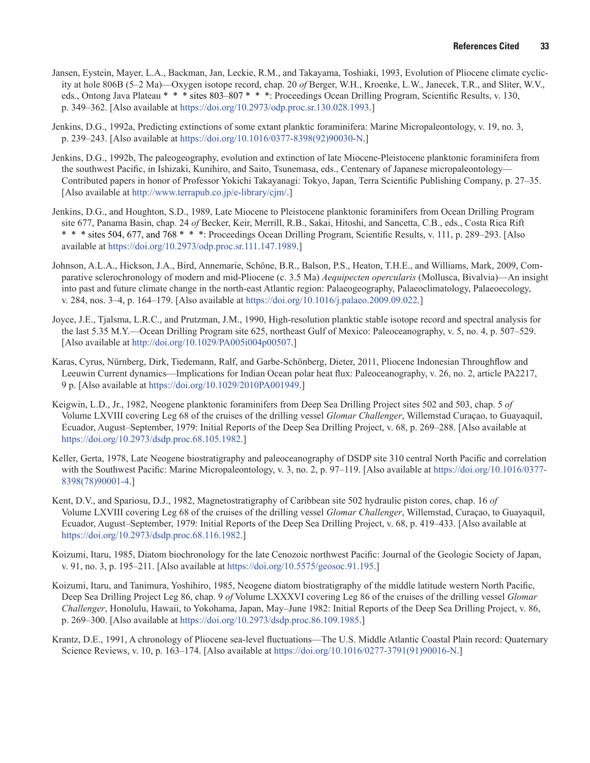Jansen, Eystein, Mayer, L.A., Backman, Jan, Leckie, R.M., and Takayama, Toshiaki, 1993, Evolution of Pliocene climate cyclicity at hole 806B (5–2 Ma)—Oxygen isotope record, chap. 20 *of* Berger, W.H., Kroenke, L.W., Janecek, T.R., and Sliter, W.V., eds., Ontong Java Plateau * * * sites 803–807 * * *: Proceedings Ocean Drilling Program, Scientific Results, v. 130, p. 349–362. [Also available at https://doi.org/10.2973/odp.proc.sr.130.028.1993.]

Jenkins, D.G., 1992a, Predicting extinctions of some extant planktic foraminifera: Marine Micropaleontology, v. 19, no. 3, p. 239–243. [Also available at https://doi.org/10.1016/0377-8398(92)90030-N.]

Jenkins, D.G., 1992b, The paleogeography, evolution and extinction of late Miocene-Pleistocene planktonic foraminifera from the southwest Pacific, in Ishizaki, Kunihiro, and Saito, Tsunemasa, eds., Centenary of Japanese micropaleontology—Contributed papers in honor of Professor Yokichi Takayanagi: Tokyo, Japan, Terra Scientific Publishing Company, p. 27–35. [Also available at http://www.terrapub.co.jp/e-library/cjm/.]

Jenkins, D.G., and Houghton, S.D., 1989, Late Miocene to Pleistocene planktonic foraminifers from Ocean Drilling Program site 677, Panama Basin, chap. 24 *of* Becker, Keir, Merrill, R.B., Sakai, Hitoshi, and Sancetta, C.B., eds., Costa Rica Rift * * * sites 504, 677, and 768 * * *: Proceedings Ocean Drilling Program, Scientific Results, v. 111, p. 289–293. [Also available at https://doi.org/10.2973/odp.proc.sr.111.147.1989.]

Johnson, A.L.A., Hickson, J.A., Bird, Annemarie, Schöne, B.R., Balson, P.S., Heaton, T.H.E., and Williams, Mark, 2009, Comparative sclerochronology of modern and mid-Pliocene (c. 3.5 Ma) *Aequipecten opercularis* (Mollusca, Bivalvia)—An insight into past and future climate change in the north-east Atlantic region: Palaeogeography, Palaeoclimatology, Palaeoecology, v. 284, nos. 3–4, p. 164–179. [Also available at https://doi.org/10.1016/j.palaeo.2009.09.022.]

Joyce, J.E., Tjalsma, L.R.C., and Prutzman, J.M., 1990, High-resolution planktic stable isotope record and spectral analysis for the last 5.35 M.Y.—Ocean Drilling Program site 625, northeast Gulf of Mexico: Paleoceanography, v. 5, no. 4, p. 507–529. [Also available at http://doi.org/10.1029/PA005i004p00507.]

Karas, Cyrus, Nürnberg, Dirk, Tiedemann, Ralf, and Garbe-Schönberg, Dieter, 2011, Pliocene Indonesian Throughflow and Leeuwin Current dynamics—Implications for Indian Ocean polar heat flux: Paleoceanography, v. 26, no. 2, article PA2217, 9 p. [Also available at https://doi.org/10.1029/2010PA001949.]

Keigwin, L.D., Jr., 1982, Neogene planktonic foraminifers from Deep Sea Drilling Project sites 502 and 503, chap. 5 *of* Volume LXVIII covering Leg 68 of the cruises of the drilling vessel *Glomar Challenger*, Willemstad Curaçao, to Guayaquil, Ecuador, August–September, 1979: Initial Reports of the Deep Sea Drilling Project, v. 68, p. 269–288. [Also available at https://doi.org/10.2973/dsdp.proc.68.105.1982.]

Keller, Gerta, 1978, Late Neogene biostratigraphy and paleoceanography of DSDP site 310 central North Pacific and correlation with the Southwest Pacific: Marine Micropaleontology, v. 3, no. 2, p. 97–119. [Also available at https://doi.org/10.1016/0377-8398(78)90001-4.]

Kent, D.V., and Spariosu, D.J., 1982, Magnetostratigraphy of Caribbean site 502 hydraulic piston cores, chap. 16 *of* Volume LXVIII covering Leg 68 of the cruises of the drilling vessel *Glomar Challenger*, Willemstad, Curaçao, to Guayaquil, Ecuador, August–September, 1979: Initial Reports of the Deep Sea Drilling Project, v. 68, p. 419–433. [Also available at https://doi.org/10.2973/dsdp.proc.68.116.1982.]

Koizumi, Itaru, 1985, Diatom biochronology for the late Cenozoic northwest Pacific: Journal of the Geologic Society of Japan, v. 91, no. 3, p. 195–211. [Also available at https://doi.org/10.5575/geosoc.91.195.]

Koizumi, Itaru, and Tanimura, Yoshihiro, 1985, Neogene diatom biostratigraphy of the middle latitude western North Pacific, Deep Sea Drilling Project Leg 86, chap. 9 *of* Volume LXXXVI covering Leg 86 of the cruises of the drilling vessel *Glomar Challenger*, Honolulu, Hawaii, to Yokohama, Japan, May–June 1982: Initial Reports of the Deep Sea Drilling Project, v. 86, p. 269–300. [Also available at https://doi.org/10.2973/dsdp.proc.86.109.1985.]

Krantz, D.E., 1991, A chronology of Pliocene sea-level fluctuations—The U.S. Middle Atlantic Coastal Plain record: Quaternary Science Reviews, v. 10, p. 163–174. [Also available at https://doi.org/10.1016/0277-3791(91)90016-N.]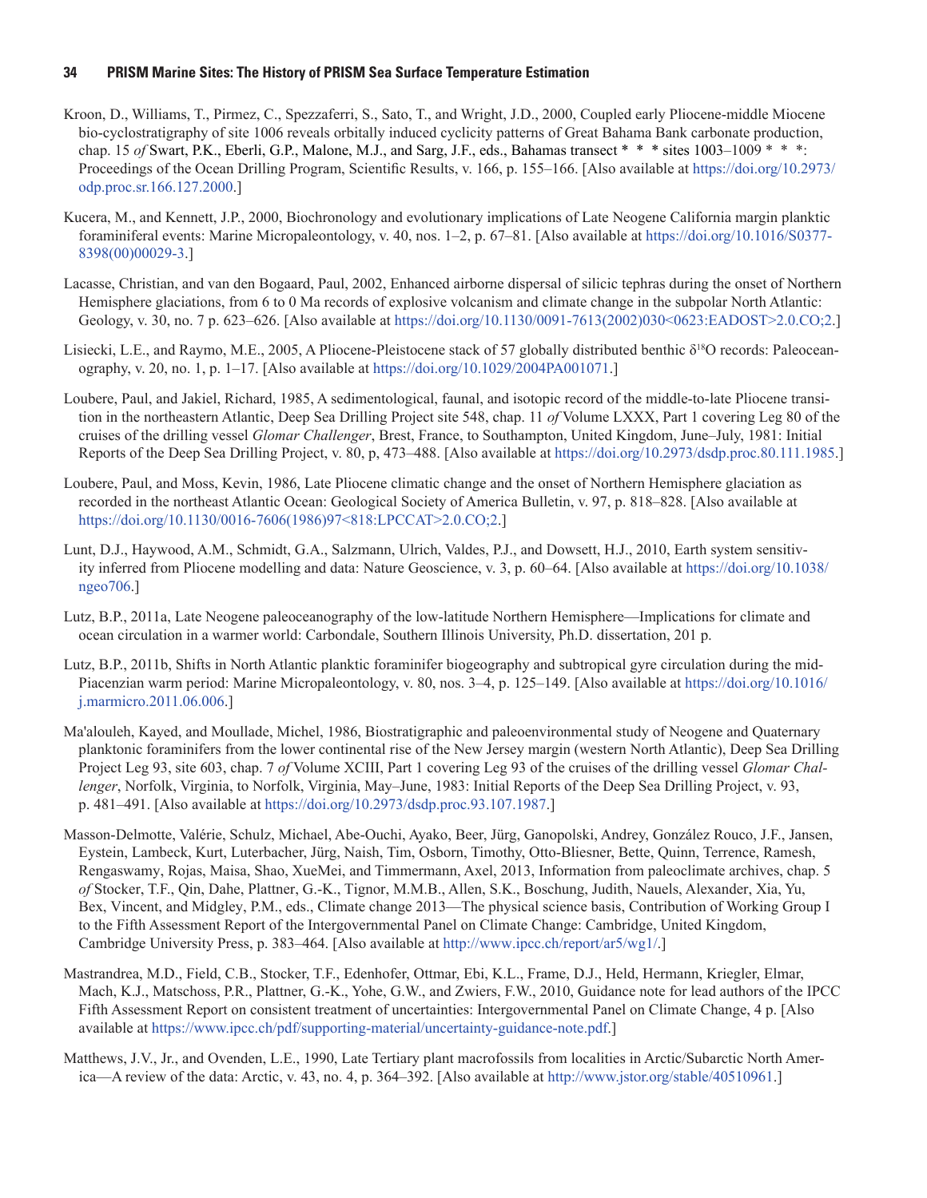Kroon, D., Williams, T., Pirmez, C., Spezzaferri, S., Sato, T., and Wright, J.D., 2000, Coupled early Pliocene-middle Miocene bio-cyclostratigraphy of site 1006 reveals orbitally induced cyclicity patterns of Great Bahama Bank carbonate production, chap. 15 *of* Swart, P.K., Eberli, G.P., Malone, M.J., and Sarg, J.F., eds., Bahamas transect * * * sites 1003–1009 * * *: Proceedings of the Ocean Drilling Program, Scientific Results, v. 166, p. 155–166. [Also available at https://doi.org/10.2973/odp.proc.sr.166.127.2000.]

Kucera, M., and Kennett, J.P., 2000, Biochronology and evolutionary implications of Late Neogene California margin planktic foraminiferal events: Marine Micropaleontology, v. 40, nos. 1–2, p. 67–81. [Also available at https://doi.org/10.1016/S0377-8398(00)00029-3.]

Lacasse, Christian, and van den Bogaard, Paul, 2002, Enhanced airborne dispersal of silicic tephras during the onset of Northern Hemisphere glaciations, from 6 to 0 Ma records of explosive volcanism and climate change in the subpolar North Atlantic: Geology, v. 30, no. 7 p. 623–626. [Also available at https://doi.org/10.1130/0091-7613(2002)030<0623:EADOST>2.0.CO;2.]

Lisiecki, L.E., and Raymo, M.E., 2005, A Pliocene-Pleistocene stack of 57 globally distributed benthic $\delta^{18}$O records: Paleoceanography, v. 20, no. 1, p. 1–17. [Also available at https://doi.org/10.1029/2004PA001071.]

Loubere, Paul, and Jakiel, Richard, 1985, A sedimentological, faunal, and isotopic record of the middle-to-late Pliocene transition in the northeastern Atlantic, Deep Sea Drilling Project site 548, chap. 11 *of* Volume LXXX, Part 1 covering Leg 80 of the cruises of the drilling vessel *Glomar Challenger*, Brest, France, to Southampton, United Kingdom, June–July, 1981: Initial Reports of the Deep Sea Drilling Project, v. 80, p, 473–488. [Also available at https://doi.org/10.2973/dsdp.proc.80.111.1985.]

Loubere, Paul, and Moss, Kevin, 1986, Late Pliocene climatic change and the onset of Northern Hemisphere glaciation as recorded in the northeast Atlantic Ocean: Geological Society of America Bulletin, v. 97, p. 818–828. [Also available at https://doi.org/10.1130/0016-7606(1986)97<818:LPCCAT>2.0.CO;2.]

Lunt, D.J., Haywood, A.M., Schmidt, G.A., Salzmann, Ulrich, Valdes, P.J., and Dowsett, H.J., 2010, Earth system sensitivity inferred from Pliocene modelling and data: Nature Geoscience, v. 3, p. 60–64. [Also available at https://doi.org/10.1038/ngeo706.]

Lutz, B.P., 2011a, Late Neogene paleoceanography of the low-latitude Northern Hemisphere—Implications for climate and ocean circulation in a warmer world: Carbondale, Southern Illinois University, Ph.D. dissertation, 201 p.

Lutz, B.P., 2011b, Shifts in North Atlantic planktic foraminifer biogeography and subtropical gyre circulation during the mid-Piacenzian warm period: Marine Micropaleontology, v. 80, nos. 3–4, p. 125–149. [Also available at https://doi.org/10.1016/j.marmicro.2011.06.006.]

Ma'alouleh, Kayed, and Moullade, Michel, 1986, Biostratigraphic and paleoenvironmental study of Neogene and Quaternary planktonic foraminifers from the lower continental rise of the New Jersey margin (western North Atlantic), Deep Sea Drilling Project Leg 93, site 603, chap. 7 *of* Volume XCIII, Part 1 covering Leg 93 of the cruises of the drilling vessel *Glomar Challenger*, Norfolk, Virginia, to Norfolk, Virginia, May–June, 1983: Initial Reports of the Deep Sea Drilling Project, v. 93, p. 481–491. [Also available at https://doi.org/10.2973/dsdp.proc.93.107.1987.]

Masson-Delmotte, Valérie, Schulz, Michael, Abe-Ouchi, Ayako, Beer, Jürg, Ganopolski, Andrey, González Rouco, J.F., Jansen, Eystein, Lambeck, Kurt, Luterbacher, Jürg, Naish, Tim, Osborn, Timothy, Otto-Bliesner, Bette, Quinn, Terrence, Ramesh, Rengaswamy, Rojas, Maisa, Shao, XueMei, and Timmermann, Axel, 2013, Information from paleoclimate archives, chap. 5 *of* Stocker, T.F., Qin, Dahe, Plattner, G.-K., Tignor, M.M.B., Allen, S.K., Boschung, Judith, Nauels, Alexander, Xia, Yu, Bex, Vincent, and Midgley, P.M., eds., Climate change 2013—The physical science basis, Contribution of Working Group I to the Fifth Assessment Report of the Intergovernmental Panel on Climate Change: Cambridge, United Kingdom, Cambridge University Press, p. 383–464. [Also available at http://www.ipcc.ch/report/ar5/wg1/.]

Mastrandrea, M.D., Field, C.B., Stocker, T.F., Edenhofer, Ottmar, Ebi, K.L., Frame, D.J., Held, Hermann, Kriegler, Elmar, Mach, K.J., Matschoss, P.R., Plattner, G.-K., Yohe, G.W., and Zwiers, F.W., 2010, Guidance note for lead authors of the IPCC Fifth Assessment Report on consistent treatment of uncertainties: Intergovernmental Panel on Climate Change, 4 p. [Also available at https://www.ipcc.ch/pdf/supporting-material/uncertainty-guidance-note.pdf.]

Matthews, J.V., Jr., and Ovenden, L.E., 1990, Late Tertiary plant macrofossils from localities in Arctic/Subarctic North America—A review of the data: Arctic, v. 43, no. 4, p. 364–392. [Also available at http://www.jstor.org/stable/40510961.]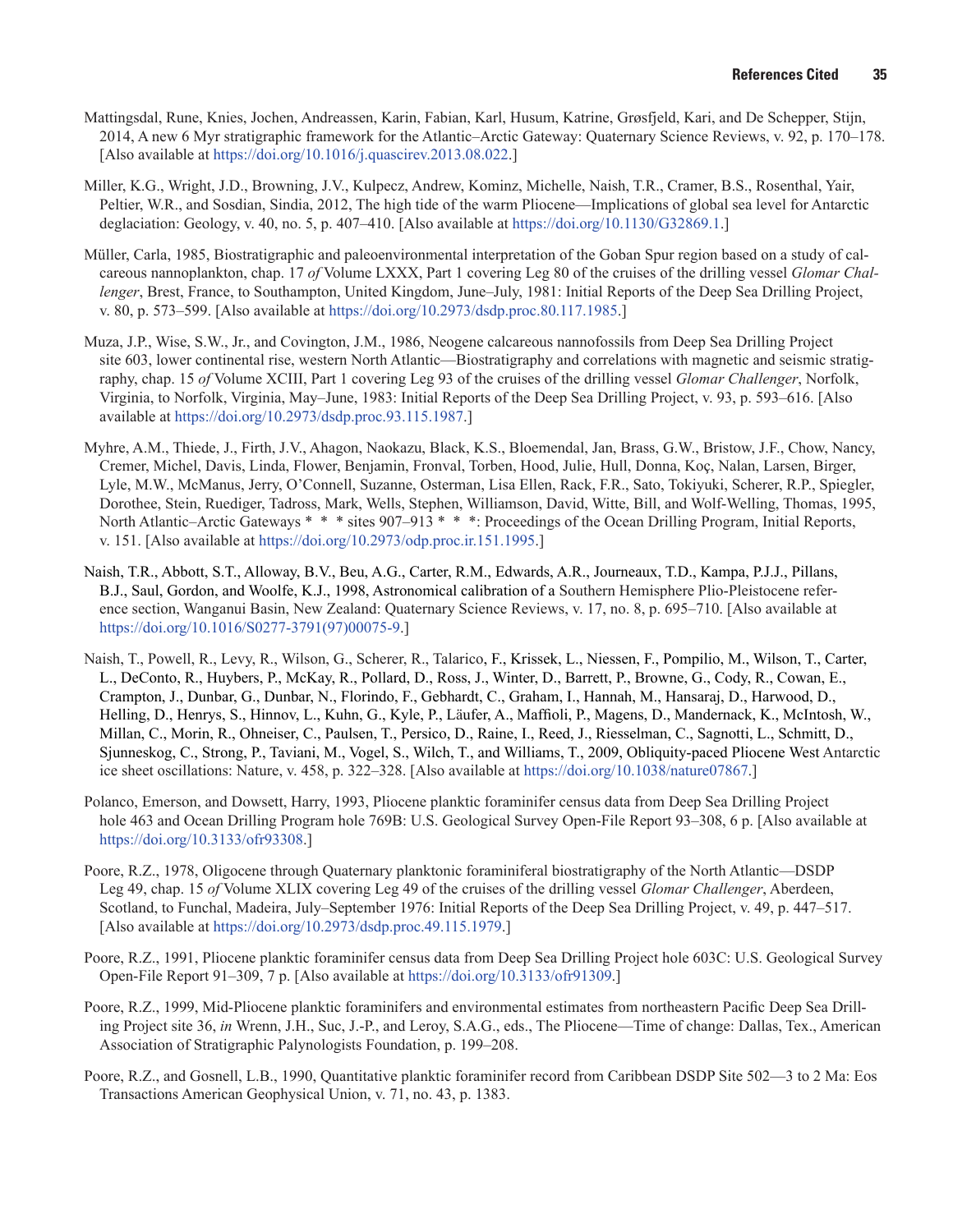Mattingsdal, Rune, Knies, Jochen, Andreassen, Karin, Fabian, Karl, Husum, Katrine, Grøsfjeld, Kari, and De Schepper, Stijn, 2014, A new 6 Myr stratigraphic framework for the Atlantic–Arctic Gateway: Quaternary Science Reviews, v. 92, p. 170–178. [Also available at https://doi.org/10.1016/j.quascirev.2013.08.022.]

Miller, K.G., Wright, J.D., Browning, J.V., Kulpecz, Andrew, Kominz, Michelle, Naish, T.R., Cramer, B.S., Rosenthal, Yair, Peltier, W.R., and Sosdian, Sindia, 2012, The high tide of the warm Pliocene—Implications of global sea level for Antarctic deglaciation: Geology, v. 40, no. 5, p. 407–410. [Also available at https://doi.org/10.1130/G32869.1.]

Müller, Carla, 1985, Biostratigraphic and paleoenvironmental interpretation of the Goban Spur region based on a study of calcareous nannoplankton, chap. 17 *of* Volume LXXX, Part 1 covering Leg 80 of the cruises of the drilling vessel *Glomar Challenger*, Brest, France, to Southampton, United Kingdom, June–July, 1981: Initial Reports of the Deep Sea Drilling Project, v. 80, p. 573–599. [Also available at https://doi.org/10.2973/dsdp.proc.80.117.1985.]

Muza, J.P., Wise, S.W., Jr., and Covington, J.M., 1986, Neogene calcareous nannofossils from Deep Sea Drilling Project site 603, lower continental rise, western North Atlantic—Biostratigraphy and correlations with magnetic and seismic stratigraphy, chap. 15 *of* Volume XCIII, Part 1 covering Leg 93 of the cruises of the drilling vessel *Glomar Challenger*, Norfolk, Virginia, to Norfolk, Virginia, May–June, 1983: Initial Reports of the Deep Sea Drilling Project, v. 93, p. 593–616. [Also available at https://doi.org/10.2973/dsdp.proc.93.115.1987.]

Myhre, A.M., Thiede, J., Firth, J.V., Ahagon, Naokazu, Black, K.S., Bloemendal, Jan, Brass, G.W., Bristow, J.F., Chow, Nancy, Cremer, Michel, Davis, Linda, Flower, Benjamin, Fronval, Torben, Hood, Julie, Hull, Donna, Koç, Nalan, Larsen, Birger, Lyle, M.W., McManus, Jerry, O'Connell, Suzanne, Osterman, Lisa Ellen, Rack, F.R., Sato, Tokiyuki, Scherer, R.P., Spiegler, Dorothee, Stein, Ruediger, Tadross, Mark, Wells, Stephen, Williamson, David, Witte, Bill, and Wolf-Welling, Thomas, 1995, North Atlantic–Arctic Gateways * * * sites 907–913 * * *: Proceedings of the Ocean Drilling Program, Initial Reports, v. 151. [Also available at https://doi.org/10.2973/odp.proc.ir.151.1995.]

Naish, T.R., Abbott, S.T., Alloway, B.V., Beu, A.G., Carter, R.M., Edwards, A.R., Journeaux, T.D., Kampa, P.J.J., Pillans, B.J., Saul, Gordon, and Woolfe, K.J., 1998, Astronomical calibration of a Southern Hemisphere Plio-Pleistocene reference section, Wanganui Basin, New Zealand: Quaternary Science Reviews, v. 17, no. 8, p. 695–710. [Also available at https://doi.org/10.1016/S0277-3791(97)00075-9.]

Naish, T., Powell, R., Levy, R., Wilson, G., Scherer, R., Talarico, F., Krissek, L., Niessen, F., Pompilio, M., Wilson, T., Carter, L., DeConto, R., Huybers, P., McKay, R., Pollard, D., Ross, J., Winter, D., Barrett, P., Browne, G., Cody, R., Cowan, E., Crampton, J., Dunbar, G., Dunbar, N., Florindo, F., Gebhardt, C., Graham, I., Hannah, M., Hansaraj, D., Harwood, D., Helling, D., Henrys, S., Hinnov, L., Kuhn, G., Kyle, P., Läufer, A., Maffioli, P., Magens, D., Mandernack, K., McIntosh, W., Millan, C., Morin, R., Ohneiser, C., Paulsen, T., Persico, D., Raine, I., Reed, J., Riesselman, C., Sagnotti, L., Schmitt, D., Sjunneskog, C., Strong, P., Taviani, M., Vogel, S., Wilch, T., and Williams, T., 2009, Obliquity-paced Pliocene West Antarctic ice sheet oscillations: Nature, v. 458, p. 322–328. [Also available at https://doi.org/10.1038/nature07867.]

Polanco, Emerson, and Dowsett, Harry, 1993, Pliocene planktic foraminifer census data from Deep Sea Drilling Project hole 463 and Ocean Drilling Program hole 769B: U.S. Geological Survey Open-File Report 93–308, 6 p. [Also available at https://doi.org/10.3133/ofr93308.]

Poore, R.Z., 1978, Oligocene through Quaternary planktonic foraminiferal biostratigraphy of the North Atlantic—DSDP Leg 49, chap. 15 *of* Volume XLIX covering Leg 49 of the cruises of the drilling vessel *Glomar Challenger*, Aberdeen, Scotland, to Funchal, Madeira, July–September 1976: Initial Reports of the Deep Sea Drilling Project, v. 49, p. 447–517. [Also available at https://doi.org/10.2973/dsdp.proc.49.115.1979.]

Poore, R.Z., 1991, Pliocene planktic foraminifer census data from Deep Sea Drilling Project hole 603C: U.S. Geological Survey Open-File Report 91–309, 7 p. [Also available at https://doi.org/10.3133/ofr91309.]

Poore, R.Z., 1999, Mid-Pliocene planktic foraminifers and environmental estimates from northeastern Pacific Deep Sea Drilling Project site 36, *in* Wrenn, J.H., Suc, J.-P., and Leroy, S.A.G., eds., The Pliocene—Time of change: Dallas, Tex., American Association of Stratigraphic Palynologists Foundation, p. 199–208.

Poore, R.Z., and Gosnell, L.B., 1990, Quantitative planktic foraminifer record from Caribbean DSDP Site 502—3 to 2 Ma: Eos Transactions American Geophysical Union, v. 71, no. 43, p. 1383.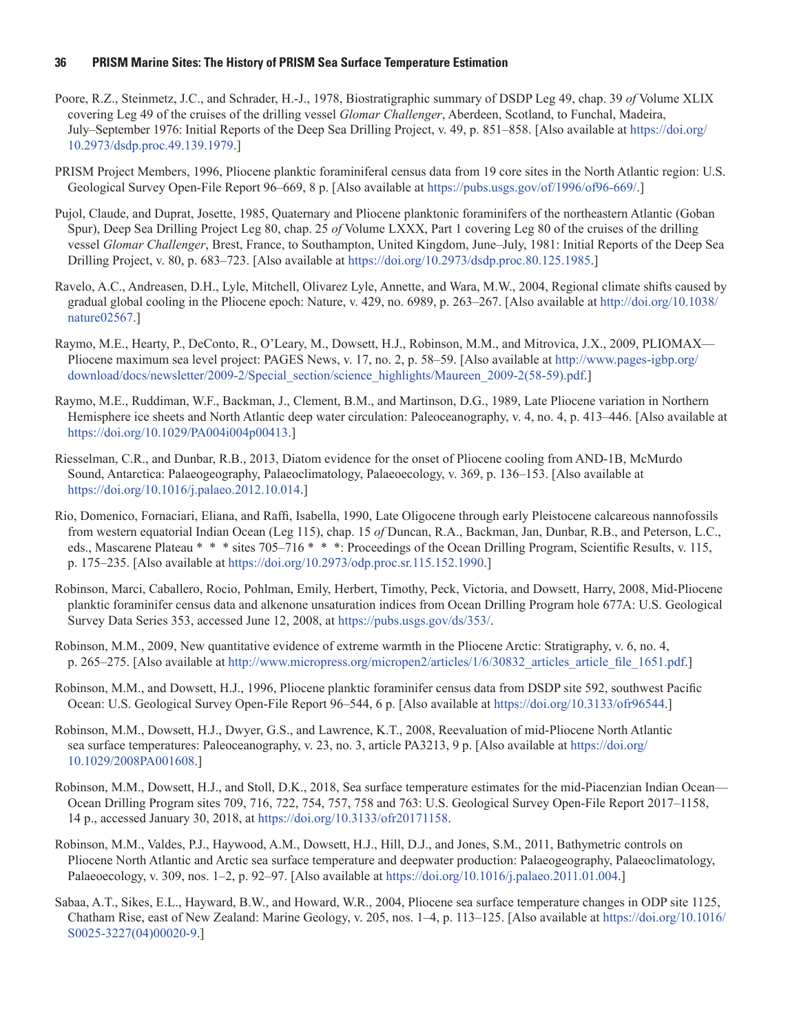Poore, R.Z., Steinmetz, J.C., and Schrader, H.-J., 1978, Biostratigraphic summary of DSDP Leg 49, chap. 39 *of* Volume XLIX covering Leg 49 of the cruises of the drilling vessel *Glomar Challenger*, Aberdeen, Scotland, to Funchal, Madeira, July–September 1976: Initial Reports of the Deep Sea Drilling Project, v. 49, p. 851–858. [Also available at https://doi.org/10.2973/dsdp.proc.49.139.1979.]

PRISM Project Members, 1996, Pliocene planktic foraminiferal census data from 19 core sites in the North Atlantic region: U.S. Geological Survey Open-File Report 96–669, 8 p. [Also available at https://pubs.usgs.gov/of/1996/of96-669/.]

Pujol, Claude, and Duprat, Josette, 1985, Quaternary and Pliocene planktonic foraminifers of the northeastern Atlantic (Goban Spur), Deep Sea Drilling Project Leg 80, chap. 25 *of* Volume LXXX, Part 1 covering Leg 80 of the cruises of the drilling vessel *Glomar Challenger*, Brest, France, to Southampton, United Kingdom, June–July, 1981: Initial Reports of the Deep Sea Drilling Project, v. 80, p. 683–723. [Also available at https://doi.org/10.2973/dsdp.proc.80.125.1985.]

Ravelo, A.C., Andreasen, D.H., Lyle, Mitchell, Olivarez Lyle, Annette, and Wara, M.W., 2004, Regional climate shifts caused by gradual global cooling in the Pliocene epoch: Nature, v. 429, no. 6989, p. 263–267. [Also available at http://doi.org/10.1038/nature02567.]

Raymo, M.E., Hearty, P., DeConto, R., O'Leary, M., Dowsett, H.J., Robinson, M.M., and Mitrovica, J.X., 2009, PLIOMAX—Pliocene maximum sea level project: PAGES News, v. 17, no. 2, p. 58–59. [Also available at http://www.pages-igbp.org/download/docs/newsletter/2009-2/Special_section/science_highlights/Maureen_2009-2(58-59).pdf.]

Raymo, M.E., Ruddiman, W.F., Backman, J., Clement, B.M., and Martinson, D.G., 1989, Late Pliocene variation in Northern Hemisphere ice sheets and North Atlantic deep water circulation: Paleoceanography, v. 4, no. 4, p. 413–446. [Also available at https://doi.org/10.1029/PA004i004p00413.]

Riesselman, C.R., and Dunbar, R.B., 2013, Diatom evidence for the onset of Pliocene cooling from AND-1B, McMurdo Sound, Antarctica: Palaeogeography, Palaeoclimatology, Palaeoecology, v. 369, p. 136–153. [Also available at https://doi.org/10.1016/j.palaeo.2012.10.014.]

Rio, Domenico, Fornaciari, Eliana, and Raffi, Isabella, 1990, Late Oligocene through early Pleistocene calcareous nannofossils from western equatorial Indian Ocean (Leg 115), chap. 15 *of* Duncan, R.A., Backman, Jan, Dunbar, R.B., and Peterson, L.C., eds., Mascarene Plateau * * * sites 705–716 * * *: Proceedings of the Ocean Drilling Program, Scientific Results, v. 115, p. 175–235. [Also available at https://doi.org/10.2973/odp.proc.sr.115.152.1990.]

Robinson, Marci, Caballero, Rocio, Pohlman, Emily, Herbert, Timothy, Peck, Victoria, and Dowsett, Harry, 2008, Mid-Pliocene planktic foraminifer census data and alkenone unsaturation indices from Ocean Drilling Program hole 677A: U.S. Geological Survey Data Series 353, accessed June 12, 2008, at https://pubs.usgs.gov/ds/353/.

Robinson, M.M., 2009, New quantitative evidence of extreme warmth in the Pliocene Arctic: Stratigraphy, v. 6, no. 4, p. 265–275. [Also available at http://www.micropress.org/micropen2/articles/1/6/30832_articles_article_file_1651.pdf.]

Robinson, M.M., and Dowsett, H.J., 1996, Pliocene planktic foraminifer census data from DSDP site 592, southwest Pacific Ocean: U.S. Geological Survey Open-File Report 96–544, 6 p. [Also available at https://doi.org/10.3133/ofr96544.]

Robinson, M.M., Dowsett, H.J., Dwyer, G.S., and Lawrence, K.T., 2008, Reevaluation of mid-Pliocene North Atlantic sea surface temperatures: Paleoceanography, v. 23, no. 3, article PA3213, 9 p. [Also available at https://doi.org/10.1029/2008PA001608.]

Robinson, M.M., Dowsett, H.J., and Stoll, D.K., 2018, Sea surface temperature estimates for the mid-Piacenzian Indian Ocean—Ocean Drilling Program sites 709, 716, 722, 754, 757, 758 and 763: U.S. Geological Survey Open-File Report 2017–1158, 14 p., accessed January 30, 2018, at https://doi.org/10.3133/ofr20171158.

Robinson, M.M., Valdes, P.J., Haywood, A.M., Dowsett, H.J., Hill, D.J., and Jones, S.M., 2011, Bathymetric controls on Pliocene North Atlantic and Arctic sea surface temperature and deepwater production: Palaeogeography, Palaeoclimatology, Palaeoecology, v. 309, nos. 1–2, p. 92–97. [Also available at https://doi.org/10.1016/j.palaeo.2011.01.004.]

Sabaa, A.T., Sikes, E.L., Hayward, B.W., and Howard, W.R., 2004, Pliocene sea surface temperature changes in ODP site 1125, Chatham Rise, east of New Zealand: Marine Geology, v. 205, nos. 1–4, p. 113–125. [Also available at https://doi.org/10.1016/S0025-3227(04)00020-9.]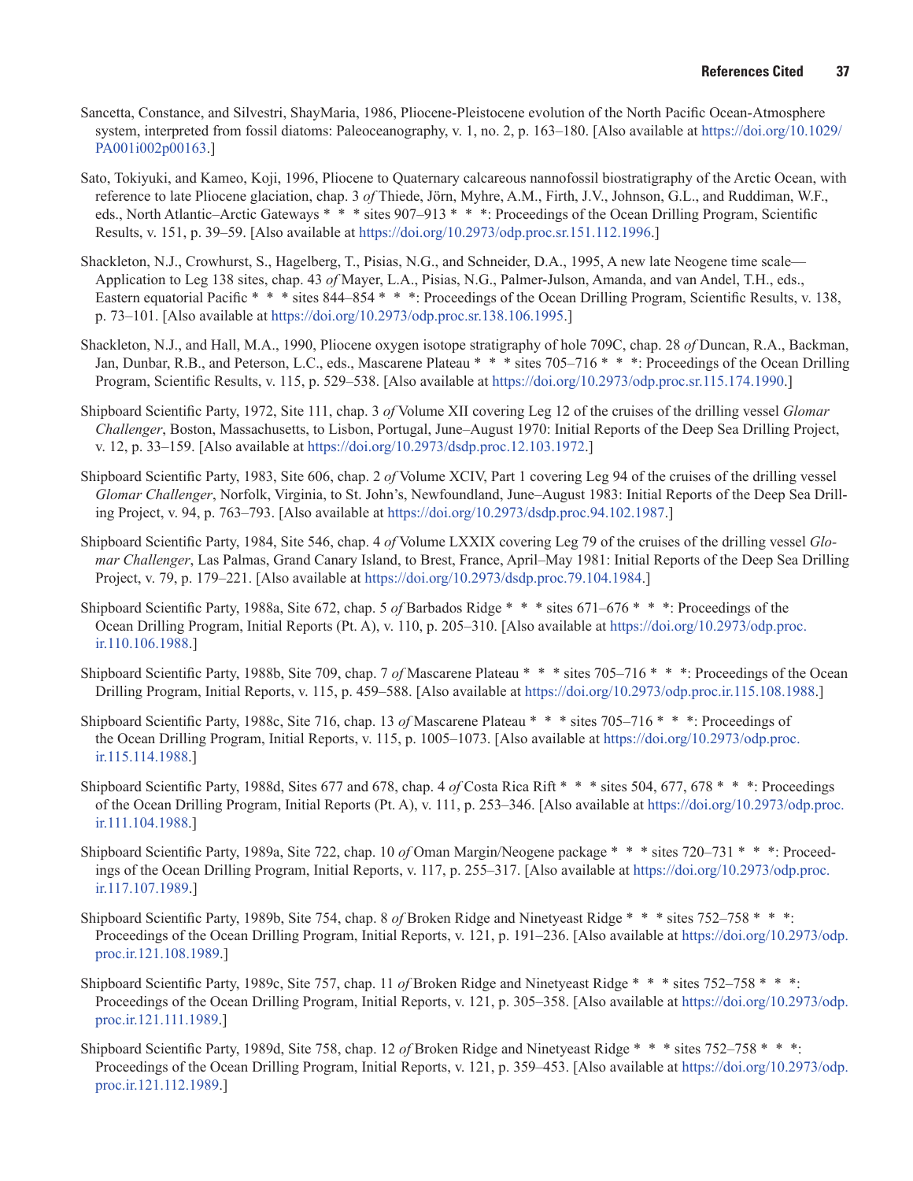Sancetta, Constance, and Silvestri, ShayMaria, 1986, Pliocene-Pleistocene evolution of the North Pacific Ocean-Atmosphere system, interpreted from fossil diatoms: Paleoceanography, v. 1, no. 2, p. 163–180. [Also available at https://doi.org/10.1029/PA001i002p00163.]

Sato, Tokiyuki, and Kameo, Koji, 1996, Pliocene to Quaternary calcareous nannofossil biostratigraphy of the Arctic Ocean, with reference to late Pliocene glaciation, chap. 3 *of* Thiede, Jörn, Myhre, A.M., Firth, J.V., Johnson, G.L., and Ruddiman, W.F., eds., North Atlantic–Arctic Gateways * * * sites 907–913 * * *: Proceedings of the Ocean Drilling Program, Scientific Results, v. 151, p. 39–59. [Also available at https://doi.org/10.2973/odp.proc.sr.151.112.1996.]

Shackleton, N.J., Crowhurst, S., Hagelberg, T., Pisias, N.G., and Schneider, D.A., 1995, A new late Neogene time scale—Application to Leg 138 sites, chap. 43 *of* Mayer, L.A., Pisias, N.G., Palmer-Julson, Amanda, and van Andel, T.H., eds., Eastern equatorial Pacific * * * sites 844–854 * * *: Proceedings of the Ocean Drilling Program, Scientific Results, v. 138, p. 73–101. [Also available at https://doi.org/10.2973/odp.proc.sr.138.106.1995.]

Shackleton, N.J., and Hall, M.A., 1990, Pliocene oxygen isotope stratigraphy of hole 709C, chap. 28 *of* Duncan, R.A., Backman, Jan, Dunbar, R.B., and Peterson, L.C., eds., Mascarene Plateau * * * sites 705–716 * * *: Proceedings of the Ocean Drilling Program, Scientific Results, v. 115, p. 529–538. [Also available at https://doi.org/10.2973/odp.proc.sr.115.174.1990.]

Shipboard Scientific Party, 1972, Site 111, chap. 3 *of* Volume XII covering Leg 12 of the cruises of the drilling vessel *Glomar Challenger*, Boston, Massachusetts, to Lisbon, Portugal, June–August 1970: Initial Reports of the Deep Sea Drilling Project, v. 12, p. 33–159. [Also available at https://doi.org/10.2973/dsdp.proc.12.103.1972.]

Shipboard Scientific Party, 1983, Site 606, chap. 2 *of* Volume XCIV, Part 1 covering Leg 94 of the cruises of the drilling vessel *Glomar Challenger*, Norfolk, Virginia, to St. John's, Newfoundland, June–August 1983: Initial Reports of the Deep Sea Drilling Project, v. 94, p. 763–793. [Also available at https://doi.org/10.2973/dsdp.proc.94.102.1987.]

Shipboard Scientific Party, 1984, Site 546, chap. 4 *of* Volume LXXIX covering Leg 79 of the cruises of the drilling vessel *Glomar Challenger*, Las Palmas, Grand Canary Island, to Brest, France, April–May 1981: Initial Reports of the Deep Sea Drilling Project, v. 79, p. 179–221. [Also available at https://doi.org/10.2973/dsdp.proc.79.104.1984.]

Shipboard Scientific Party, 1988a, Site 672, chap. 5 *of* Barbados Ridge * * * sites 671–676 * * *: Proceedings of the Ocean Drilling Program, Initial Reports (Pt. A), v. 110, p. 205–310. [Also available at https://doi.org/10.2973/odp.proc.ir.110.106.1988.]

Shipboard Scientific Party, 1988b, Site 709, chap. 7 *of* Mascarene Plateau * * * sites 705–716 * * *: Proceedings of the Ocean Drilling Program, Initial Reports, v. 115, p. 459–588. [Also available at https://doi.org/10.2973/odp.proc.ir.115.108.1988.]

Shipboard Scientific Party, 1988c, Site 716, chap. 13 *of* Mascarene Plateau * * * sites 705–716 * * *: Proceedings of the Ocean Drilling Program, Initial Reports, v. 115, p. 1005–1073. [Also available at https://doi.org/10.2973/odp.proc.ir.115.114.1988.]

Shipboard Scientific Party, 1988d, Sites 677 and 678, chap. 4 *of* Costa Rica Rift * * * sites 504, 677, 678 * * *: Proceedings of the Ocean Drilling Program, Initial Reports (Pt. A), v. 111, p. 253–346. [Also available at https://doi.org/10.2973/odp.proc.ir.111.104.1988.]

Shipboard Scientific Party, 1989a, Site 722, chap. 10 *of* Oman Margin/Neogene package * * * sites 720–731 * * *: Proceedings of the Ocean Drilling Program, Initial Reports, v. 117, p. 255–317. [Also available at https://doi.org/10.2973/odp.proc.ir.117.107.1989.]

Shipboard Scientific Party, 1989b, Site 754, chap. 8 *of* Broken Ridge and Ninetyeast Ridge * * * sites 752–758 * * *: Proceedings of the Ocean Drilling Program, Initial Reports, v. 121, p. 191–236. [Also available at https://doi.org/10.2973/odp.proc.ir.121.108.1989.]

Shipboard Scientific Party, 1989c, Site 757, chap. 11 *of* Broken Ridge and Ninetyeast Ridge * * * sites 752–758 * * *: Proceedings of the Ocean Drilling Program, Initial Reports, v. 121, p. 305–358. [Also available at https://doi.org/10.2973/odp.proc.ir.121.111.1989.]

Shipboard Scientific Party, 1989d, Site 758, chap. 12 *of* Broken Ridge and Ninetyeast Ridge * * * sites 752–758 * * *: Proceedings of the Ocean Drilling Program, Initial Reports, v. 121, p. 359–453. [Also available at https://doi.org/10.2973/odp.proc.ir.121.112.1989.]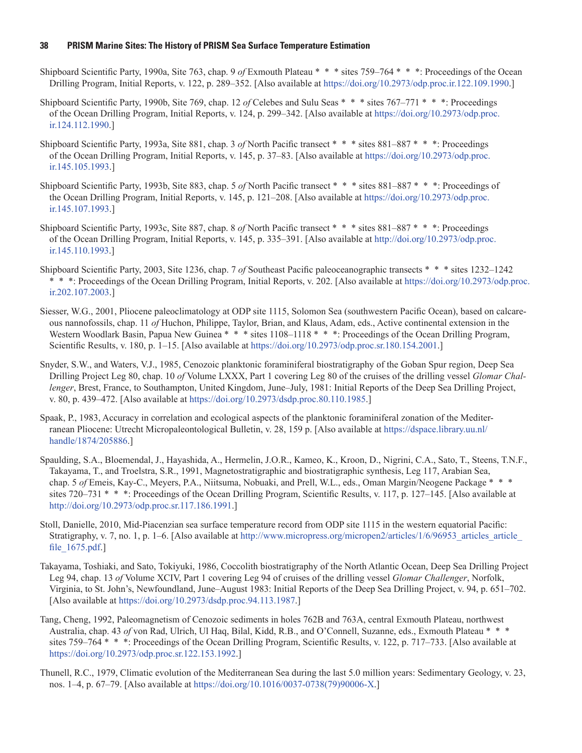Shipboard Scientific Party, 1990a, Site 763, chap. 9 *of* Exmouth Plateau * * * sites 759–764 * * *: Proceedings of the Ocean Drilling Program, Initial Reports, v. 122, p. 289–352. [Also available at https://doi.org/10.2973/odp.proc.ir.122.109.1990.]

Shipboard Scientific Party, 1990b, Site 769, chap. 12 *of* Celebes and Sulu Seas * * * sites 767–771 * * *: Proceedings of the Ocean Drilling Program, Initial Reports, v. 124, p. 299–342. [Also available at https://doi.org/10.2973/odp.proc.ir.124.112.1990.]

Shipboard Scientific Party, 1993a, Site 881, chap. 3 *of* North Pacific transect * * * sites 881–887 * * *: Proceedings of the Ocean Drilling Program, Initial Reports, v. 145, p. 37–83. [Also available at https://doi.org/10.2973/odp.proc.ir.145.105.1993.]

Shipboard Scientific Party, 1993b, Site 883, chap. 5 *of* North Pacific transect * * * sites 881–887 * * *: Proceedings of the Ocean Drilling Program, Initial Reports, v. 145, p. 121–208. [Also available at https://doi.org/10.2973/odp.proc.ir.145.107.1993.]

Shipboard Scientific Party, 1993c, Site 887, chap. 8 *of* North Pacific transect * * * sites 881–887 * * *: Proceedings of the Ocean Drilling Program, Initial Reports, v. 145, p. 335–391. [Also available at http://doi.org/10.2973/odp.proc.ir.145.110.1993.]

Shipboard Scientific Party, 2003, Site 1236, chap. 7 *of* Southeast Pacific paleoceanographic transects * * * sites 1232–1242 * * *: Proceedings of the Ocean Drilling Program, Initial Reports, v. 202. [Also available at https://doi.org/10.2973/odp.proc.ir.202.107.2003.]

Siesser, W.G., 2001, Pliocene paleoclimatology at ODP site 1115, Solomon Sea (southwestern Pacific Ocean), based on calcareous nannofossils, chap. 11 *of* Huchon, Philippe, Taylor, Brian, and Klaus, Adam, eds., Active continental extension in the Western Woodlark Basin, Papua New Guinea * * * sites 1108–1118 * * *: Proceedings of the Ocean Drilling Program, Scientific Results, v. 180, p. 1–15. [Also available at https://doi.org/10.2973/odp.proc.sr.180.154.2001.]

Snyder, S.W., and Waters, V.J., 1985, Cenozoic planktonic foraminiferal biostratigraphy of the Goban Spur region, Deep Sea Drilling Project Leg 80, chap. 10 *of* Volume LXXX, Part 1 covering Leg 80 of the cruises of the drilling vessel *Glomar Challenger*, Brest, France, to Southampton, United Kingdom, June–July, 1981: Initial Reports of the Deep Sea Drilling Project, v. 80, p. 439–472. [Also available at https://doi.org/10.2973/dsdp.proc.80.110.1985.]

Spaak, P., 1983, Accuracy in correlation and ecological aspects of the planktonic foraminiferal zonation of the Mediterranean Pliocene: Utrecht Micropaleontological Bulletin, v. 28, 159 p. [Also available at https://dspace.library.uu.nl/handle/1874/205886.]

Spaulding, S.A., Bloemendal, J., Hayashida, A., Hermelin, J.O.R., Kameo, K., Kroon, D., Nigrini, C.A., Sato, T., Steens, T.N.F., Takayama, T., and Troelstra, S.R., 1991, Magnetostratigraphic and biostratigraphic synthesis, Leg 117, Arabian Sea, chap. 5 *of* Emeis, Kay-C., Meyers, P.A., Niitsuma, Nobuaki, and Prell, W.L., eds., Oman Margin/Neogene Package * * * sites 720–731 * * *: Proceedings of the Ocean Drilling Program, Scientific Results, v. 117, p. 127–145. [Also available at http://doi.org/10.2973/odp.proc.sr.117.186.1991.]

Stoll, Danielle, 2010, Mid-Piacenzian sea surface temperature record from ODP site 1115 in the western equatorial Pacific: Stratigraphy, v. 7, no. 1, p. 1–6. [Also available at http://www.micropress.org/micropen2/articles/1/6/96953_articles_article_file_1675.pdf.]

Takayama, Toshiaki, and Sato, Tokiyuki, 1986, Coccolith biostratigraphy of the North Atlantic Ocean, Deep Sea Drilling Project Leg 94, chap. 13 *of* Volume XCIV, Part 1 covering Leg 94 of cruises of the drilling vessel *Glomar Challenger*, Norfolk, Virginia, to St. John's, Newfoundland, June–August 1983: Initial Reports of the Deep Sea Drilling Project, v. 94, p. 651–702. [Also available at https://doi.org/10.2973/dsdp.proc.94.113.1987.]

Tang, Cheng, 1992, Paleomagnetism of Cenozoic sediments in holes 762B and 763A, central Exmouth Plateau, northwest Australia, chap. 43 *of* von Rad, Ulrich, Ul Haq, Bilal, Kidd, R.B., and O'Connell, Suzanne, eds., Exmouth Plateau * * * sites 759–764 * * *: Proceedings of the Ocean Drilling Program, Scientific Results, v. 122, p. 717–733. [Also available at https://doi.org/10.2973/odp.proc.sr.122.153.1992.]

Thunell, R.C., 1979, Climatic evolution of the Mediterranean Sea during the last 5.0 million years: Sedimentary Geology, v. 23, nos. 1–4, p. 67–79. [Also available at https://doi.org/10.1016/0037-0738(79)90006-X.]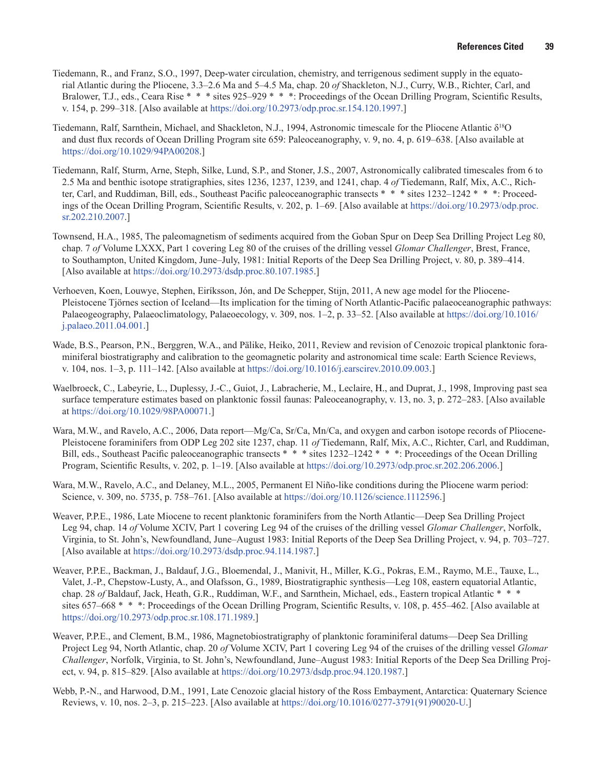Tiedemann, R., and Franz, S.O., 1997, Deep-water circulation, chemistry, and terrigenous sediment supply in the equatorial Atlantic during the Pliocene, 3.3–2.6 Ma and 5–4.5 Ma, chap. 20 *of* Shackleton, N.J., Curry, W.B., Richter, Carl, and Bralower, T.J., eds., Ceara Rise * * * sites 925–929 * * *: Proceedings of the Ocean Drilling Program, Scientific Results, v. 154, p. 299–318. [Also available at https://doi.org/10.2973/odp.proc.sr.154.120.1997.]

Tiedemann, Ralf, Sarnthein, Michael, and Shackleton, N.J., 1994, Astronomic timescale for the Pliocene Atlantic $\delta^{18}O$ and dust flux records of Ocean Drilling Program site 659: Paleoceanography, v. 9, no. 4, p. 619–638. [Also available at https://doi.org/10.1029/94PA00208.]

Tiedemann, Ralf, Sturm, Arne, Steph, Silke, Lund, S.P., and Stoner, J.S., 2007, Astronomically calibrated timescales from 6 to 2.5 Ma and benthic isotope stratigraphies, sites 1236, 1237, 1239, and 1241, chap. 4 *of* Tiedemann, Ralf, Mix, A.C., Richter, Carl, and Ruddiman, Bill, eds., Southeast Pacific paleoceanographic transects * * * sites 1232–1242 * * *: Proceedings of the Ocean Drilling Program, Scientific Results, v. 202, p. 1–69. [Also available at https://doi.org/10.2973/odp.proc.sr.202.210.2007.]

Townsend, H.A., 1985, The paleomagnetism of sediments acquired from the Goban Spur on Deep Sea Drilling Project Leg 80, chap. 7 *of* Volume LXXX, Part 1 covering Leg 80 of the cruises of the drilling vessel *Glomar Challenger*, Brest, France, to Southampton, United Kingdom, June–July, 1981: Initial Reports of the Deep Sea Drilling Project, v. 80, p. 389–414. [Also available at https://doi.org/10.2973/dsdp.proc.80.107.1985.]

Verhoeven, Koen, Louwye, Stephen, Eiríksson, Jón, and De Schepper, Stijn, 2011, A new age model for the Pliocene-Pleistocene Tjörnes section of Iceland—Its implication for the timing of North Atlantic-Pacific palaeoceanographic pathways: Palaeogeography, Palaeoclimatology, Palaeoecology, v. 309, nos. 1–2, p. 33–52. [Also available at https://doi.org/10.1016/j.palaeo.2011.04.001.]

Wade, B.S., Pearson, P.N., Berggren, W.A., and Pälike, Heiko, 2011, Review and revision of Cenozoic tropical planktonic foraminiferal biostratigraphy and calibration to the geomagnetic polarity and astronomical time scale: Earth Science Reviews, v. 104, nos. 1–3, p. 111–142. [Also available at https://doi.org/10.1016/j.earscirev.2010.09.003.]

Waelbroeck, C., Labeyrie, L., Duplessy, J.-C., Guiot, J., Labracherie, M., Leclaire, H., and Duprat, J., 1998, Improving past sea surface temperature estimates based on planktonic fossil faunas: Paleoceanography, v. 13, no. 3, p. 272–283. [Also available at https://doi.org/10.1029/98PA00071.]

Wara, M.W., and Ravelo, A.C., 2006, Data report—Mg/Ca, Sr/Ca, Mn/Ca, and oxygen and carbon isotope records of Pliocene-Pleistocene foraminifers from ODP Leg 202 site 1237, chap. 11 *of* Tiedemann, Ralf, Mix, A.C., Richter, Carl, and Ruddiman, Bill, eds., Southeast Pacific paleoceanographic transects * * * sites 1232–1242 * * *: Proceedings of the Ocean Drilling Program, Scientific Results, v. 202, p. 1–19. [Also available at https://doi.org/10.2973/odp.proc.sr.202.206.2006.]

Wara, M.W., Ravelo, A.C., and Delaney, M.L., 2005, Permanent El Niño-like conditions during the Pliocene warm period: Science, v. 309, no. 5735, p. 758–761. [Also available at https://doi.org/10.1126/science.1112596.]

Weaver, P.P.E., 1986, Late Miocene to recent planktonic foraminifers from the North Atlantic—Deep Sea Drilling Project Leg 94, chap. 14 *of* Volume XCIV, Part 1 covering Leg 94 of the cruises of the drilling vessel *Glomar Challenger*, Norfolk, Virginia, to St. John's, Newfoundland, June–August 1983: Initial Reports of the Deep Sea Drilling Project, v. 94, p. 703–727. [Also available at https://doi.org/10.2973/dsdp.proc.94.114.1987.]

Weaver, P.P.E., Backman, J., Baldauf, J.G., Bloemendal, J., Manivit, H., Miller, K.G., Pokras, E.M., Raymo, M.E., Tauxe, L., Valet, J.-P., Chepstow-Lusty, A., and Olafsson, G., 1989, Biostratigraphic synthesis—Leg 108, eastern equatorial Atlantic, chap. 28 *of* Baldauf, Jack, Heath, G.R., Ruddiman, W.F., and Sarnthein, Michael, eds., Eastern tropical Atlantic * * * sites 657–668 * * *: Proceedings of the Ocean Drilling Program, Scientific Results, v. 108, p. 455–462. [Also available at https://doi.org/10.2973/odp.proc.sr.108.171.1989.]

Weaver, P.P.E., and Clement, B.M., 1986, Magnetobiostratigraphy of planktonic foraminiferal datums—Deep Sea Drilling Project Leg 94, North Atlantic, chap. 20 *of* Volume XCIV, Part 1 covering Leg 94 of the cruises of the drilling vessel *Glomar Challenger*, Norfolk, Virginia, to St. John's, Newfoundland, June–August 1983: Initial Reports of the Deep Sea Drilling Project, v. 94, p. 815–829. [Also available at https://doi.org/10.2973/dsdp.proc.94.120.1987.]

Webb, P.-N., and Harwood, D.M., 1991, Late Cenozoic glacial history of the Ross Embayment, Antarctica: Quaternary Science Reviews, v. 10, nos. 2–3, p. 215–223. [Also available at https://doi.org/10.1016/0277-3791(91)90020-U.]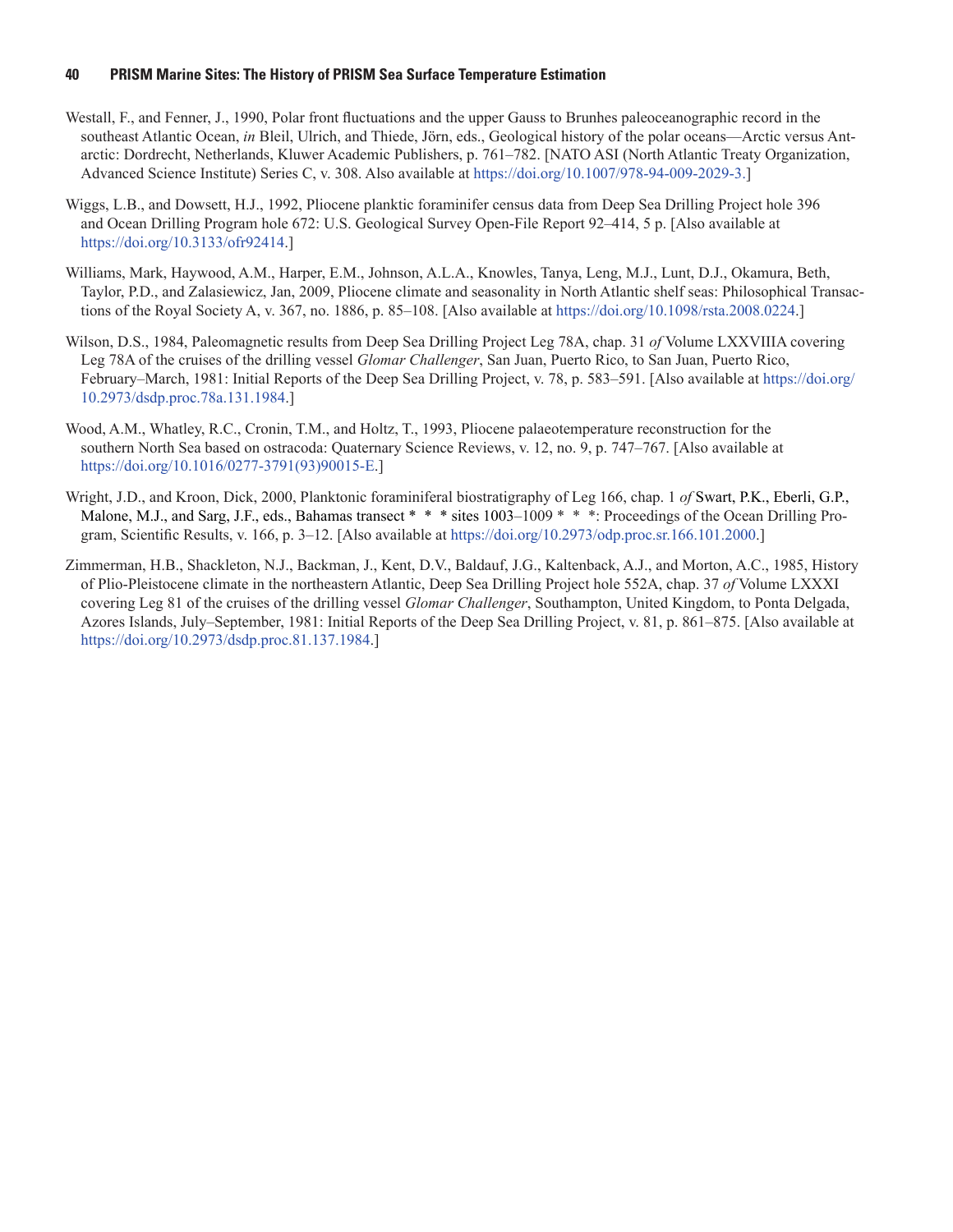Westall, F., and Fenner, J., 1990, Polar front fluctuations and the upper Gauss to Brunhes paleoceanographic record in the southeast Atlantic Ocean, *in* Bleil, Ulrich, and Thiede, Jörn, eds., Geological history of the polar oceans—Arctic versus Antarctic: Dordrecht, Netherlands, Kluwer Academic Publishers, p. 761–782. [NATO ASI (North Atlantic Treaty Organization, Advanced Science Institute) Series C, v. 308. Also available at https://doi.org/10.1007/978-94-009-2029-3.]

Wiggs, L.B., and Dowsett, H.J., 1992, Pliocene planktic foraminifer census data from Deep Sea Drilling Project hole 396 and Ocean Drilling Program hole 672: U.S. Geological Survey Open-File Report 92–414, 5 p. [Also available at https://doi.org/10.3133/ofr92414.]

Williams, Mark, Haywood, A.M., Harper, E.M., Johnson, A.L.A., Knowles, Tanya, Leng, M.J., Lunt, D.J., Okamura, Beth, Taylor, P.D., and Zalasiewicz, Jan, 2009, Pliocene climate and seasonality in North Atlantic shelf seas: Philosophical Transactions of the Royal Society A, v. 367, no. 1886, p. 85–108. [Also available at https://doi.org/10.1098/rsta.2008.0224.]

Wilson, D.S., 1984, Paleomagnetic results from Deep Sea Drilling Project Leg 78A, chap. 31 *of* Volume LXXVIIIA covering Leg 78A of the cruises of the drilling vessel *Glomar Challenger*, San Juan, Puerto Rico, to San Juan, Puerto Rico, February–March, 1981: Initial Reports of the Deep Sea Drilling Project, v. 78, p. 583–591. [Also available at https://doi.org/10.2973/dsdp.proc.78a.131.1984.]

Wood, A.M., Whatley, R.C., Cronin, T.M., and Holtz, T., 1993, Pliocene palaeotemperature reconstruction for the southern North Sea based on ostracoda: Quaternary Science Reviews, v. 12, no. 9, p. 747–767. [Also available at https://doi.org/10.1016/0277-3791(93)90015-E.]

Wright, J.D., and Kroon, Dick, 2000, Planktonic foraminiferal biostratigraphy of Leg 166, chap. 1 *of* Swart, P.K., Eberli, G.P., Malone, M.J., and Sarg, J.F., eds., Bahamas transect * * * sites 1003–1009 * * *: Proceedings of the Ocean Drilling Program, Scientific Results, v. 166, p. 3–12. [Also available at https://doi.org/10.2973/odp.proc.sr.166.101.2000.]

Zimmerman, H.B., Shackleton, N.J., Backman, J., Kent, D.V., Baldauf, J.G., Kaltenback, A.J., and Morton, A.C., 1985, History of Plio-Pleistocene climate in the northeastern Atlantic, Deep Sea Drilling Project hole 552A, chap. 37 *of* Volume LXXXI covering Leg 81 of the cruises of the drilling vessel *Glomar Challenger*, Southampton, United Kingdom, to Ponta Delgada, Azores Islands, July–September, 1981: Initial Reports of the Deep Sea Drilling Project, v. 81, p. 861–875. [Also available at https://doi.org/10.2973/dsdp.proc.81.137.1984.]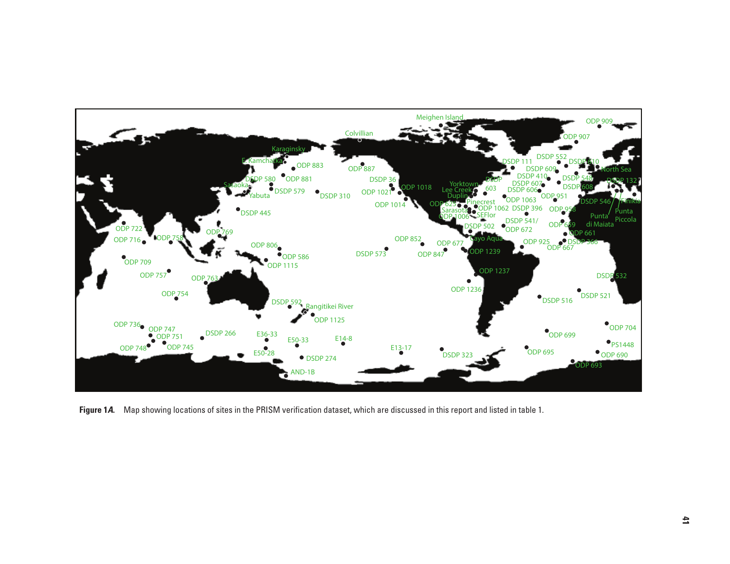**Figure 1*A*.** Map showing locations of sites in the PRISM verification dataset, which are discussed in this report and listed in table 1.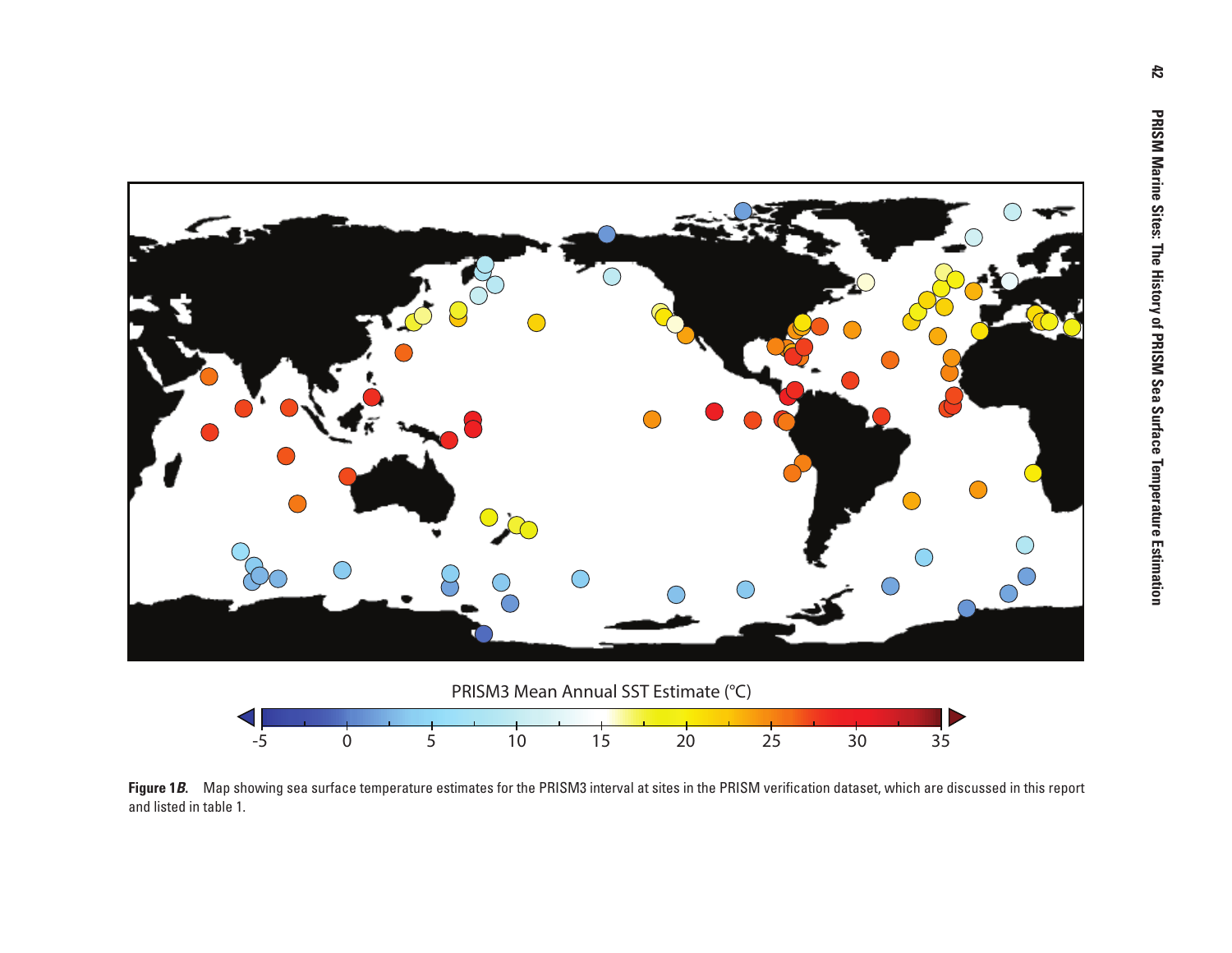PRISM3 Mean Annual SST Estimate (°C)

**Figure 1*B*.** Map showing sea surface temperature estimates for the PRISM3 interval at sites in the PRISM verification dataset, which are discussed in this report and listed in table 1.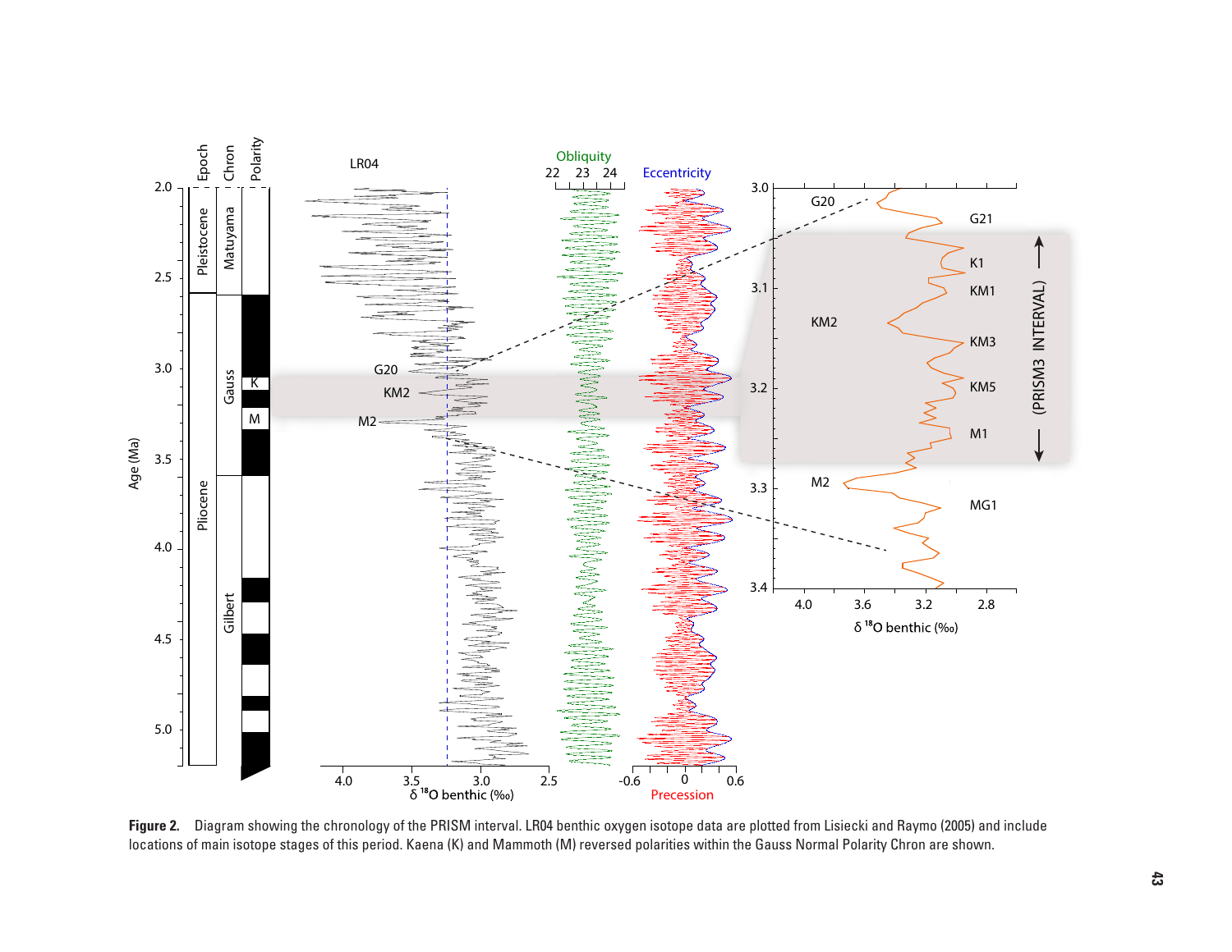**Figure 2.** Diagram showing the chronology of the PRISM interval. LR04 benthic oxygen isotope data are plotted from Lisiecki and Raymo (2005) and include locations of main isotope stages of this period. Kaena (K) and Mammoth (M) reversed polarities within the Gauss Normal Polarity Chron are shown.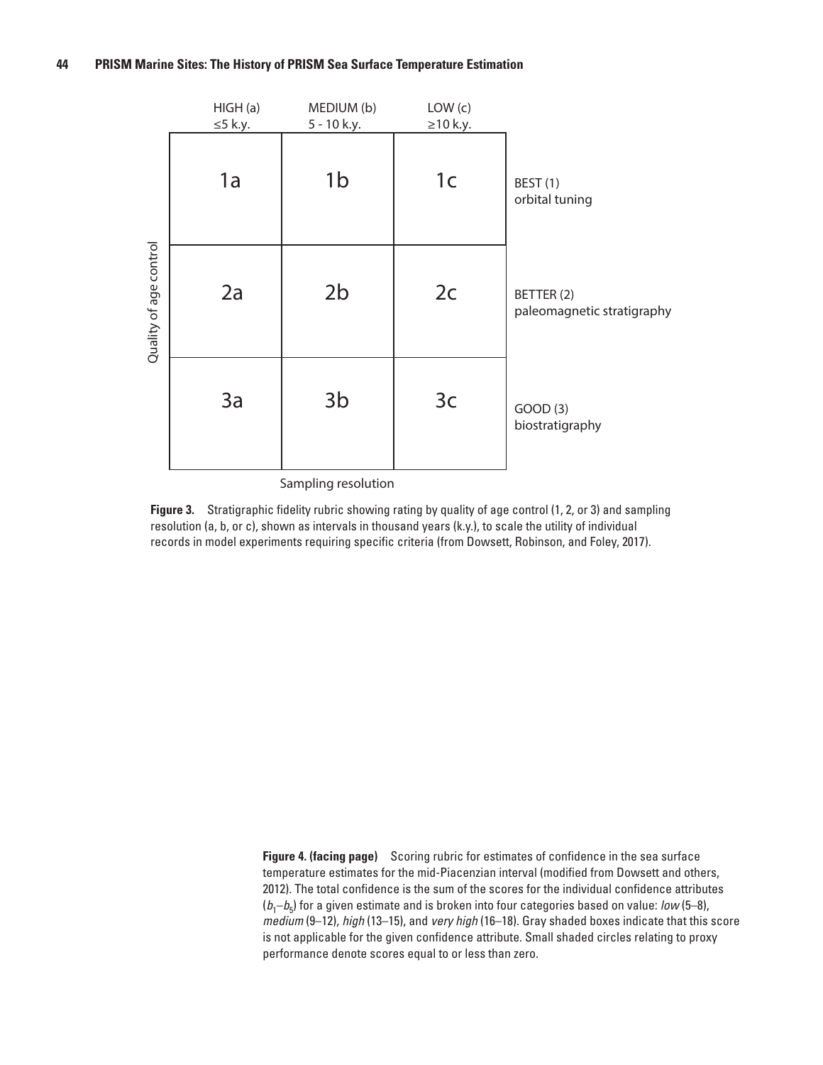|  | HIGH (a) ≤5 k.y. | MEDIUM (b) 5 - 10 k.y. | LOW (c) ≥10 k.y. |  |
| --- | --- | --- | --- | --- |
| Quality of age control | 1a | 1b | 1c | BEST (1) orbital tuning |
|  | 2a | 2b | 2c | BETTER (2) paleomagnetic stratigraphy |
|  | 3a | 3b | 3c | GOOD (3) biostratigraphy |
|  | Sampling resolution |  |  |  |

**Figure 3.** Stratigraphic fidelity rubric showing rating by quality of age control (1, 2, or 3) and sampling resolution (a, b, or c), shown as intervals in thousand years (k.y.), to scale the utility of individual records in model experiments requiring specific criteria (from Dowsett, Robinson, and Foley, 2017).

**Figure 4. (facing page)** Scoring rubric for estimates of confidence in the sea surface temperature estimates for the mid-Piacenzian interval (modified from Dowsett and others, 2012). The total confidence is the sum of the scores for the individual confidence attributes ($b_1$–$b_5$) for a given estimate and is broken into four categories based on value: *low* (5–8), *medium* (9–12), *high* (13–15), and *very high* (16–18). Gray shaded boxes indicate that this score is not applicable for the given confidence attribute. Small shaded circles relating to proxy performance denote scores equal to or less than zero.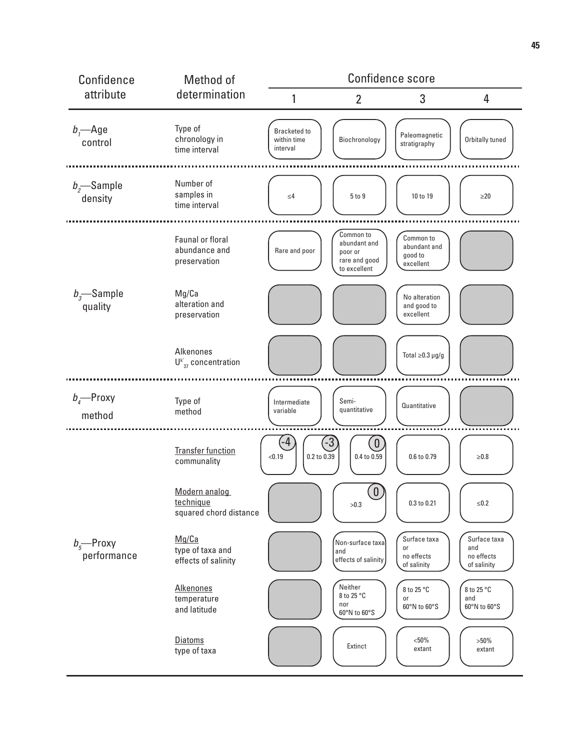| Confidence attribute | Method of determination | Confidence score 1 | 2 | 3 | 4 |
|---|---|---|---|---|---|
| $b_1$—Age control | Type of chronology in time interval | Bracketed to within time interval | Biochronology | Paleomagnetic stratigraphy | Orbitally tuned |
| $b_2$—Sample density | Number of samples in time interval | ≤4 | 5 to 9 | 10 to 19 | ≥20 |
| $b_3$—Sample quality | Faunal or floral abundance and preservation | Rare and poor | Common to abundant and poor or rare and good to excellent | Common to abundant and good to excellent | |
| | Mg/Ca alteration and preservation | | | No alteration and good to excellent | |
| | Alkenones $U^{k'}_{37}$ concentration | | | Total ≥0.3 µg/g | |
| $b_4$—Proxy method | Type of method | Intermediate variable | Semi-quantitative | Quantitative | |
| $b_5$—Proxy performance | Transfer function communality | (-4) <0.19; (-3) 0.2 to 0.39 | (0) 0.4 to 0.59 | 0.6 to 0.79 | ≥0.8 |
| | Modern analog technique squared chord distance | | (0) >0.3 | 0.3 to 0.21 | ≤0.2 |
| | Mg/Ca type of taxa and effects of salinity | | Non-surface taxa and effects of salinity | Surface taxa or no effects of salinity | Surface taxa and no effects of salinity |
| | Alkenones temperature and latitude | | Neither 8 to 25 °C nor 60°N to 60°S | 8 to 25 °C or 60°N to 60°S | 8 to 25 °C and 60°N to 60°S |
| | Diatoms type of taxa | | Extinct | <50% extant | >50% extant |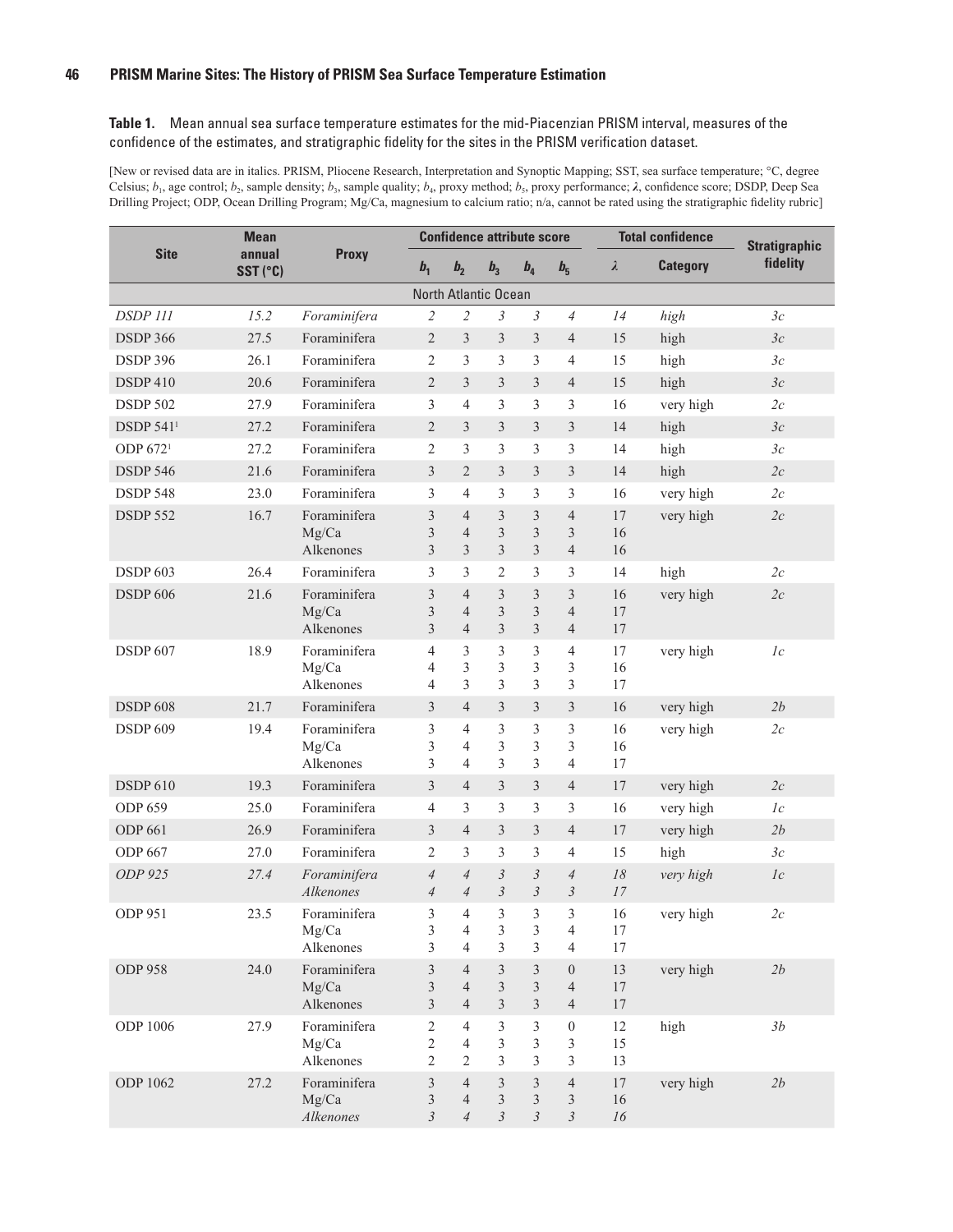**Table 1.** Mean annual sea surface temperature estimates for the mid-Piacenzian PRISM interval, measures of the confidence of the estimates, and stratigraphic fidelity for the sites in the PRISM verification dataset.

[New or revised data are in italics. PRISM, Pliocene Research, Interpretation and Synoptic Mapping; SST, sea surface temperature; °C, degree Celsius; $b_1$, age control; $b_2$, sample density; $b_3$, sample quality; $b_4$, proxy method; $b_5$, proxy performance; $\lambda$, confidence score; DSDP, Deep Sea Drilling Project; ODP, Ocean Drilling Program; Mg/Ca, magnesium to calcium ratio; n/a, cannot be rated using the stratigraphic fidelity rubric]

| Site | Mean annual SST (°C) | Proxy | Confidence attribute score | | | | | Total confidence | | Stratigraphic fidelity |
|---|---|---|---|---|---|---|---|---|---|---|
| | | | $b_1$ | $b_2$ | $b_3$ | $b_4$ | $b_5$ | $\lambda$ | Category | |
| **North Atlantic Ocean** | | | | | | | | | | |
| *DSDP 111* | *15.2* | *Foraminifera* | *2* | *2* | *3* | *3* | *4* | *14* | *high* | *3c* |
| DSDP 366 | 27.5 | Foraminifera | 2 | 3 | 3 | 3 | 4 | 15 | high | *3c* |
| DSDP 396 | 26.1 | Foraminifera | 2 | 3 | 3 | 3 | 4 | 15 | high | *3c* |
| DSDP 410 | 20.6 | Foraminifera | 2 | 3 | 3 | 3 | 4 | 15 | high | *3c* |
| DSDP 502 | 27.9 | Foraminifera | 3 | 4 | 3 | 3 | 3 | 16 | very high | *2c* |
| DSDP 541[1] | 27.2 | Foraminifera | 2 | 3 | 3 | 3 | 3 | 14 | high | *3c* |
| ODP 672[1] | 27.2 | Foraminifera | 2 | 3 | 3 | 3 | 3 | 14 | high | *3c* |
| DSDP 546 | 21.6 | Foraminifera | 3 | 2 | 3 | 3 | 3 | 14 | high | *2c* |
| DSDP 548 | 23.0 | Foraminifera | 3 | 4 | 3 | 3 | 3 | 16 | very high | *2c* |
| DSDP 552 | 16.7 | Foraminifera | 3 | 4 | 3 | 3 | 4 | 17 | very high | *2c* |
| | | Mg/Ca | 3 | 4 | 3 | 3 | 3 | 16 | | |
| | | Alkenones | 3 | 3 | 3 | 3 | 4 | 16 | | |
| DSDP 603 | 26.4 | Foraminifera | 3 | 3 | 2 | 3 | 3 | 14 | high | *2c* |
| DSDP 606 | 21.6 | Foraminifera | 3 | 4 | 3 | 3 | 3 | 16 | very high | *2c* |
| | | Mg/Ca | 3 | 4 | 3 | 3 | 4 | 17 | | |
| | | Alkenones | 3 | 4 | 3 | 3 | 4 | 17 | | |
| DSDP 607 | 18.9 | Foraminifera | 4 | 3 | 3 | 3 | 4 | 17 | very high | *1c* |
| | | Mg/Ca | 4 | 3 | 3 | 3 | 3 | 16 | | |
| | | Alkenones | 4 | 3 | 3 | 3 | 3 | 17 | | |
| DSDP 608 | 21.7 | Foraminifera | 3 | 4 | 3 | 3 | 3 | 16 | very high | *2b* |
| DSDP 609 | 19.4 | Foraminifera | 3 | 4 | 3 | 3 | 3 | 16 | very high | *2c* |
| | | Mg/Ca | 3 | 4 | 3 | 3 | 3 | 16 | | |
| | | Alkenones | 3 | 4 | 3 | 3 | 4 | 17 | | |
| DSDP 610 | 19.3 | Foraminifera | 3 | 4 | 3 | 3 | 4 | 17 | very high | *2c* |
| ODP 659 | 25.0 | Foraminifera | 4 | 3 | 3 | 3 | 3 | 16 | very high | *1c* |
| ODP 661 | 26.9 | Foraminifera | 3 | 4 | 3 | 3 | 4 | 17 | very high | *2b* |
| ODP 667 | 27.0 | Foraminifera | 2 | 3 | 3 | 3 | 4 | 15 | high | *3c* |
| *ODP 925* | *27.4* | *Foraminifera* | *4* | *4* | *3* | *3* | *4* | *18* | *very high* | *1c* |
| | | *Alkenones* | *4* | *4* | *3* | *3* | *3* | *17* | | |
| ODP 951 | 23.5 | Foraminifera | 3 | 4 | 3 | 3 | 3 | 16 | very high | *2c* |
| | | Mg/Ca | 3 | 4 | 3 | 3 | 4 | 17 | | |
| | | Alkenones | 3 | 4 | 3 | 3 | 4 | 17 | | |
| ODP 958 | 24.0 | Foraminifera | 3 | 4 | 3 | 3 | 0 | 13 | very high | *2b* |
| | | Mg/Ca | 3 | 4 | 3 | 3 | 4 | 17 | | |
| | | Alkenones | 3 | 4 | 3 | 3 | 4 | 17 | | |
| ODP 1006 | 27.9 | Foraminifera | 2 | 4 | 3 | 3 | 0 | 12 | high | *3b* |
| | | Mg/Ca | 2 | 4 | 3 | 3 | 3 | 15 | | |
| | | Alkenones | 2 | 2 | 3 | 3 | 3 | 13 | | |
| ODP 1062 | 27.2 | Foraminifera | 3 | 4 | 3 | 3 | 4 | 17 | very high | *2b* |
| | | Mg/Ca | 3 | 4 | 3 | 3 | 3 | 16 | | |
| | | *Alkenones* | *3* | *4* | *3* | *3* | *3* | *16* | | |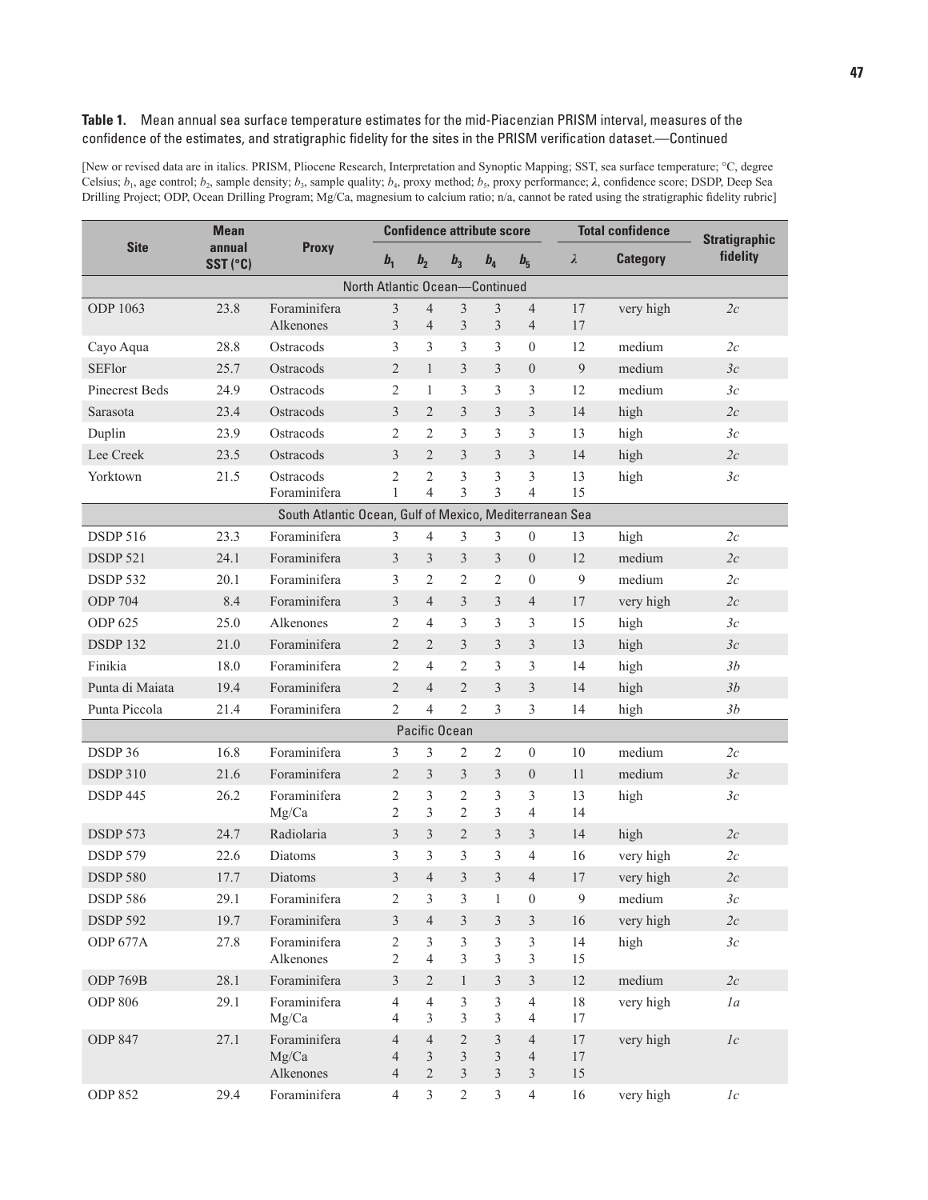**Table 1.** Mean annual sea surface temperature estimates for the mid-Piacenzian PRISM interval, measures of the confidence of the estimates, and stratigraphic fidelity for the sites in the PRISM verification dataset.—Continued

[New or revised data are in italics. PRISM, Pliocene Research, Interpretation and Synoptic Mapping; SST, sea surface temperature; °C, degree Celsius; $b_1$, age control; $b_2$, sample density; $b_3$, sample quality; $b_4$, proxy method; $b_5$, proxy performance; $\lambda$, confidence score; DSDP, Deep Sea Drilling Project; ODP, Ocean Drilling Program; Mg/Ca, magnesium to calcium ratio; n/a, cannot be rated using the stratigraphic fidelity rubric]

| Site | Mean annual SST (°C) | Proxy | Confidence attribute score | | | | | Total confidence | | Stratigraphic fidelity |
|---|---|---|---|---|---|---|---|---|---|---|
| | | | $b_1$ | $b_2$ | $b_3$ | $b_4$ | $b_5$ | $\lambda$ | Category | |
| **North Atlantic Ocean—Continued** | | | | | | | | | | |
| ODP 1063 | 23.8 | Foraminifera | 3 | 4 | 3 | 3 | 4 | 17 | very high | *2c* |
| | | Alkenones | 3 | 4 | 3 | 3 | 4 | 17 | | |
| Cayo Aqua | 28.8 | Ostracods | 3 | 3 | 3 | 3 | 0 | 12 | medium | *2c* |
| SEFlor | 25.7 | Ostracods | 2 | 1 | 3 | 3 | 0 | 9 | medium | *3c* |
| Pinecrest Beds | 24.9 | Ostracods | 2 | 1 | 3 | 3 | 3 | 12 | medium | *3c* |
| Sarasota | 23.4 | Ostracods | 3 | 2 | 3 | 3 | 3 | 14 | high | *2c* |
| Duplin | 23.9 | Ostracods | 2 | 2 | 3 | 3 | 3 | 13 | high | *3c* |
| Lee Creek | 23.5 | Ostracods | 3 | 2 | 3 | 3 | 3 | 14 | high | *2c* |
| Yorktown | 21.5 | Ostracods | 2 | 2 | 3 | 3 | 3 | 13 | high | *3c* |
| | | Foraminifera | 1 | 4 | 3 | 3 | 4 | 15 | | |
| **South Atlantic Ocean, Gulf of Mexico, Mediterranean Sea** | | | | | | | | | | |
| DSDP 516 | 23.3 | Foraminifera | 3 | 4 | 3 | 3 | 0 | 13 | high | *2c* |
| DSDP 521 | 24.1 | Foraminifera | 3 | 3 | 3 | 3 | 0 | 12 | medium | *2c* |
| DSDP 532 | 20.1 | Foraminifera | 3 | 2 | 2 | 2 | 0 | 9 | medium | *2c* |
| ODP 704 | 8.4 | Foraminifera | 3 | 4 | 3 | 3 | 4 | 17 | very high | *2c* |
| ODP 625 | 25.0 | Alkenones | 2 | 4 | 3 | 3 | 3 | 15 | high | *3c* |
| DSDP 132 | 21.0 | Foraminifera | 2 | 2 | 3 | 3 | 3 | 13 | high | *3c* |
| Finikia | 18.0 | Foraminifera | 2 | 4 | 2 | 3 | 3 | 14 | high | *3b* |
| Punta di Maiata | 19.4 | Foraminifera | 2 | 4 | 2 | 3 | 3 | 14 | high | *3b* |
| Punta Piccola | 21.4 | Foraminifera | 2 | 4 | 2 | 3 | 3 | 14 | high | *3b* |
| **Pacific Ocean** | | | | | | | | | | |
| DSDP 36 | 16.8 | Foraminifera | 3 | 3 | 2 | 2 | 0 | 10 | medium | *2c* |
| DSDP 310 | 21.6 | Foraminifera | 2 | 3 | 3 | 3 | 0 | 11 | medium | *3c* |
| DSDP 445 | 26.2 | Foraminifera | 2 | 3 | 2 | 3 | 3 | 13 | high | *3c* |
| | | Mg/Ca | 2 | 3 | 2 | 3 | 4 | 14 | | |
| DSDP 573 | 24.7 | Radiolaria | 3 | 3 | 2 | 3 | 3 | 14 | high | *2c* |
| DSDP 579 | 22.6 | Diatoms | 3 | 3 | 3 | 3 | 4 | 16 | very high | *2c* |
| DSDP 580 | 17.7 | Diatoms | 3 | 4 | 3 | 3 | 4 | 17 | very high | *2c* |
| DSDP 586 | 29.1 | Foraminifera | 2 | 3 | 3 | 1 | 0 | 9 | medium | *3c* |
| DSDP 592 | 19.7 | Foraminifera | 3 | 4 | 3 | 3 | 3 | 16 | very high | *2c* |
| ODP 677A | 27.8 | Foraminifera | 2 | 3 | 3 | 3 | 3 | 14 | high | *3c* |
| | | Alkenones | 2 | 4 | 3 | 3 | 3 | 15 | | |
| ODP 769B | 28.1 | Foraminifera | 3 | 2 | 1 | 3 | 3 | 12 | medium | *2c* |
| ODP 806 | 29.1 | Foraminifera | 4 | 4 | 3 | 3 | 4 | 18 | very high | *1a* |
| | | Mg/Ca | 4 | 3 | 3 | 3 | 4 | 17 | | |
| ODP 847 | 27.1 | Foraminifera | 4 | 4 | 2 | 3 | 4 | 17 | very high | *1c* |
| | | Mg/Ca | 4 | 3 | 3 | 3 | 4 | 17 | | |
| | | Alkenones | 4 | 2 | 3 | 3 | 3 | 15 | | |
| ODP 852 | 29.4 | Foraminifera | 4 | 3 | 2 | 3 | 4 | 16 | very high | *1c* |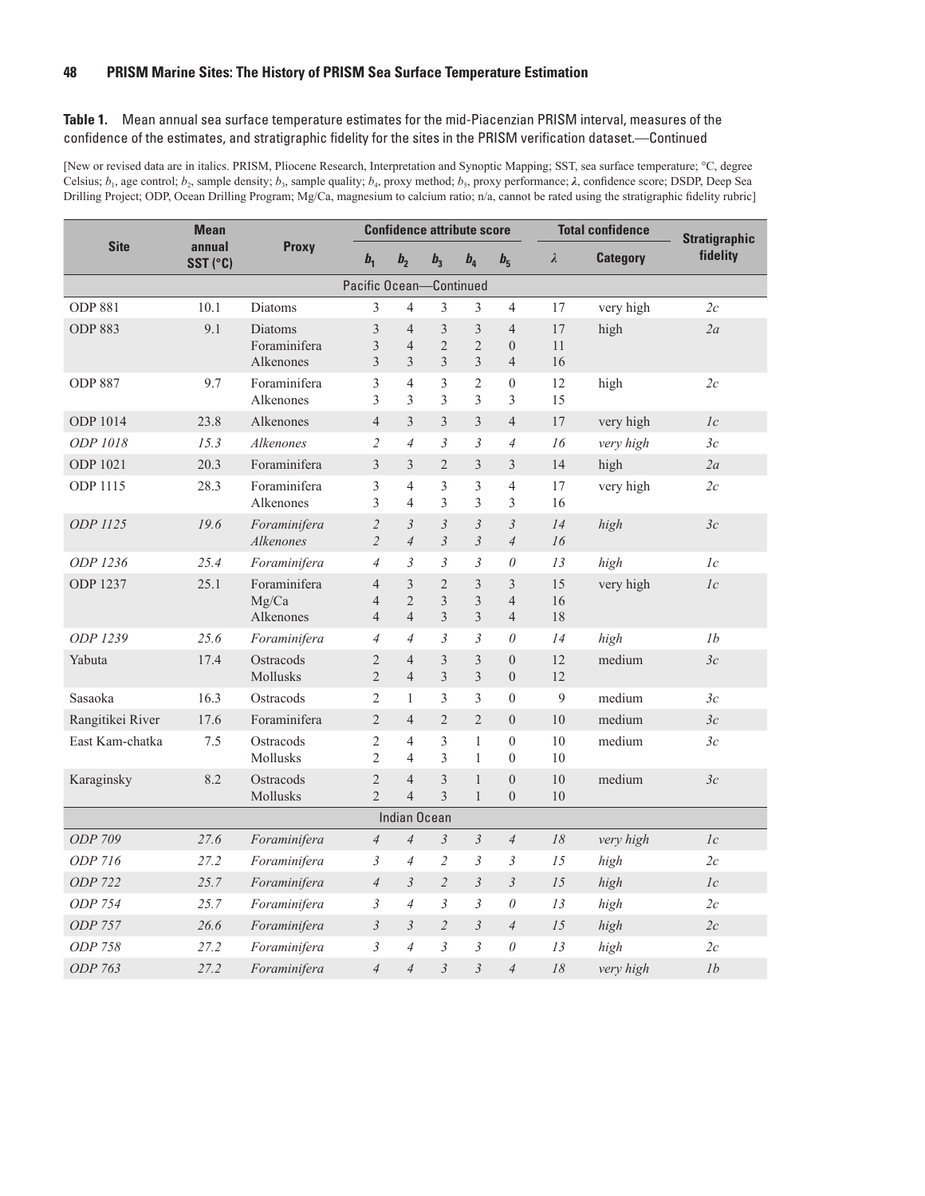**Table 1.** Mean annual sea surface temperature estimates for the mid-Piacenzian PRISM interval, measures of the confidence of the estimates, and stratigraphic fidelity for the sites in the PRISM verification dataset.—Continued

[New or revised data are in italics. PRISM, Pliocene Research, Interpretation and Synoptic Mapping; SST, sea surface temperature; °C, degree Celsius; $b_1$, age control; $b_2$, sample density; $b_3$, sample quality; $b_4$, proxy method; $b_5$, proxy performance; $\lambda$, confidence score; DSDP, Deep Sea Drilling Project; ODP, Ocean Drilling Program; Mg/Ca, magnesium to calcium ratio; n/a, cannot be rated using the stratigraphic fidelity rubric]

| Site | Mean annual SST (°C) | Proxy | Confidence attribute score | | | | | Total confidence | | Stratigraphic fidelity |
|---|---|---|---|---|---|---|---|---|---|---|
| | | | $b_1$ | $b_2$ | $b_3$ | $b_4$ | $b_5$ | $\lambda$ | Category | |
| **Pacific Ocean—Continued** | | | | | | | | | | |
| ODP 881 | 10.1 | Diatoms | 3 | 4 | 3 | 3 | 4 | 17 | very high | *2c* |
| ODP 883 | 9.1 | Diatoms | 3 | 4 | 3 | 3 | 4 | 17 | high | *2a* |
| | | Foraminifera | 3 | 4 | 2 | 2 | 0 | 11 | | |
| | | Alkenones | 3 | 3 | 3 | 3 | 4 | 16 | | |
| ODP 887 | 9.7 | Foraminifera | 3 | 4 | 3 | 2 | 0 | 12 | high | *2c* |
| | | Alkenones | 3 | 3 | 3 | 3 | 3 | 15 | | |
| ODP 1014 | 23.8 | Alkenones | 4 | 3 | 3 | 3 | 4 | 17 | very high | *1c* |
| *ODP 1018* | *15.3* | *Alkenones* | *2* | *4* | *3* | *3* | *4* | *16* | *very high* | *3c* |
| ODP 1021 | 20.3 | Foraminifera | 3 | 3 | 2 | 3 | 3 | 14 | high | *2a* |
| ODP 1115 | 28.3 | Foraminifera | 3 | 4 | 3 | 3 | 4 | 17 | very high | *2c* |
| | | Alkenones | 3 | 4 | 3 | 3 | 3 | 16 | | |
| *ODP 1125* | *19.6* | *Foraminifera* | *2* | *3* | *3* | *3* | *3* | *14* | *high* | *3c* |
| | | *Alkenones* | *2* | *4* | *3* | *3* | *4* | *16* | | |
| *ODP 1236* | *25.4* | *Foraminifera* | *4* | *3* | *3* | *3* | *0* | *13* | *high* | *1c* |
| ODP 1237 | 25.1 | Foraminifera | 4 | 3 | 2 | 3 | 3 | 15 | very high | *1c* |
| | | Mg/Ca | 4 | 2 | 3 | 3 | 4 | 16 | | |
| | | Alkenones | 4 | 4 | 3 | 3 | 4 | 18 | | |
| *ODP 1239* | *25.6* | *Foraminifera* | *4* | *4* | *3* | *3* | *0* | *14* | *high* | *1b* |
| Yabuta | 17.4 | Ostracods | 2 | 4 | 3 | 3 | 0 | 12 | medium | *3c* |
| | | Mollusks | 2 | 4 | 3 | 3 | 0 | 12 | | |
| Sasaoka | 16.3 | Ostracods | 2 | 1 | 3 | 3 | 0 | 9 | medium | *3c* |
| Rangitikei River | 17.6 | Foraminifera | 2 | 4 | 2 | 2 | 0 | 10 | medium | *3c* |
| East Kam-chatka | 7.5 | Ostracods | 2 | 4 | 3 | 1 | 0 | 10 | medium | *3c* |
| | | Mollusks | 2 | 4 | 3 | 1 | 0 | 10 | | |
| Karaginsky | 8.2 | Ostracods | 2 | 4 | 3 | 1 | 0 | 10 | medium | *3c* |
| | | Mollusks | 2 | 4 | 3 | 1 | 0 | 10 | | |
| **Indian Ocean** | | | | | | | | | | |
| *ODP 709* | *27.6* | *Foraminifera* | *4* | *4* | *3* | *3* | *4* | *18* | *very high* | *1c* |
| *ODP 716* | *27.2* | *Foraminifera* | *3* | *4* | *2* | *3* | *3* | *15* | *high* | *2c* |
| *ODP 722* | *25.7* | *Foraminifera* | *4* | *3* | *2* | *3* | *3* | *15* | *high* | *1c* |
| *ODP 754* | *25.7* | *Foraminifera* | *3* | *4* | *3* | *3* | *0* | *13* | *high* | *2c* |
| *ODP 757* | *26.6* | *Foraminifera* | *3* | *3* | *2* | *3* | *4* | *15* | *high* | *2c* |
| *ODP 758* | *27.2* | *Foraminifera* | *3* | *4* | *3* | *3* | *0* | *13* | *high* | *2c* |
| *ODP 763* | *27.2* | *Foraminifera* | *4* | *4* | *3* | *3* | *4* | *18* | *very high* | *1b* |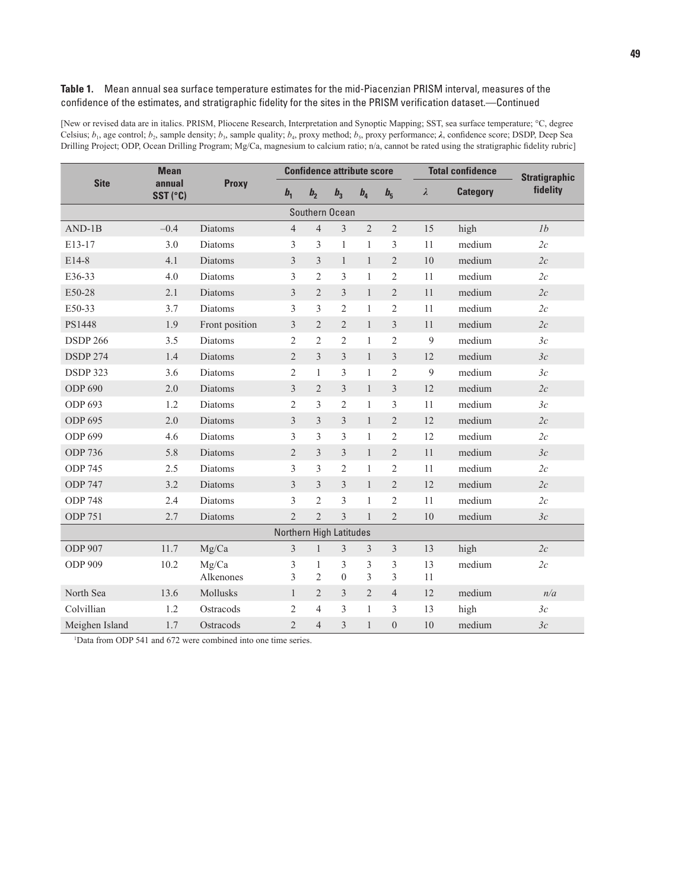**Table 1.** Mean annual sea surface temperature estimates for the mid-Piacenzian PRISM interval, measures of the confidence of the estimates, and stratigraphic fidelity for the sites in the PRISM verification dataset.—Continued

[New or revised data are in italics. PRISM, Pliocene Research, Interpretation and Synoptic Mapping; SST, sea surface temperature; °C, degree Celsius; $b_1$, age control; $b_2$, sample density; $b_3$, sample quality; $b_4$, proxy method; $b_5$, proxy performance; $\lambda$, confidence score; DSDP, Deep Sea Drilling Project; ODP, Ocean Drilling Program; Mg/Ca, magnesium to calcium ratio; n/a, cannot be rated using the stratigraphic fidelity rubric]

| Site | Mean annual SST (°C) | Proxy | Confidence attribute score | | | | | Total confidence | | Stratigraphic fidelity |
|---|---|---|---|---|---|---|---|---|---|---|
| | | | $b_1$ | $b_2$ | $b_3$ | $b_4$ | $b_5$ | $\lambda$ | Category | |
| **Southern Ocean** | | | | | | | | | | |
| AND-1B | –0.4 | Diatoms | 4 | 4 | 3 | 2 | 2 | 15 | high | *1b* |
| E13-17 | 3.0 | Diatoms | 3 | 3 | 1 | 1 | 3 | 11 | medium | *2c* |
| E14-8 | 4.1 | Diatoms | 3 | 3 | 1 | 1 | 2 | 10 | medium | *2c* |
| E36-33 | 4.0 | Diatoms | 3 | 2 | 3 | 1 | 2 | 11 | medium | *2c* |
| E50-28 | 2.1 | Diatoms | 3 | 2 | 3 | 1 | 2 | 11 | medium | *2c* |
| E50-33 | 3.7 | Diatoms | 3 | 3 | 2 | 1 | 2 | 11 | medium | *2c* |
| PS1448 | 1.9 | Front position | 3 | 2 | 2 | 1 | 3 | 11 | medium | *2c* |
| DSDP 266 | 3.5 | Diatoms | 2 | 2 | 2 | 1 | 2 | 9 | medium | *3c* |
| DSDP 274 | 1.4 | Diatoms | 2 | 3 | 3 | 1 | 3 | 12 | medium | *3c* |
| DSDP 323 | 3.6 | Diatoms | 2 | 1 | 3 | 1 | 2 | 9 | medium | *3c* |
| ODP 690 | 2.0 | Diatoms | 3 | 2 | 3 | 1 | 3 | 12 | medium | *2c* |
| ODP 693 | 1.2 | Diatoms | 2 | 3 | 2 | 1 | 3 | 11 | medium | *3c* |
| ODP 695 | 2.0 | Diatoms | 3 | 3 | 3 | 1 | 2 | 12 | medium | *2c* |
| ODP 699 | 4.6 | Diatoms | 3 | 3 | 3 | 1 | 2 | 12 | medium | *2c* |
| ODP 736 | 5.8 | Diatoms | 2 | 3 | 3 | 1 | 2 | 11 | medium | *3c* |
| ODP 745 | 2.5 | Diatoms | 3 | 3 | 2 | 1 | 2 | 11 | medium | *2c* |
| ODP 747 | 3.2 | Diatoms | 3 | 3 | 3 | 1 | 2 | 12 | medium | *2c* |
| ODP 748 | 2.4 | Diatoms | 3 | 2 | 3 | 1 | 2 | 11 | medium | *2c* |
| ODP 751 | 2.7 | Diatoms | 2 | 2 | 3 | 1 | 2 | 10 | medium | *3c* |
| **Northern High Latitudes** | | | | | | | | | | |
| ODP 907 | 11.7 | Mg/Ca | 3 | 1 | 3 | 3 | 3 | 13 | high | *2c* |
| ODP 909 | 10.2 | Mg/Ca | 3 | 1 | 3 | 3 | 3 | 13 | medium | *2c* |
| | | Alkenones | 3 | 2 | 0 | 3 | 3 | 11 | | |
| North Sea | 13.6 | Mollusks | 1 | 2 | 3 | 2 | 4 | 12 | medium | *n/a* |
| Colvillian | 1.2 | Ostracods | 2 | 4 | 3 | 1 | 3 | 13 | high | *3c* |
| Meighen Island | 1.7 | Ostracods | 2 | 4 | 3 | 1 | 0 | 10 | medium | *3c* |

[1]Data from ODP 541 and 672 were combined into one time series.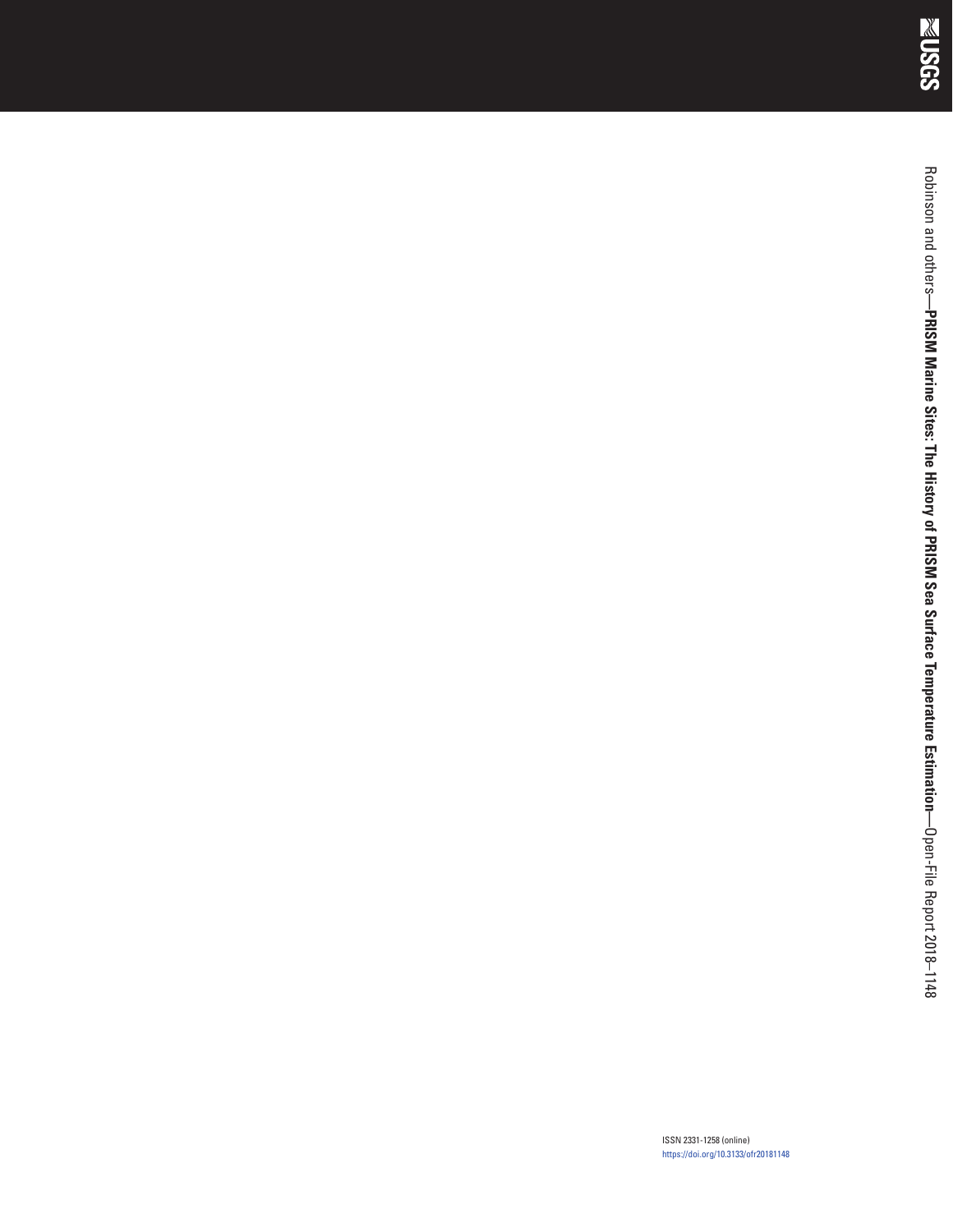Robinson and others—**PRISM Marine Sites: The History of PRISM Sea Surface Temperature Estimation**—Open-File Report 2018–1148

ISSN 2331-1258 (online)
https://doi.org/10.3133/ofr20181148